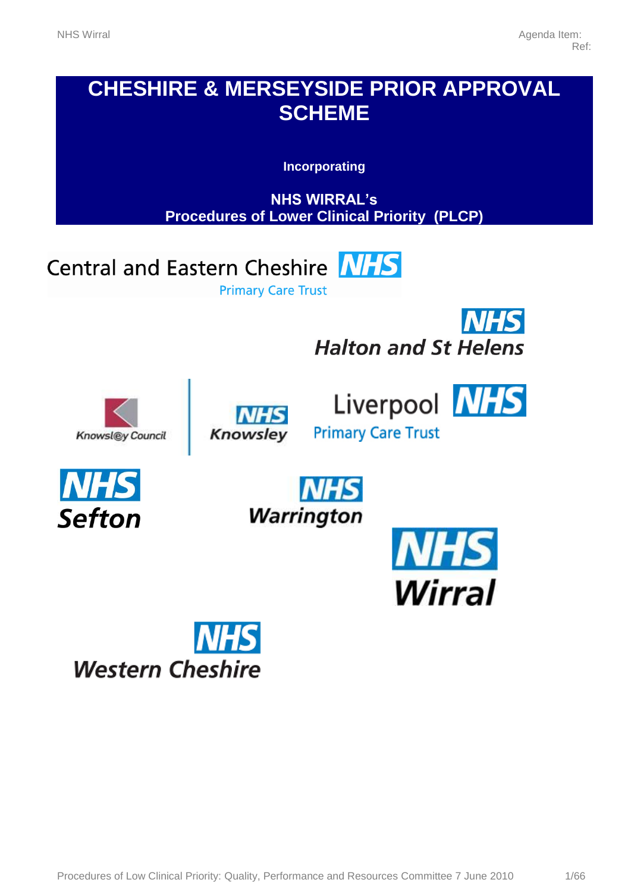Agenda Item:
Ref:

# CHESHIRE & MERSEYSIDE PRIOR APPROVAL SCHEME

**Incorporating**

**NHS WIRRAL's**
**Procedures of Lower Clinical Priority (PLCP)**

Central and Eastern Cheshire NHS Primary Care Trust

NHS Halton and St Helens

Knowsley Council

NHS Knowsley

Liverpool NHS Primary Care Trust

NHS Sefton

NHS Warrington

NHS Wirral

NHS Western Cheshire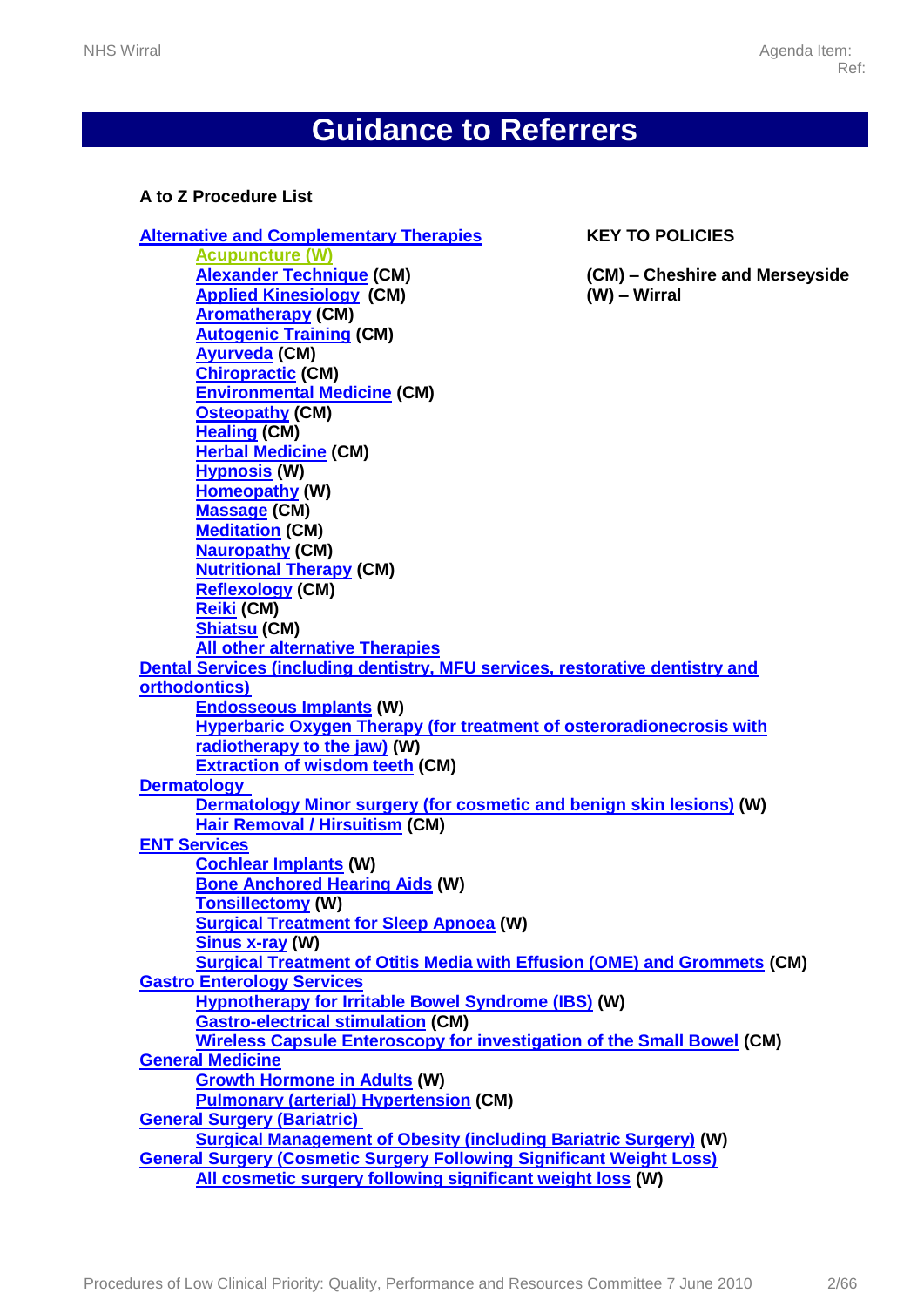# Guidance to Referrers

**A to Z Procedure List**

**KEY TO POLICIES**

**(CM) – Cheshire and Merseyside**
**(W) – Wirral**

- Alternative and Complementary Therapies
  - Acupuncture (W)
  - Alexander Technique **(CM)**
  - Applied Kinesiology **(CM)**
  - Aromatherapy **(CM)**
  - Autogenic Training **(CM)**
  - Ayurveda **(CM)**
  - Chiropractic **(CM)**
  - Environmental Medicine **(CM)**
  - Osteopathy **(CM)**
  - Healing **(CM)**
  - Herbal Medicine **(CM)**
  - Hypnosis **(W)**
  - Homeopathy **(W)**
  - Massage **(CM)**
  - Meditation **(CM)**
  - Nauropathy **(CM)**
  - Nutritional Therapy **(CM)**
  - Reflexology **(CM)**
  - Reiki **(CM)**
  - Shiatsu **(CM)**
  - All other alternative Therapies
- Dental Services (including dentistry, MFU services, restorative dentistry and orthodontics)
  - Endosseous Implants **(W)**
  - Hyperbaric Oxygen Therapy (for treatment of osteroradionecrosis with radiotherapy to the jaw) **(W)**
  - Extraction of wisdom teeth **(CM)**
- Dermatology
  - Dermatology Minor surgery (for cosmetic and benign skin lesions) **(W)**
  - Hair Removal / Hirsuitism **(CM)**
- ENT Services
  - Cochlear Implants **(W)**
  - Bone Anchored Hearing Aids **(W)**
  - Tonsillectomy **(W)**
  - Surgical Treatment for Sleep Apnoea **(W)**
  - Sinus x-ray **(W)**
  - Surgical Treatment of Otitis Media with Effusion (OME) and Grommets **(CM)**
- Gastro Enterology Services
  - Hypnotherapy for Irritable Bowel Syndrome (IBS) **(W)**
  - Gastro-electrical stimulation **(CM)**
  - Wireless Capsule Enteroscopy for investigation of the Small Bowel **(CM)**
- General Medicine
  - Growth Hormone in Adults **(W)**
  - Pulmonary (arterial) Hypertension **(CM)**
- General Surgery (Bariatric)
  - Surgical Management of Obesity (including Bariatric Surgery) **(W)**
- General Surgery (Cosmetic Surgery Following Significant Weight Loss)
  - All cosmetic surgery following significant weight loss **(W)**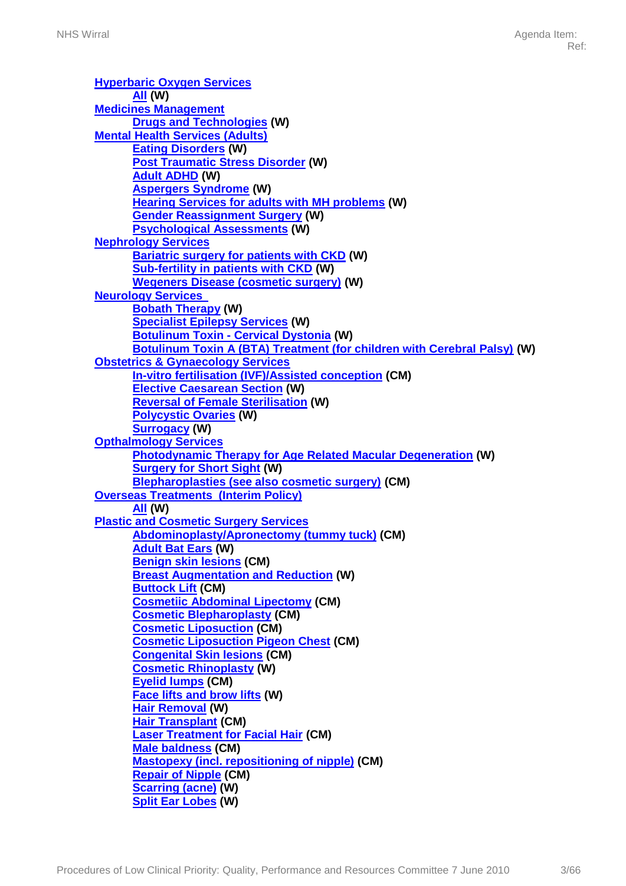**Hyperbaric Oxygen Services**

- **All (W)**

**Medicines Management**

- **Drugs and Technologies (W)**

**Mental Health Services (Adults)**

- **Eating Disorders (W)**
- **Post Traumatic Stress Disorder (W)**
- **Adult ADHD (W)**
- **Aspergers Syndrome (W)**
- **Hearing Services for adults with MH problems (W)**
- **Gender Reassignment Surgery (W)**
- **Psychological Assessments (W)**

**Nephrology Services**

- **Bariatric surgery for patients with CKD (W)**
- **Sub-fertility in patients with CKD (W)**
- **Wegeners Disease (cosmetic surgery) (W)**

**Neurology Services**

- **Bobath Therapy (W)**
- **Specialist Epilepsy Services (W)**
- **Botulinum Toxin - Cervical Dystonia (W)**
- **Botulinum Toxin A (BTA) Treatment (for children with Cerebral Palsy) (W)**

**Obstetrics & Gynaecology Services**

- **In-vitro fertilisation (IVF)/Assisted conception (CM)**
- **Elective Caesarean Section (W)**
- **Reversal of Female Sterilisation (W)**
- **Polycystic Ovaries (W)**
- **Surrogacy (W)**

**Opthalmology Services**

- **Photodynamic Therapy for Age Related Macular Degeneration (W)**
- **Surgery for Short Sight (W)**
- **Blepharoplasties (see also cosmetic surgery) (CM)**

**Overseas Treatments (Interim Policy)**

- **All (W)**

**Plastic and Cosmetic Surgery Services**

- **Abdominoplasty/Apronectomy (tummy tuck) (CM)**
- **Adult Bat Ears (W)**
- **Benign skin lesions (CM)**
- **Breast Augmentation and Reduction (W)**
- **Buttock Lift (CM)**
- **Cosmetiic Abdominal Lipectomy (CM)**
- **Cosmetic Blepharoplasty (CM)**
- **Cosmetic Liposuction (CM)**
- **Cosmetic Liposuction Pigeon Chest (CM)**
- **Congenital Skin lesions (CM)**
- **Cosmetic Rhinoplasty (W)**
- **Eyelid lumps (CM)**
- **Face lifts and brow lifts (W)**
- **Hair Removal (W)**
- **Hair Transplant (CM)**
- **Laser Treatment for Facial Hair (CM)**
- **Male baldness (CM)**
- **Mastopexy (incl. repositioning of nipple) (CM)**
- **Repair of Nipple (CM)**
- **Scarring (acne) (W)**
- **Split Ear Lobes (W)**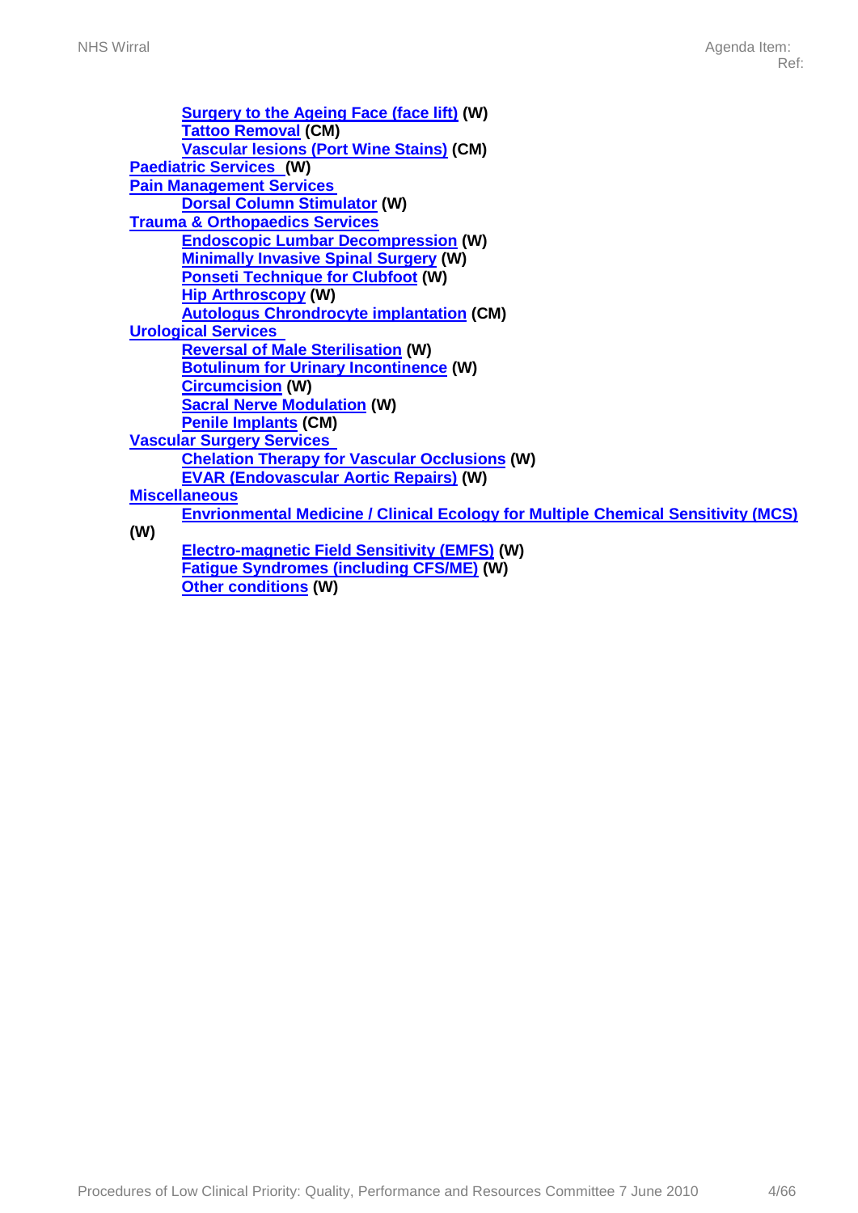- **Surgery to the Ageing Face (face lift) (W)**
- **Tattoo Removal (CM)**
- **Vascular lesions (Port Wine Stains) (CM)**

**Paediatric Services (W)**

**Pain Management Services**

- **Dorsal Column Stimulator (W)**

**Trauma & Orthopaedics Services**

- **Endoscopic Lumbar Decompression (W)**
- **Minimally Invasive Spinal Surgery (W)**
- **Ponseti Technique for Clubfoot (W)**
- **Hip Arthroscopy (W)**
- **Autologus Chrondrocyte implantation (CM)**

**Urological Services**

- **Reversal of Male Sterilisation (W)**
- **Botulinum for Urinary Incontinence (W)**
- **Circumcision (W)**
- **Sacral Nerve Modulation (W)**
- **Penile Implants (CM)**

**Vascular Surgery Services**

- **Chelation Therapy for Vascular Occlusions (W)**
- **EVAR (Endovascular Aortic Repairs) (W)**

**Miscellaneous**

- **Envrionmental Medicine / Clinical Ecology for Multiple Chemical Sensitivity (MCS) (W)**
- **Electro-magnetic Field Sensitivity (EMFS) (W)**
- **Fatigue Syndromes (including CFS/ME) (W)**
- **Other conditions (W)**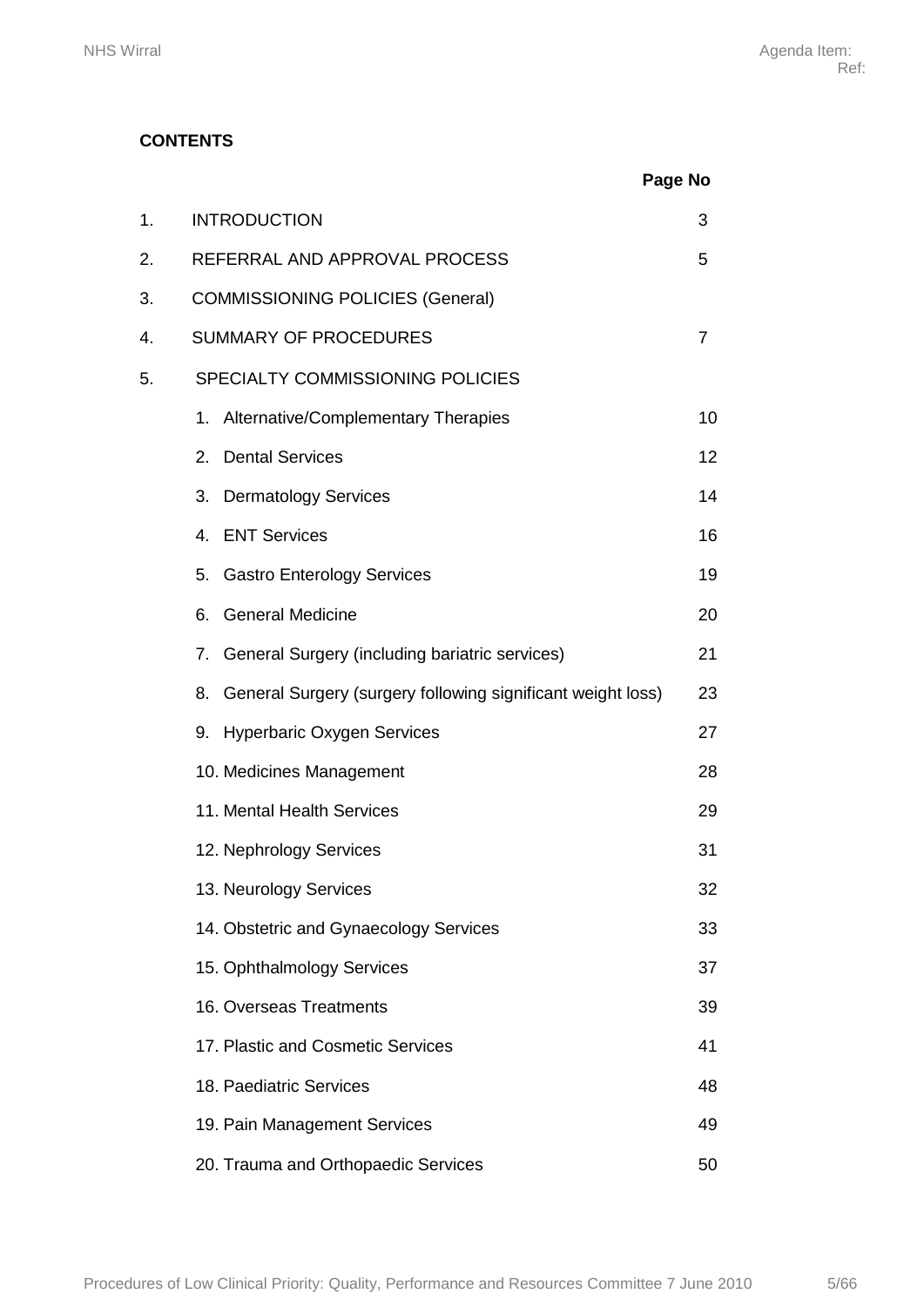**CONTENTS**

| | | Page No |
|---|---|---|
| 1. | INTRODUCTION | 3 |
| 2. | REFERRAL AND APPROVAL PROCESS | 5 |
| 3. | COMMISSIONING POLICIES (General) | |
| 4. | SUMMARY OF PROCEDURES | 7 |
| 5. | SPECIALTY COMMISSIONING POLICIES | |
| | 1. Alternative/Complementary Therapies | 10 |
| | 2. Dental Services | 12 |
| | 3. Dermatology Services | 14 |
| | 4. ENT Services | 16 |
| | 5. Gastro Enterology Services | 19 |
| | 6. General Medicine | 20 |
| | 7. General Surgery (including bariatric services) | 21 |
| | 8. General Surgery (surgery following significant weight loss) | 23 |
| | 9. Hyperbaric Oxygen Services | 27 |
| | 10. Medicines Management | 28 |
| | 11. Mental Health Services | 29 |
| | 12. Nephrology Services | 31 |
| | 13. Neurology Services | 32 |
| | 14. Obstetric and Gynaecology Services | 33 |
| | 15. Ophthalmology Services | 37 |
| | 16. Overseas Treatments | 39 |
| | 17. Plastic and Cosmetic Services | 41 |
| | 18. Paediatric Services | 48 |
| | 19. Pain Management Services | 49 |
| | 20. Trauma and Orthopaedic Services | 50 |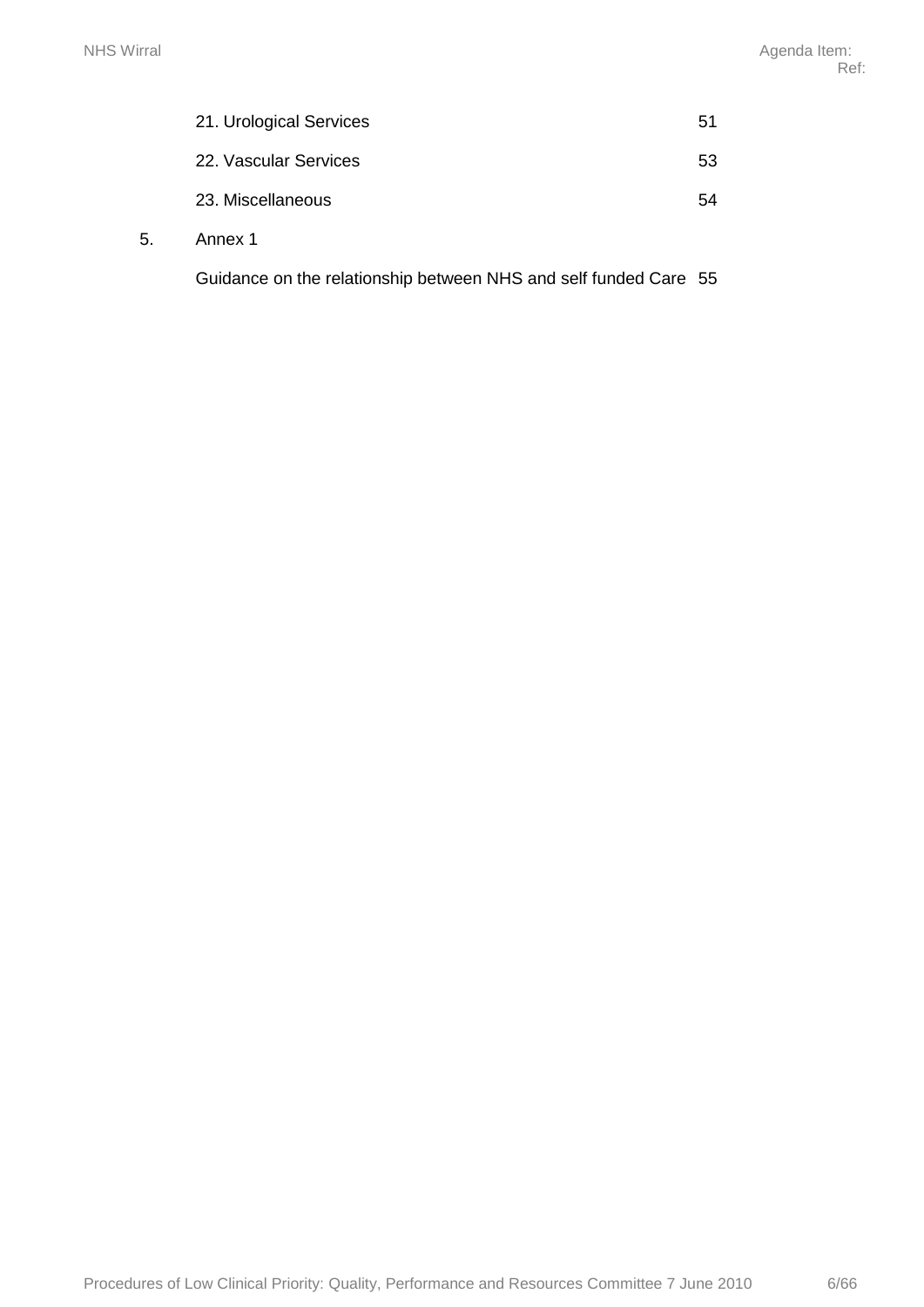| | | |
|---|---|---|
| | 21. Urological Services | 51 |
| | 22. Vascular Services | 53 |
| | 23. Miscellaneous | 54 |
| 5. | Annex 1 | |
| | Guidance on the relationship between NHS and self funded Care | 55 |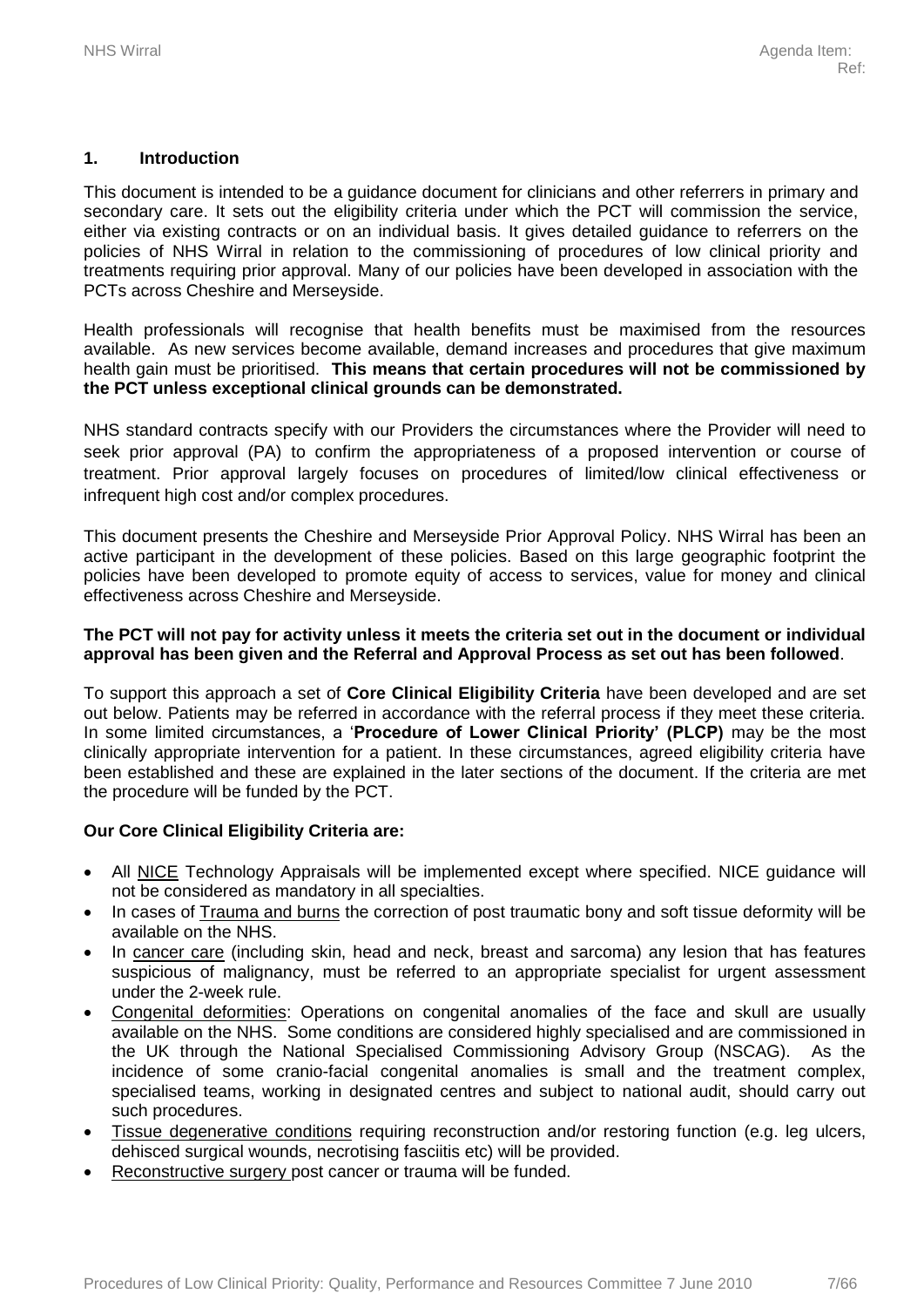## 1. Introduction

This document is intended to be a guidance document for clinicians and other referrers in primary and secondary care. It sets out the eligibility criteria under which the PCT will commission the service, either via existing contracts or on an individual basis. It gives detailed guidance to referrers on the policies of NHS Wirral in relation to the commissioning of procedures of low clinical priority and treatments requiring prior approval. Many of our policies have been developed in association with the PCTs across Cheshire and Merseyside.

Health professionals will recognise that health benefits must be maximised from the resources available. As new services become available, demand increases and procedures that give maximum health gain must be prioritised. **This means that certain procedures will not be commissioned by the PCT unless exceptional clinical grounds can be demonstrated.**

NHS standard contracts specify with our Providers the circumstances where the Provider will need to seek prior approval (PA) to confirm the appropriateness of a proposed intervention or course of treatment. Prior approval largely focuses on procedures of limited/low clinical effectiveness or infrequent high cost and/or complex procedures.

This document presents the Cheshire and Merseyside Prior Approval Policy. NHS Wirral has been an active participant in the development of these policies. Based on this large geographic footprint the policies have been developed to promote equity of access to services, value for money and clinical effectiveness across Cheshire and Merseyside.

**The PCT will not pay for activity unless it meets the criteria set out in the document or individual approval has been given and the Referral and Approval Process as set out has been followed**.

To support this approach a set of **Core Clinical Eligibility Criteria** have been developed and are set out below. Patients may be referred in accordance with the referral process if they meet these criteria. In some limited circumstances, a '**Procedure of Lower Clinical Priority' (PLCP)** may be the most clinically appropriate intervention for a patient. In these circumstances, agreed eligibility criteria have been established and these are explained in the later sections of the document. If the criteria are met the procedure will be funded by the PCT.

**Our Core Clinical Eligibility Criteria are:**

- All NICE Technology Appraisals will be implemented except where specified. NICE guidance will not be considered as mandatory in all specialties.
- In cases of Trauma and burns the correction of post traumatic bony and soft tissue deformity will be available on the NHS.
- In cancer care (including skin, head and neck, breast and sarcoma) any lesion that has features suspicious of malignancy, must be referred to an appropriate specialist for urgent assessment under the 2-week rule.
- Congenital deformities: Operations on congenital anomalies of the face and skull are usually available on the NHS. Some conditions are considered highly specialised and are commissioned in the UK through the National Specialised Commissioning Advisory Group (NSCAG). As the incidence of some cranio-facial congenital anomalies is small and the treatment complex, specialised teams, working in designated centres and subject to national audit, should carry out such procedures.
- Tissue degenerative conditions requiring reconstruction and/or restoring function (e.g. leg ulcers, dehisced surgical wounds, necrotising fasciitis etc) will be provided.
- Reconstructive surgery post cancer or trauma will be funded.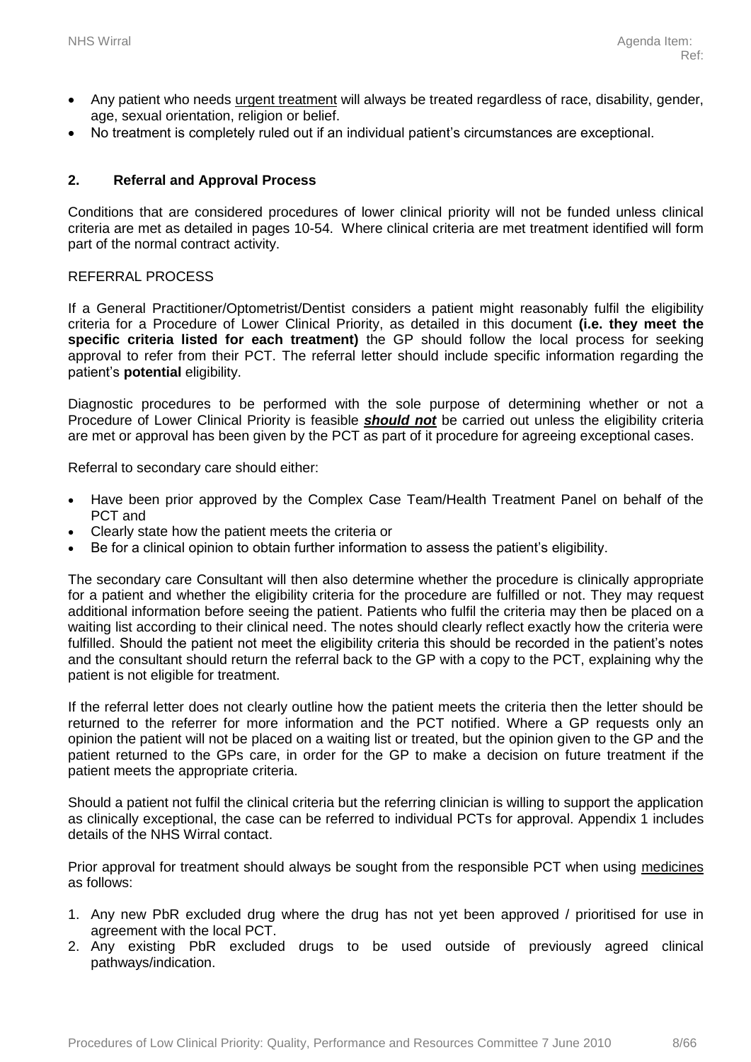- Any patient who needs urgent treatment will always be treated regardless of race, disability, gender, age, sexual orientation, religion or belief.
- No treatment is completely ruled out if an individual patient's circumstances are exceptional.

## 2. Referral and Approval Process

Conditions that are considered procedures of lower clinical priority will not be funded unless clinical criteria are met as detailed in pages 10-54. Where clinical criteria are met treatment identified will form part of the normal contract activity.

REFERRAL PROCESS

If a General Practitioner/Optometrist/Dentist considers a patient might reasonably fulfil the eligibility criteria for a Procedure of Lower Clinical Priority, as detailed in this document **(i.e. they meet the specific criteria listed for each treatment)** the GP should follow the local process for seeking approval to refer from their PCT. The referral letter should include specific information regarding the patient's **potential** eligibility.

Diagnostic procedures to be performed with the sole purpose of determining whether or not a Procedure of Lower Clinical Priority is feasible ***should not*** be carried out unless the eligibility criteria are met or approval has been given by the PCT as part of it procedure for agreeing exceptional cases.

Referral to secondary care should either:

- Have been prior approved by the Complex Case Team/Health Treatment Panel on behalf of the PCT and
- Clearly state how the patient meets the criteria or
- Be for a clinical opinion to obtain further information to assess the patient's eligibility.

The secondary care Consultant will then also determine whether the procedure is clinically appropriate for a patient and whether the eligibility criteria for the procedure are fulfilled or not. They may request additional information before seeing the patient. Patients who fulfil the criteria may then be placed on a waiting list according to their clinical need. The notes should clearly reflect exactly how the criteria were fulfilled. Should the patient not meet the eligibility criteria this should be recorded in the patient's notes and the consultant should return the referral back to the GP with a copy to the PCT, explaining why the patient is not eligible for treatment.

If the referral letter does not clearly outline how the patient meets the criteria then the letter should be returned to the referrer for more information and the PCT notified. Where a GP requests only an opinion the patient will not be placed on a waiting list or treated, but the opinion given to the GP and the patient returned to the GPs care, in order for the GP to make a decision on future treatment if the patient meets the appropriate criteria.

Should a patient not fulfil the clinical criteria but the referring clinician is willing to support the application as clinically exceptional, the case can be referred to individual PCTs for approval. Appendix 1 includes details of the NHS Wirral contact.

Prior approval for treatment should always be sought from the responsible PCT when using medicines as follows:

1. Any new PbR excluded drug where the drug has not yet been approved / prioritised for use in agreement with the local PCT.
2. Any existing PbR excluded drugs to be used outside of previously agreed clinical pathways/indication.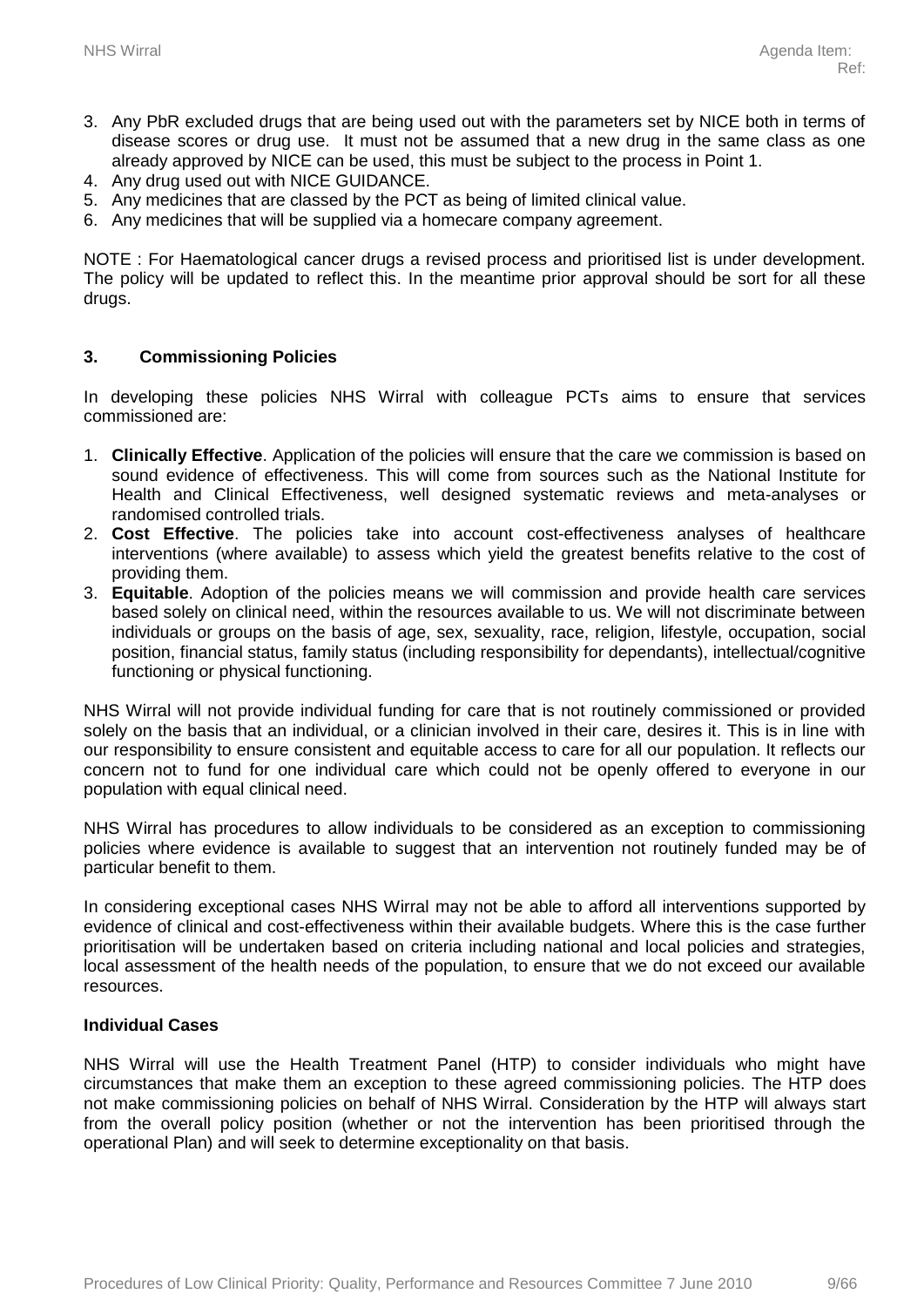3. Any PbR excluded drugs that are being used out with the parameters set by NICE both in terms of disease scores or drug use. It must not be assumed that a new drug in the same class as one already approved by NICE can be used, this must be subject to the process in Point 1.
4. Any drug used out with NICE GUIDANCE.
5. Any medicines that are classed by the PCT as being of limited clinical value.
6. Any medicines that will be supplied via a homecare company agreement.

NOTE : For Haematological cancer drugs a revised process and prioritised list is under development. The policy will be updated to reflect this. In the meantime prior approval should be sort for all these drugs.

## 3. Commissioning Policies

In developing these policies NHS Wirral with colleague PCTs aims to ensure that services commissioned are:

1. **Clinically Effective**. Application of the policies will ensure that the care we commission is based on sound evidence of effectiveness. This will come from sources such as the National Institute for Health and Clinical Effectiveness, well designed systematic reviews and meta-analyses or randomised controlled trials.
2. **Cost Effective**. The policies take into account cost-effectiveness analyses of healthcare interventions (where available) to assess which yield the greatest benefits relative to the cost of providing them.
3. **Equitable**. Adoption of the policies means we will commission and provide health care services based solely on clinical need, within the resources available to us. We will not discriminate between individuals or groups on the basis of age, sex, sexuality, race, religion, lifestyle, occupation, social position, financial status, family status (including responsibility for dependants), intellectual/cognitive functioning or physical functioning.

NHS Wirral will not provide individual funding for care that is not routinely commissioned or provided solely on the basis that an individual, or a clinician involved in their care, desires it. This is in line with our responsibility to ensure consistent and equitable access to care for all our population. It reflects our concern not to fund for one individual care which could not be openly offered to everyone in our population with equal clinical need.

NHS Wirral has procedures to allow individuals to be considered as an exception to commissioning policies where evidence is available to suggest that an intervention not routinely funded may be of particular benefit to them.

In considering exceptional cases NHS Wirral may not be able to afford all interventions supported by evidence of clinical and cost-effectiveness within their available budgets. Where this is the case further prioritisation will be undertaken based on criteria including national and local policies and strategies, local assessment of the health needs of the population, to ensure that we do not exceed our available resources.

**Individual Cases**

NHS Wirral will use the Health Treatment Panel (HTP) to consider individuals who might have circumstances that make them an exception to these agreed commissioning policies. The HTP does not make commissioning policies on behalf of NHS Wirral. Consideration by the HTP will always start from the overall policy position (whether or not the intervention has been prioritised through the operational Plan) and will seek to determine exceptionality on that basis.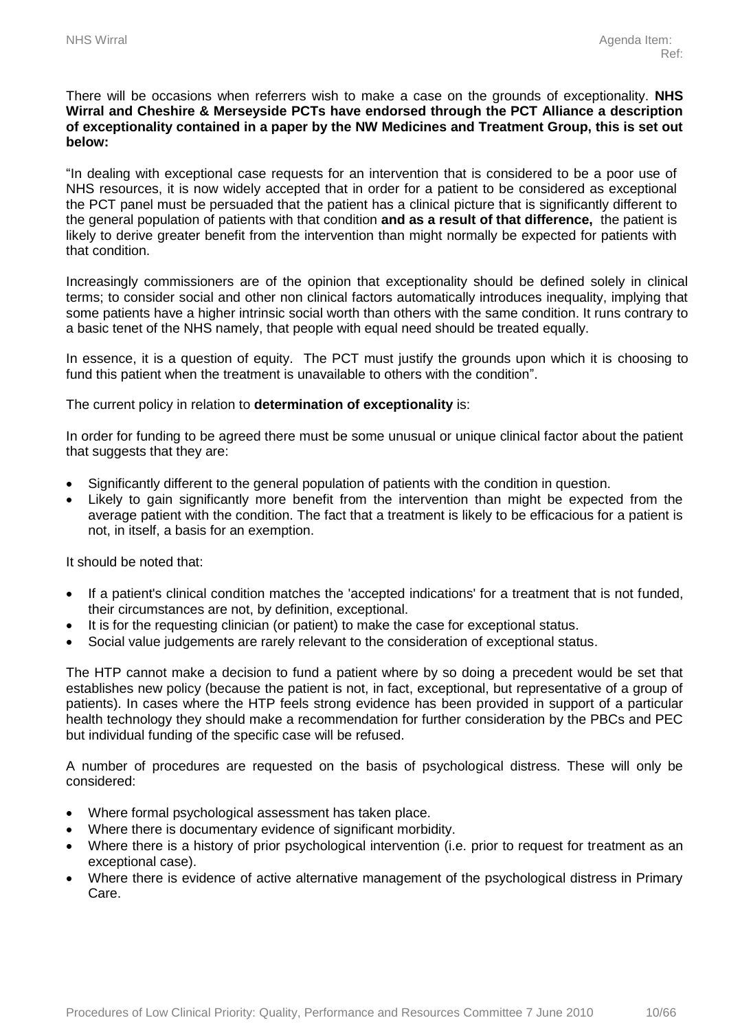There will be occasions when referrers wish to make a case on the grounds of exceptionality. **NHS Wirral and Cheshire & Merseyside PCTs have endorsed through the PCT Alliance a description of exceptionality contained in a paper by the NW Medicines and Treatment Group, this is set out below:**

"In dealing with exceptional case requests for an intervention that is considered to be a poor use of NHS resources, it is now widely accepted that in order for a patient to be considered as exceptional the PCT panel must be persuaded that the patient has a clinical picture that is significantly different to the general population of patients with that condition **and as a result of that difference,** the patient is likely to derive greater benefit from the intervention than might normally be expected for patients with that condition.

Increasingly commissioners are of the opinion that exceptionality should be defined solely in clinical terms; to consider social and other non clinical factors automatically introduces inequality, implying that some patients have a higher intrinsic social worth than others with the same condition. It runs contrary to a basic tenet of the NHS namely, that people with equal need should be treated equally.

In essence, it is a question of equity. The PCT must justify the grounds upon which it is choosing to fund this patient when the treatment is unavailable to others with the condition".

The current policy in relation to **determination of exceptionality** is:

In order for funding to be agreed there must be some unusual or unique clinical factor about the patient that suggests that they are:

- Significantly different to the general population of patients with the condition in question.
- Likely to gain significantly more benefit from the intervention than might be expected from the average patient with the condition. The fact that a treatment is likely to be efficacious for a patient is not, in itself, a basis for an exemption.

It should be noted that:

- If a patient's clinical condition matches the 'accepted indications' for a treatment that is not funded, their circumstances are not, by definition, exceptional.
- It is for the requesting clinician (or patient) to make the case for exceptional status.
- Social value judgements are rarely relevant to the consideration of exceptional status.

The HTP cannot make a decision to fund a patient where by so doing a precedent would be set that establishes new policy (because the patient is not, in fact, exceptional, but representative of a group of patients). In cases where the HTP feels strong evidence has been provided in support of a particular health technology they should make a recommendation for further consideration by the PBCs and PEC but individual funding of the specific case will be refused.

A number of procedures are requested on the basis of psychological distress. These will only be considered:

- Where formal psychological assessment has taken place.
- Where there is documentary evidence of significant morbidity.
- Where there is a history of prior psychological intervention (i.e. prior to request for treatment as an exceptional case).
- Where there is evidence of active alternative management of the psychological distress in Primary Care.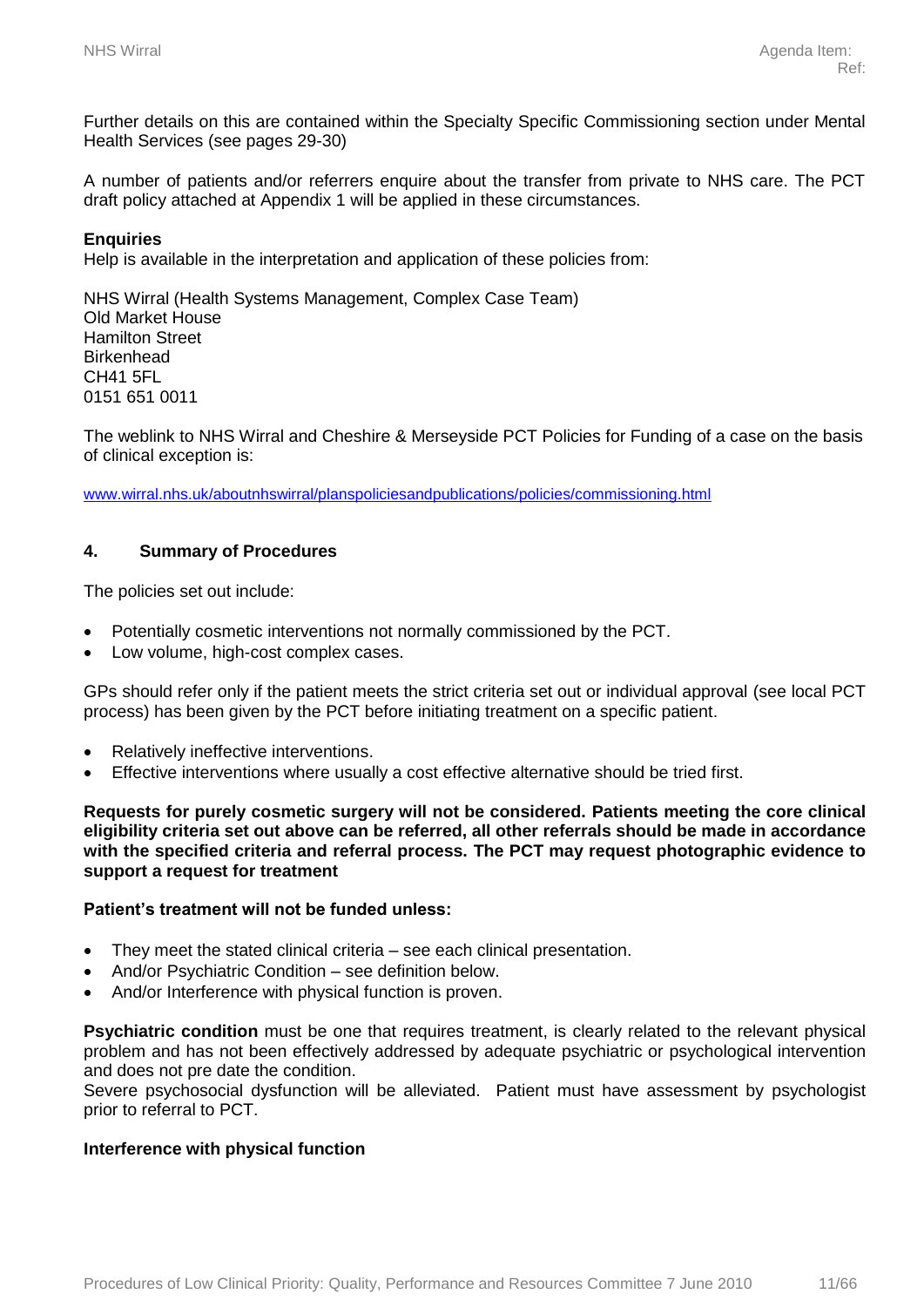Further details on this are contained within the Specialty Specific Commissioning section under Mental Health Services (see pages 29-30)

A number of patients and/or referrers enquire about the transfer from private to NHS care. The PCT draft policy attached at Appendix 1 will be applied in these circumstances.

**Enquiries**

Help is available in the interpretation and application of these policies from:

NHS Wirral (Health Systems Management, Complex Case Team)
Old Market House
Hamilton Street
Birkenhead
CH41 5FL
0151 651 0011

The weblink to NHS Wirral and Cheshire & Merseyside PCT Policies for Funding of a case on the basis of clinical exception is:

www.wirral.nhs.uk/aboutnhswirral/planspoliciesandpublications/policies/commissioning.html

## 4. Summary of Procedures

The policies set out include:

- Potentially cosmetic interventions not normally commissioned by the PCT.
- Low volume, high-cost complex cases.

GPs should refer only if the patient meets the strict criteria set out or individual approval (see local PCT process) has been given by the PCT before initiating treatment on a specific patient.

- Relatively ineffective interventions.
- Effective interventions where usually a cost effective alternative should be tried first.

**Requests for purely cosmetic surgery will not be considered. Patients meeting the core clinical eligibility criteria set out above can be referred, all other referrals should be made in accordance with the specified criteria and referral process. The PCT may request photographic evidence to support a request for treatment**

**Patient's treatment will not be funded unless:**

- They meet the stated clinical criteria – see each clinical presentation.
- And/or Psychiatric Condition – see definition below.
- And/or Interference with physical function is proven.

**Psychiatric condition** must be one that requires treatment, is clearly related to the relevant physical problem and has not been effectively addressed by adequate psychiatric or psychological intervention and does not pre date the condition.
Severe psychosocial dysfunction will be alleviated. Patient must have assessment by psychologist prior to referral to PCT.

**Interference with physical function**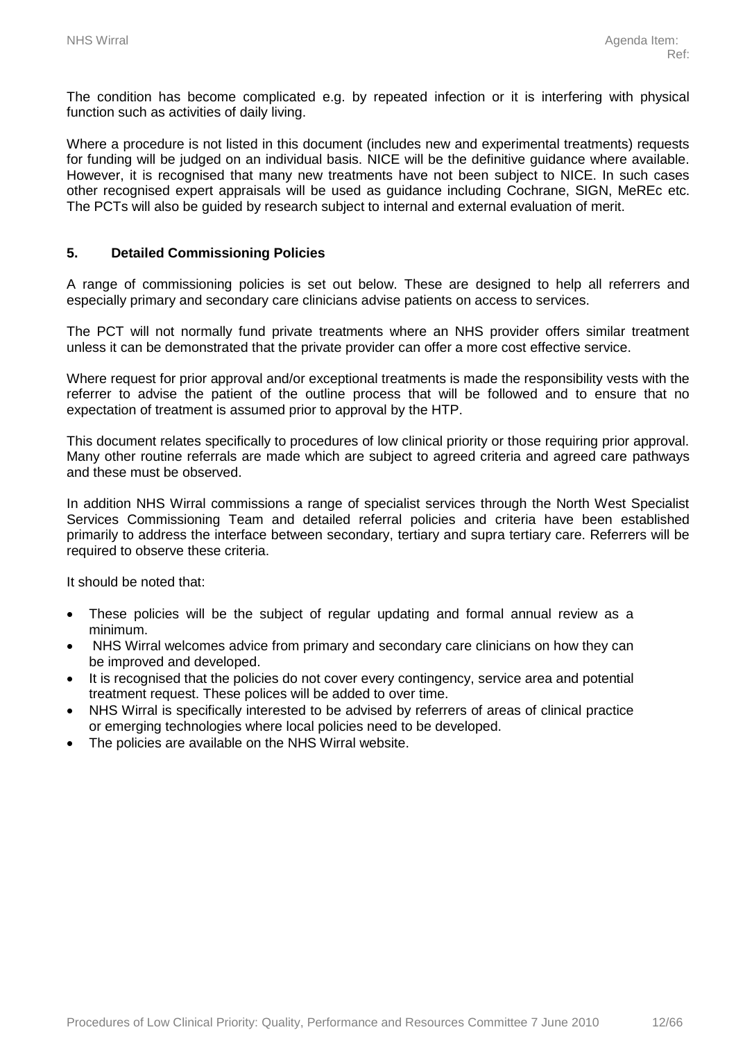The condition has become complicated e.g. by repeated infection or it is interfering with physical function such as activities of daily living.

Where a procedure is not listed in this document (includes new and experimental treatments) requests for funding will be judged on an individual basis. NICE will be the definitive guidance where available. However, it is recognised that many new treatments have not been subject to NICE. In such cases other recognised expert appraisals will be used as guidance including Cochrane, SIGN, MeREc etc. The PCTs will also be guided by research subject to internal and external evaluation of merit.

## 5. Detailed Commissioning Policies

A range of commissioning policies is set out below. These are designed to help all referrers and especially primary and secondary care clinicians advise patients on access to services.

The PCT will not normally fund private treatments where an NHS provider offers similar treatment unless it can be demonstrated that the private provider can offer a more cost effective service.

Where request for prior approval and/or exceptional treatments is made the responsibility vests with the referrer to advise the patient of the outline process that will be followed and to ensure that no expectation of treatment is assumed prior to approval by the HTP.

This document relates specifically to procedures of low clinical priority or those requiring prior approval. Many other routine referrals are made which are subject to agreed criteria and agreed care pathways and these must be observed.

In addition NHS Wirral commissions a range of specialist services through the North West Specialist Services Commissioning Team and detailed referral policies and criteria have been established primarily to address the interface between secondary, tertiary and supra tertiary care. Referrers will be required to observe these criteria.

It should be noted that:

- These policies will be the subject of regular updating and formal annual review as a minimum.
- NHS Wirral welcomes advice from primary and secondary care clinicians on how they can be improved and developed.
- It is recognised that the policies do not cover every contingency, service area and potential treatment request. These polices will be added to over time.
- NHS Wirral is specifically interested to be advised by referrers of areas of clinical practice or emerging technologies where local policies need to be developed.
- The policies are available on the NHS Wirral website.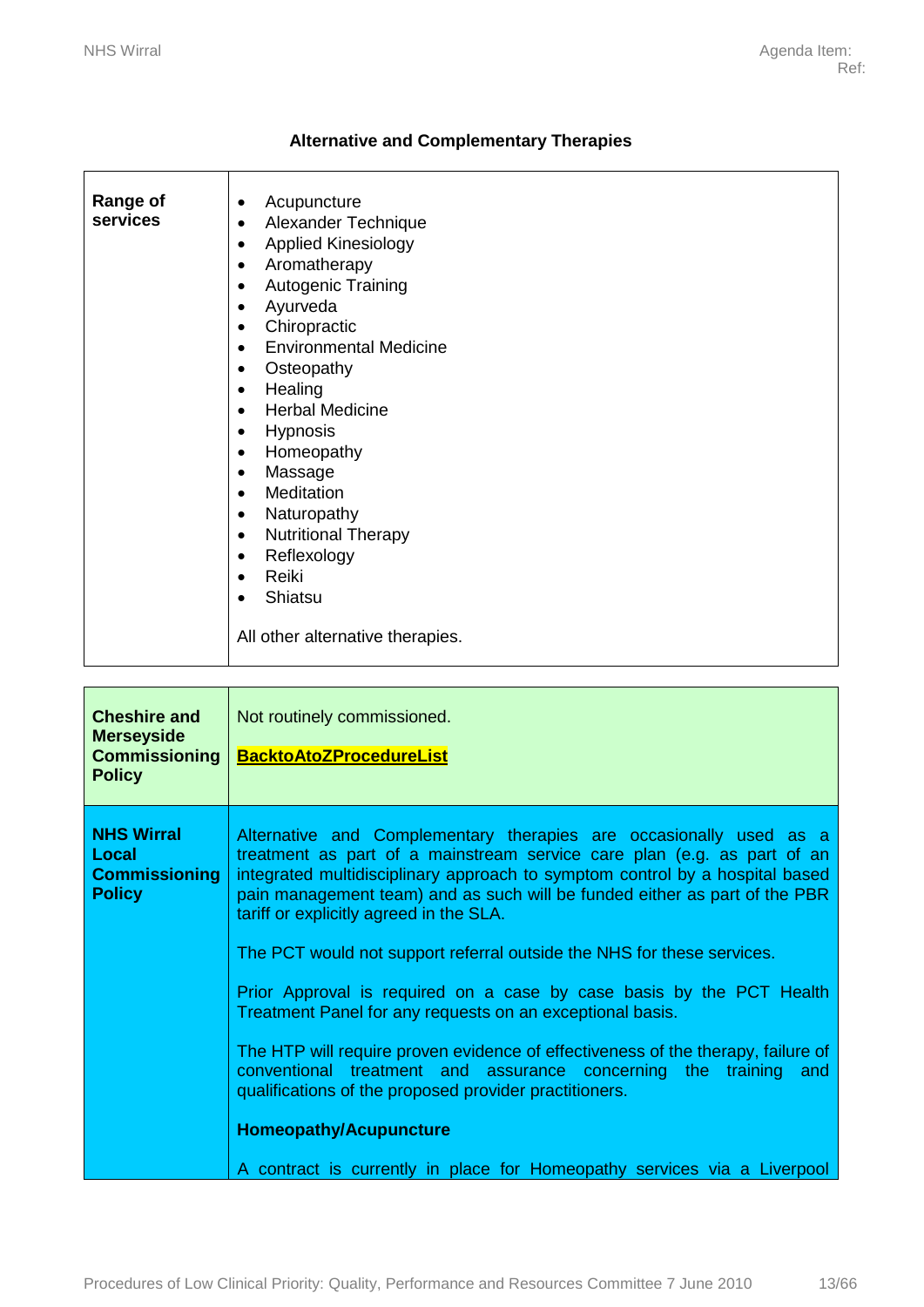**Alternative and Complementary Therapies**

| | |
|---|---|
| **Range of services** | • Acupuncture<br>• Alexander Technique<br>• Applied Kinesiology<br>• Aromatherapy<br>• Autogenic Training<br>• Ayurveda<br>• Chiropractic<br>• Environmental Medicine<br>• Osteopathy<br>• Healing<br>• Herbal Medicine<br>• Hypnosis<br>• Homeopathy<br>• Massage<br>• Meditation<br>• Naturopathy<br>• Nutritional Therapy<br>• Reflexology<br>• Reiki<br>• Shiatsu<br><br>All other alternative therapies. |

| | |
|---|---|
| **Cheshire and Merseyside Commissioning Policy** | Not routinely commissioned.<br><br>**BacktoAtoZProcedureList** |
| **NHS Wirral Local Commissioning Policy** | Alternative and Complementary therapies are occasionally used as a treatment as part of a mainstream service care plan (e.g. as part of an integrated multidisciplinary approach to symptom control by a hospital based pain management team) and as such will be funded either as part of the PBR tariff or explicitly agreed in the SLA.<br><br>The PCT would not support referral outside the NHS for these services.<br><br>Prior Approval is required on a case by case basis by the PCT Health Treatment Panel for any requests on an exceptional basis.<br><br>The HTP will require proven evidence of effectiveness of the therapy, failure of conventional treatment and assurance concerning the training and qualifications of the proposed provider practitioners.<br><br>**Homeopathy/Acupuncture**<br><br>A contract is currently in place for Homeopathy services via a Liverpool |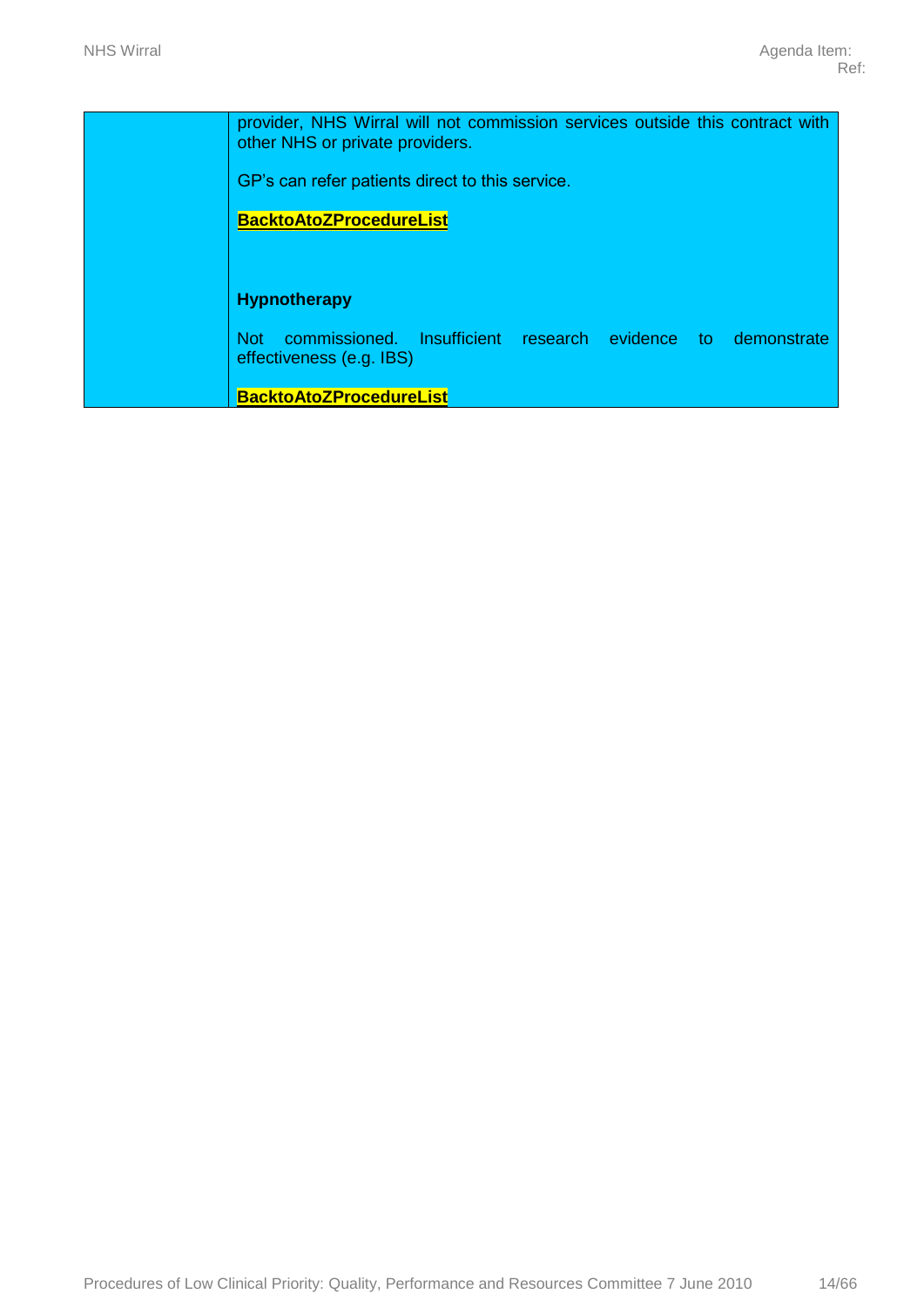| | |
|---|---|
| | provider, NHS Wirral will not commission services outside this contract with other NHS or private providers.<br><br>GP's can refer patients direct to this service.<br><br>**BacktoAtoZProcedureList**<br><br><br>**Hypnotherapy**<br><br>Not commissioned. Insufficient research evidence to demonstrate effectiveness (e.g. IBS)<br><br>**BacktoAtoZProcedureList** |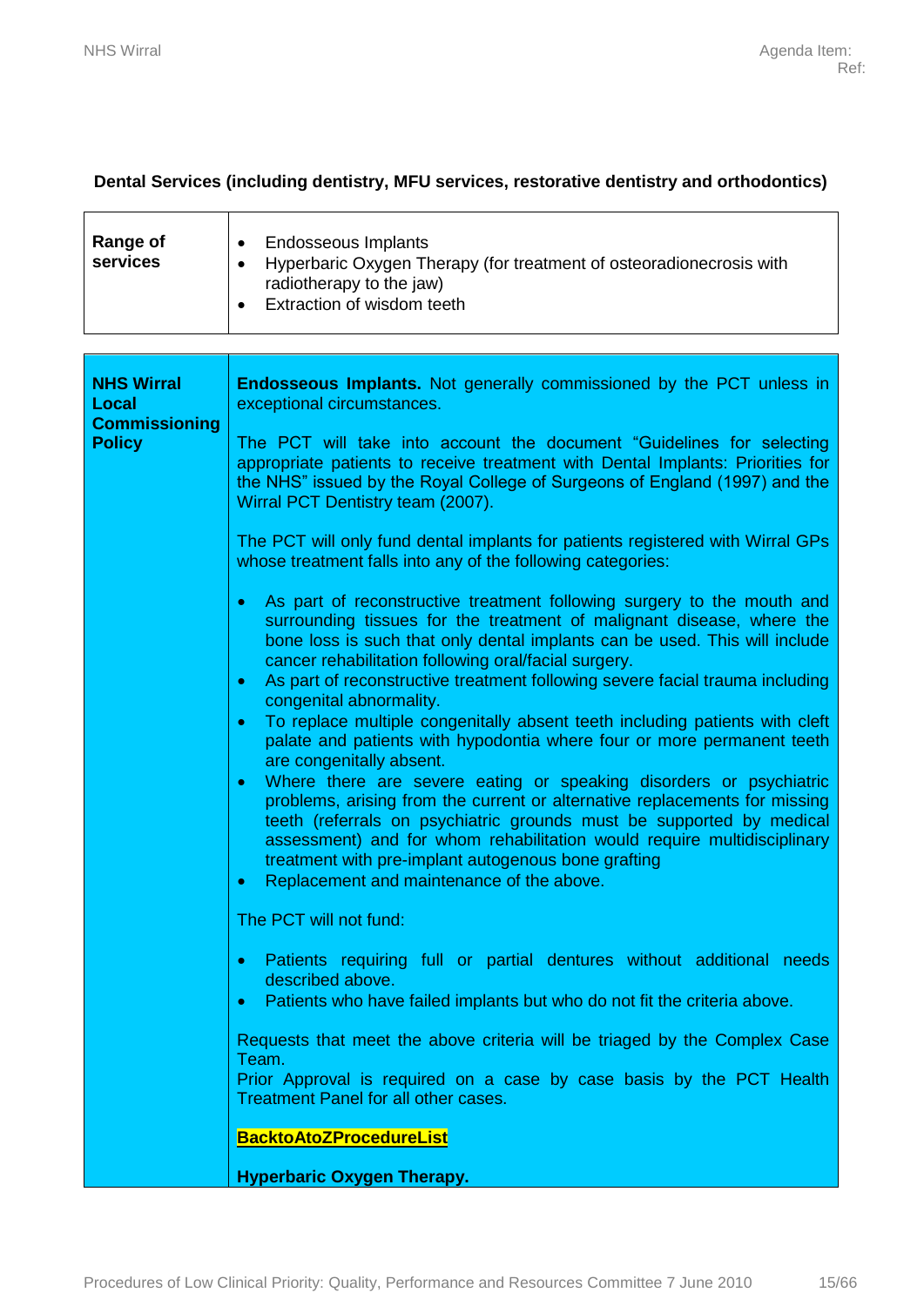**Dental Services (including dentistry, MFU services, restorative dentistry and orthodontics)**

| **Range of services** | • Endosseous Implants<br>• Hyperbaric Oxygen Therapy (for treatment of osteoradionecrosis with radiotherapy to the jaw)<br>• Extraction of wisdom teeth |
|---|---|

| **NHS Wirral Local Commissioning Policy** | **Endosseous Implants.** Not generally commissioned by the PCT unless in exceptional circumstances.<br><br>The PCT will take into account the document "Guidelines for selecting appropriate patients to receive treatment with Dental Implants: Priorities for the NHS" issued by the Royal College of Surgeons of England (1997) and the Wirral PCT Dentistry team (2007).<br><br>The PCT will only fund dental implants for patients registered with Wirral GPs whose treatment falls into any of the following categories:<br><br>• As part of reconstructive treatment following surgery to the mouth and surrounding tissues for the treatment of malignant disease, where the bone loss is such that only dental implants can be used. This will include cancer rehabilitation following oral/facial surgery.<br>• As part of reconstructive treatment following severe facial trauma including congenital abnormality.<br>• To replace multiple congenitally absent teeth including patients with cleft palate and patients with hypodontia where four or more permanent teeth are congenitally absent.<br>• Where there are severe eating or speaking disorders or psychiatric problems, arising from the current or alternative replacements for missing teeth (referrals on psychiatric grounds must be supported by medical assessment) and for whom rehabilitation would require multidisciplinary treatment with pre-implant autogenous bone grafting<br>• Replacement and maintenance of the above.<br><br>The PCT will not fund:<br><br>• Patients requiring full or partial dentures without additional needs described above.<br>• Patients who have failed implants but who do not fit the criteria above.<br><br>Requests that meet the above criteria will be triaged by the Complex Case Team.<br>Prior Approval is required on a case by case basis by the PCT Health Treatment Panel for all other cases.<br><br>**BacktoAtoZProcedureList**<br><br>**Hyperbaric Oxygen Therapy.** |
|---|---|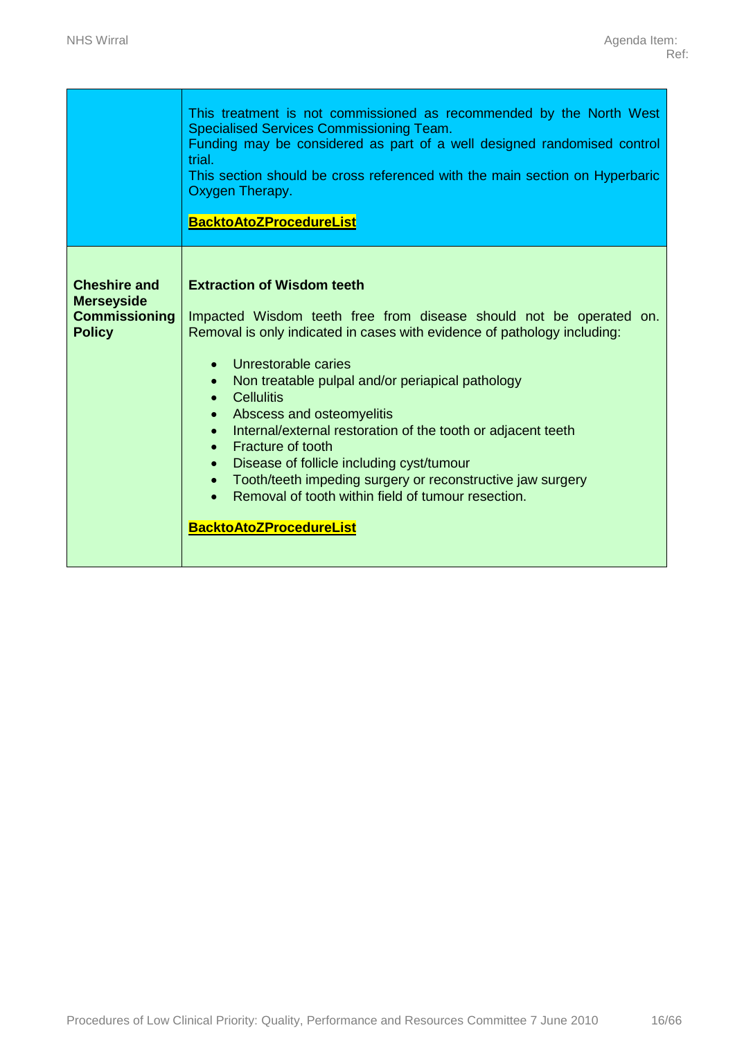| | |
|---|---|
| | This treatment is not commissioned as recommended by the North West Specialised Services Commissioning Team.<br>Funding may be considered as part of a well designed randomised control trial.<br>This section should be cross referenced with the main section on Hyperbaric Oxygen Therapy.<br><br>**BacktoAtoZProcedureList** |
| **Cheshire and Merseyside Commissioning Policy** | **Extraction of Wisdom teeth**<br><br>Impacted Wisdom teeth free from disease should not be operated on. Removal is only indicated in cases with evidence of pathology including:<br><br>• Unrestorable caries<br>• Non treatable pulpal and/or periapical pathology<br>• Cellulitis<br>• Abscess and osteomyelitis<br>• Internal/external restoration of the tooth or adjacent teeth<br>• Fracture of tooth<br>• Disease of follicle including cyst/tumour<br>• Tooth/teeth impeding surgery or reconstructive jaw surgery<br>• Removal of tooth within field of tumour resection.<br><br>**BacktoAtoZProcedureList** |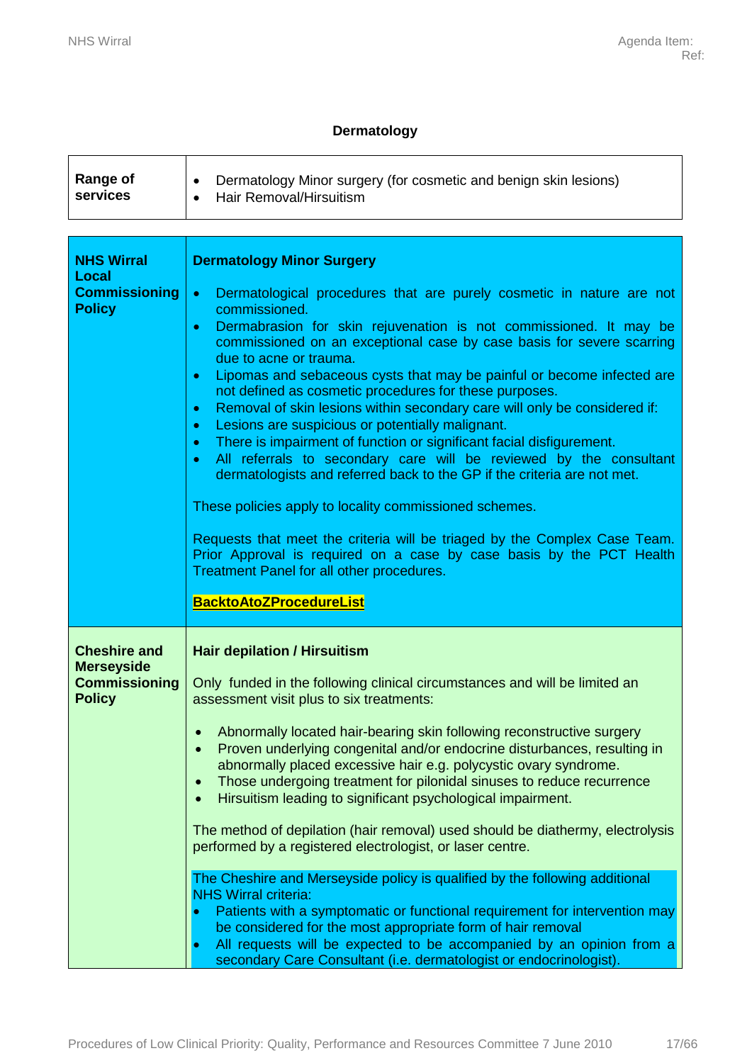## Dermatology

| Range of services | • Dermatology Minor surgery (for cosmetic and benign skin lesions)<br>• Hair Removal/Hirsuitism |
|---|---|

| | |
|---|---|
| **NHS Wirral Local Commissioning Policy** | **Dermatology Minor Surgery**<br><br>• Dermatological procedures that are purely cosmetic in nature are not commissioned.<br>• Dermabrasion for skin rejuvenation is not commissioned. It may be commissioned on an exceptional case by case basis for severe scarring due to acne or trauma.<br>• Lipomas and sebaceous cysts that may be painful or become infected are not defined as cosmetic procedures for these purposes.<br>• Removal of skin lesions within secondary care will only be considered if:<br>• Lesions are suspicious or potentially malignant.<br>• There is impairment of function or significant facial disfigurement.<br>• All referrals to secondary care will be reviewed by the consultant dermatologists and referred back to the GP if the criteria are not met.<br><br>These policies apply to locality commissioned schemes.<br><br>Requests that meet the criteria will be triaged by the Complex Case Team. Prior Approval is required on a case by case basis by the PCT Health Treatment Panel for all other procedures.<br><br>**BacktoAtoZProcedureList** |
| **Cheshire and Merseyside Commissioning Policy** | **Hair depilation / Hirsuitism**<br><br>Only funded in the following clinical circumstances and will be limited an assessment visit plus to six treatments:<br><br>• Abnormally located hair-bearing skin following reconstructive surgery<br>• Proven underlying congenital and/or endocrine disturbances, resulting in abnormally placed excessive hair e.g. polycystic ovary syndrome.<br>• Those undergoing treatment for pilonidal sinuses to reduce recurrence<br>• Hirsuitism leading to significant psychological impairment.<br><br>The method of depilation (hair removal) used should be diathermy, electrolysis performed by a registered electrologist, or laser centre.<br><br>The Cheshire and Merseyside policy is qualified by the following additional NHS Wirral criteria:<br>• Patients with a symptomatic or functional requirement for intervention may be considered for the most appropriate form of hair removal<br>• All requests will be expected to be accompanied by an opinion from a secondary Care Consultant (i.e. dermatologist or endocrinologist). |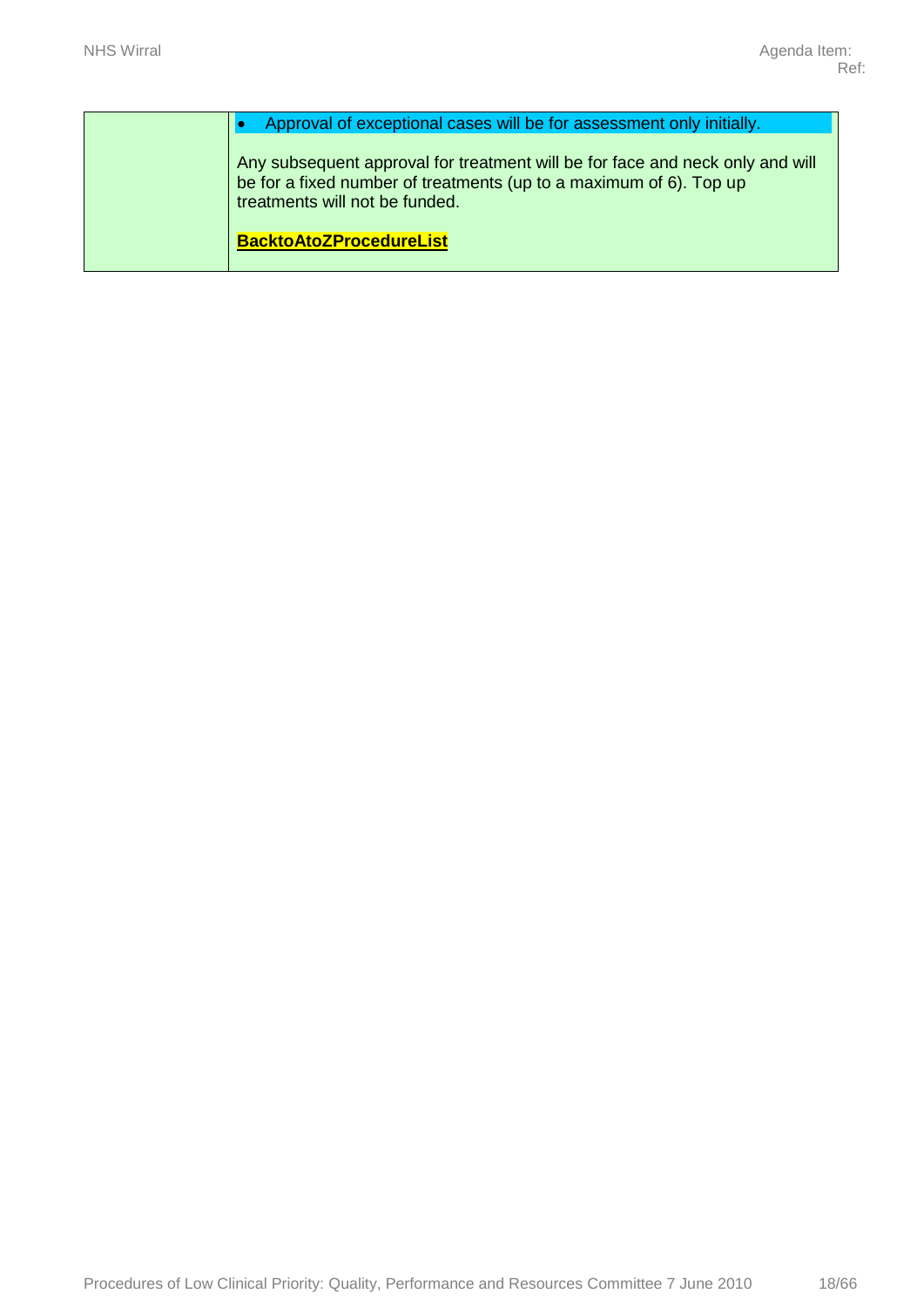| | |
|---|---|
| | • Approval of exceptional cases will be for assessment only initially.<br><br>Any subsequent approval for treatment will be for face and neck only and will be for a fixed number of treatments (up to a maximum of 6). Top up treatments will not be funded.<br><br>**BacktoAtoZProcedureList** |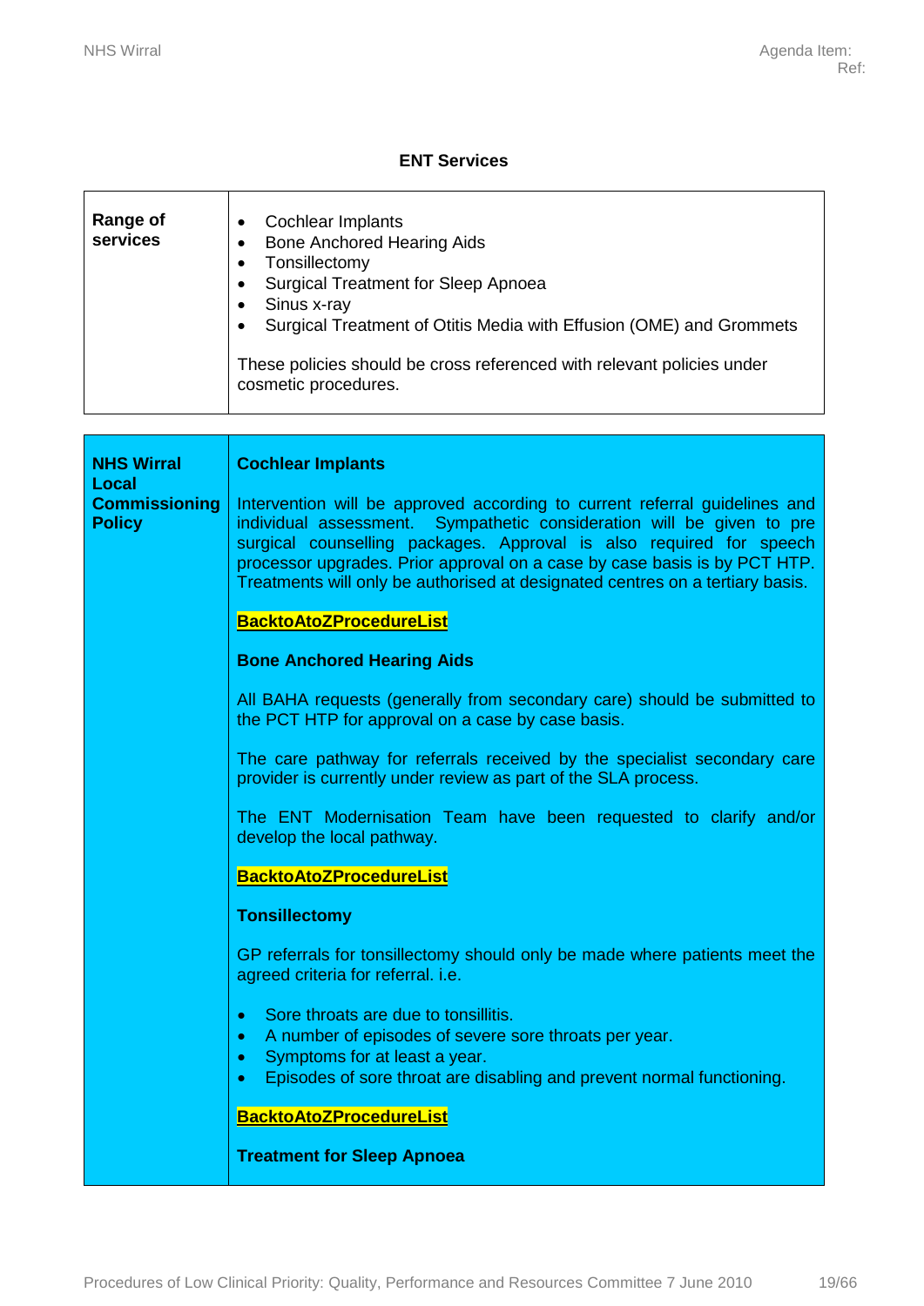### ENT Services

| Range of services | <ul><li>Cochlear Implants</li><li>Bone Anchored Hearing Aids</li><li>Tonsillectomy</li><li>Surgical Treatment for Sleep Apnoea</li><li>Sinus x-ray</li><li>Surgical Treatment of Otitis Media with Effusion (OME) and Grommets</li></ul>These policies should be cross referenced with relevant policies under cosmetic procedures. |
|---|---|

| **NHS Wirral Local Commissioning Policy** | **Cochlear Implants** |
|---|---|
| | Intervention will be approved according to current referral guidelines and individual assessment. Sympathetic consideration will be given to pre surgical counselling packages. Approval is also required for speech processor upgrades. Prior approval on a case by case basis is by PCT HTP. Treatments will only be authorised at designated centres on a tertiary basis. |
| | **BacktoAtoZProcedureList** |
| | **Bone Anchored Hearing Aids** |
| | All BAHA requests (generally from secondary care) should be submitted to the PCT HTP for approval on a case by case basis. |
| | The care pathway for referrals received by the specialist secondary care provider is currently under review as part of the SLA process. |
| | The ENT Modernisation Team have been requested to clarify and/or develop the local pathway. |
| | **BacktoAtoZProcedureList** |
| | **Tonsillectomy** |
| | GP referrals for tonsillectomy should only be made where patients meet the agreed criteria for referral. i.e. |
| | <ul><li>Sore throats are due to tonsillitis.</li><li>A number of episodes of severe sore throats per year.</li><li>Symptoms for at least a year.</li><li>Episodes of sore throat are disabling and prevent normal functioning.</li></ul> |
| | **BacktoAtoZProcedureList** |
| | **Treatment for Sleep Apnoea** |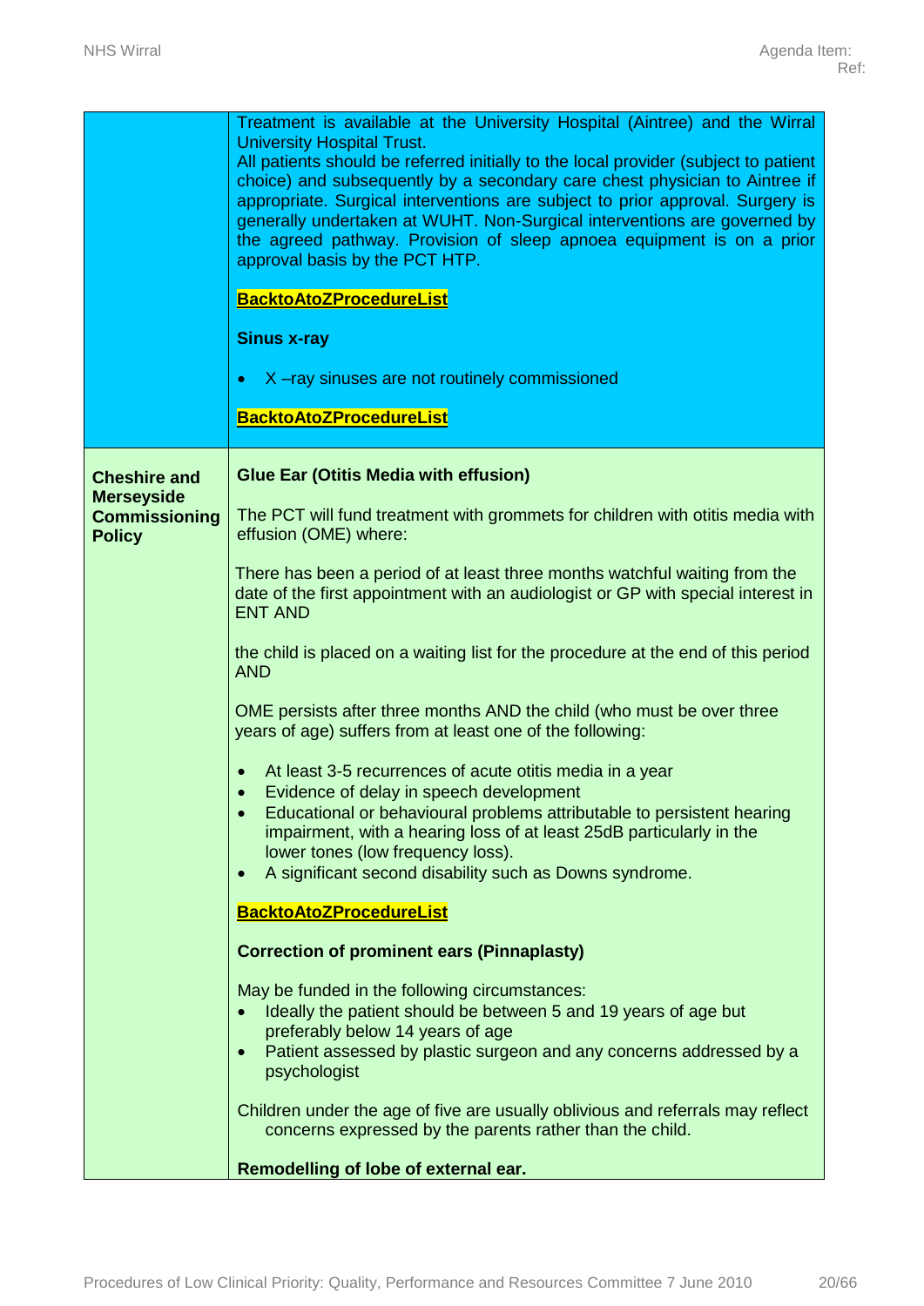| | |
|---|---|
| | Treatment is available at the University Hospital (Aintree) and the Wirral University Hospital Trust.<br>All patients should be referred initially to the local provider (subject to patient choice) and subsequently by a secondary care chest physician to Aintree if appropriate. Surgical interventions are subject to prior approval. Surgery is generally undertaken at WUHT. Non-Surgical interventions are governed by the agreed pathway. Provision of sleep apnoea equipment is on a prior approval basis by the PCT HTP.<br><br>**BacktoAtoZProcedureList**<br><br>**Sinus x-ray**<br><br>• X –ray sinuses are not routinely commissioned<br><br>**BacktoAtoZProcedureList** |
| **Cheshire and Merseyside Commissioning Policy** | **Glue Ear (Otitis Media with effusion)**<br><br>The PCT will fund treatment with grommets for children with otitis media with effusion (OME) where:<br><br>There has been a period of at least three months watchful waiting from the date of the first appointment with an audiologist or GP with special interest in ENT AND<br><br>the child is placed on a waiting list for the procedure at the end of this period AND<br><br>OME persists after three months AND the child (who must be over three years of age) suffers from at least one of the following:<br><br>• At least 3-5 recurrences of acute otitis media in a year<br>• Evidence of delay in speech development<br>• Educational or behavioural problems attributable to persistent hearing impairment, with a hearing loss of at least 25dB particularly in the lower tones (low frequency loss).<br>• A significant second disability such as Downs syndrome.<br><br>**BacktoAtoZProcedureList**<br><br>**Correction of prominent ears (Pinnaplasty)**<br><br>May be funded in the following circumstances:<br>• Ideally the patient should be between 5 and 19 years of age but preferably below 14 years of age<br>• Patient assessed by plastic surgeon and any concerns addressed by a psychologist<br><br>Children under the age of five are usually oblivious and referrals may reflect concerns expressed by the parents rather than the child.<br><br>**Remodelling of lobe of external ear.** |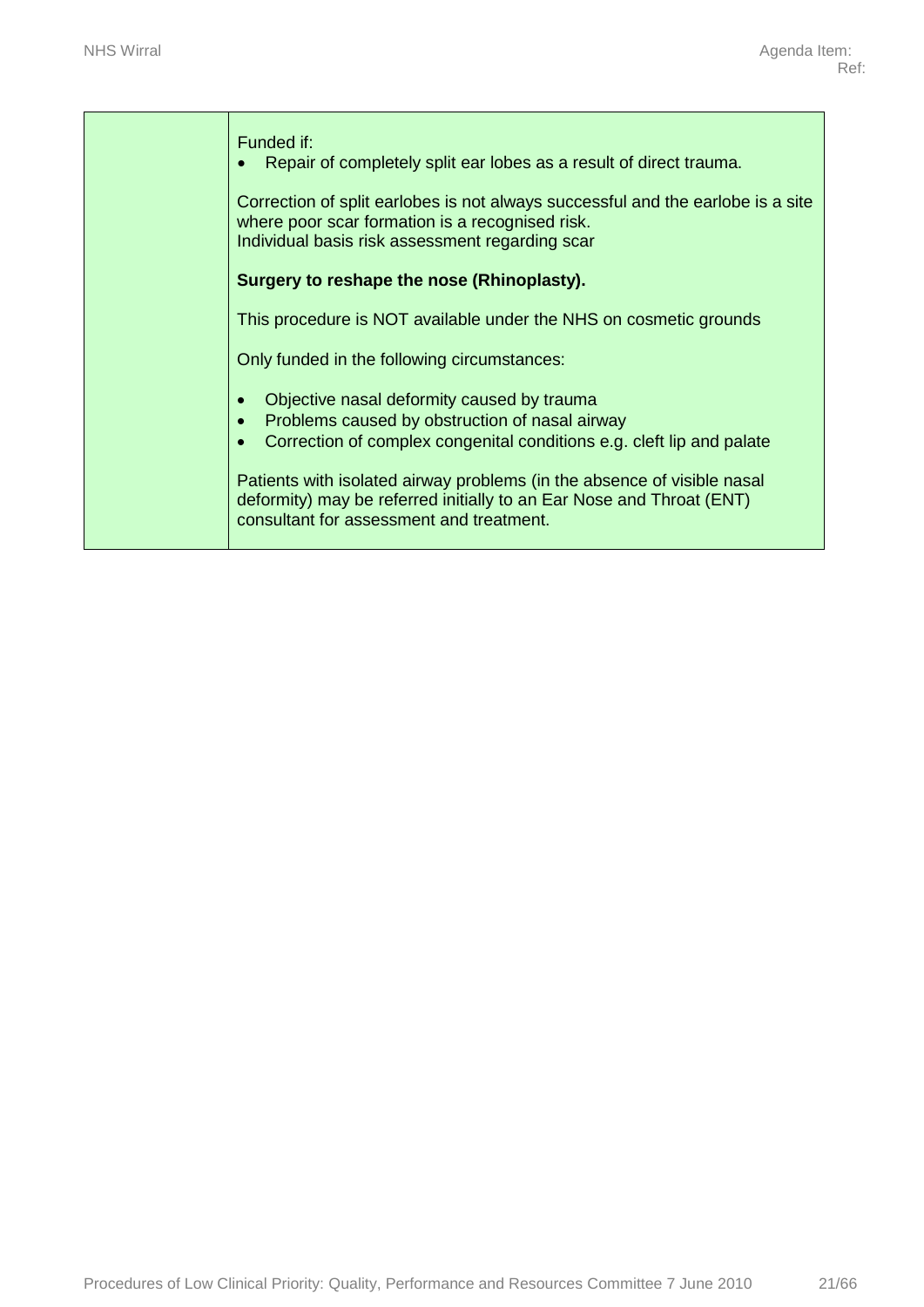| | |
|---|---|
| | Funded if:<br>• Repair of completely split ear lobes as a result of direct trauma.<br><br>Correction of split earlobes is not always successful and the earlobe is a site where poor scar formation is a recognised risk.<br>Individual basis risk assessment regarding scar<br><br>**Surgery to reshape the nose (Rhinoplasty).**<br><br>This procedure is NOT available under the NHS on cosmetic grounds<br><br>Only funded in the following circumstances:<br><br>• Objective nasal deformity caused by trauma<br>• Problems caused by obstruction of nasal airway<br>• Correction of complex congenital conditions e.g. cleft lip and palate<br><br>Patients with isolated airway problems (in the absence of visible nasal deformity) may be referred initially to an Ear Nose and Throat (ENT) consultant for assessment and treatment. |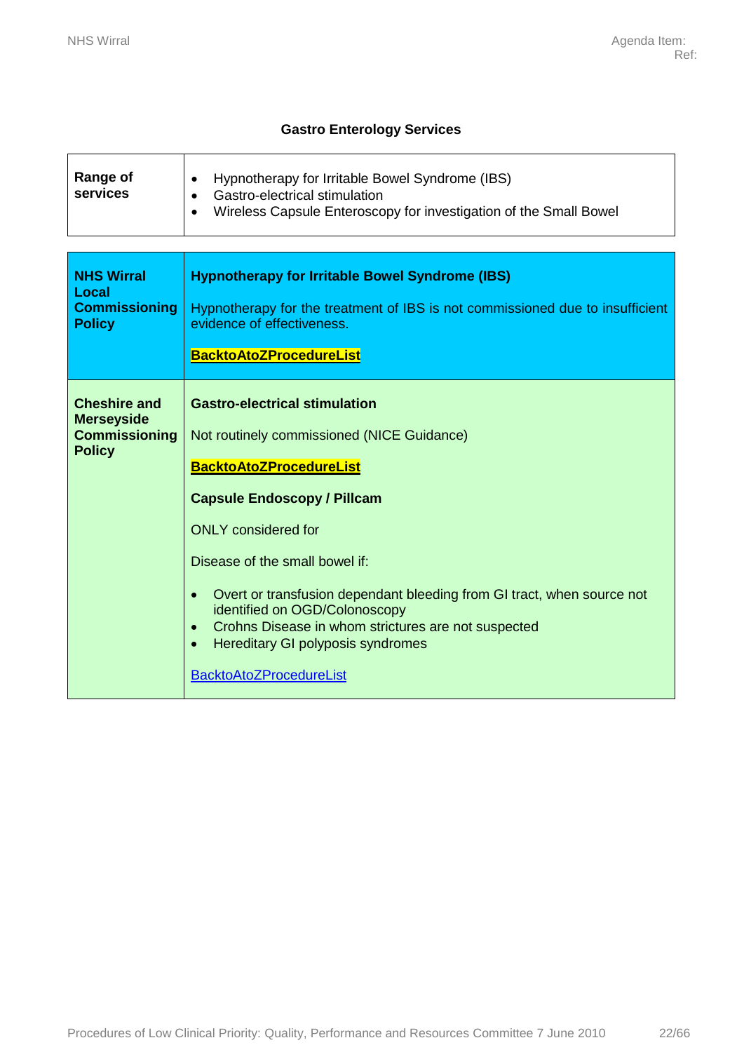### Gastro Enterology Services

| Range of services | • Hypnotherapy for Irritable Bowel Syndrome (IBS)<br>• Gastro-electrical stimulation<br>• Wireless Capsule Enteroscopy for investigation of the Small Bowel |
|---|---|

| | |
|---|---|
| **NHS Wirral Local Commissioning Policy** | **Hypnotherapy for Irritable Bowel Syndrome (IBS)**<br><br>Hypnotherapy for the treatment of IBS is not commissioned due to insufficient evidence of effectiveness.<br><br>**BacktoAtoZProcedureList** |
| **Cheshire and Merseyside Commissioning Policy** | **Gastro-electrical stimulation**<br><br>Not routinely commissioned (NICE Guidance)<br><br>**BacktoAtoZProcedureList**<br><br>**Capsule Endoscopy / Pillcam**<br><br>ONLY considered for<br><br>Disease of the small bowel if:<br><br>• Overt or transfusion dependant bleeding from GI tract, when source not identified on OGD/Colonoscopy<br>• Crohns Disease in whom strictures are not suspected<br>• Hereditary GI polyposis syndromes<br><br>BacktoAtoZProcedureList |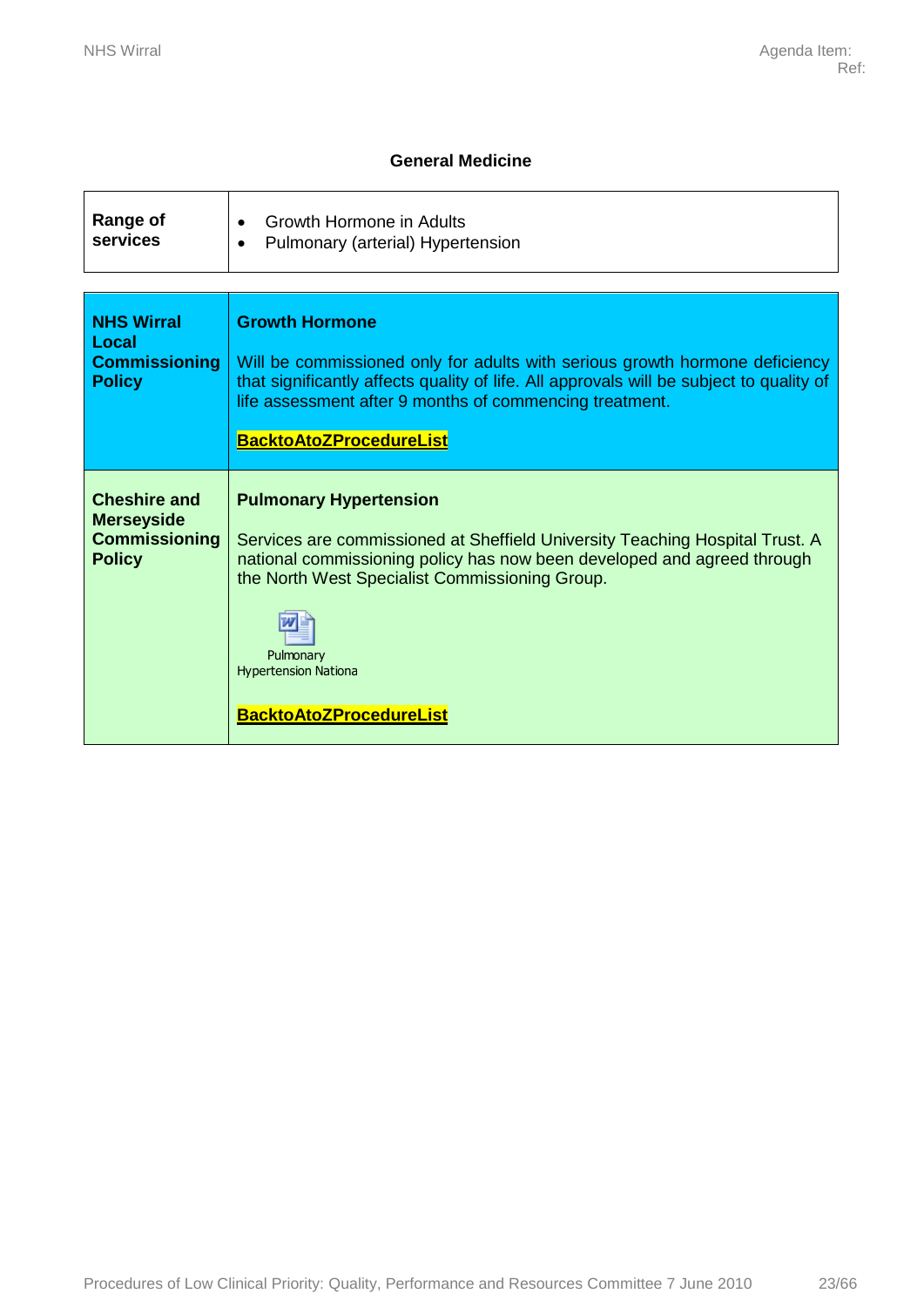## General Medicine

| Range of services | • Growth Hormone in Adults<br>• Pulmonary (arterial) Hypertension |
|---|---|

| | |
|---|---|
| **NHS Wirral Local Commissioning Policy** | **Growth Hormone**<br><br>Will be commissioned only for adults with serious growth hormone deficiency that significantly affects quality of life. All approvals will be subject to quality of life assessment after 9 months of commencing treatment.<br><br>**BacktoAtoZProcedureList** |
| **Cheshire and Merseyside Commissioning Policy** | **Pulmonary Hypertension**<br><br>Services are commissioned at Sheffield University Teaching Hospital Trust. A national commissioning policy has now been developed and agreed through the North West Specialist Commissioning Group.<br><br>Pulmonary Hypertension Nationa<br><br>**BacktoAtoZProcedureList** |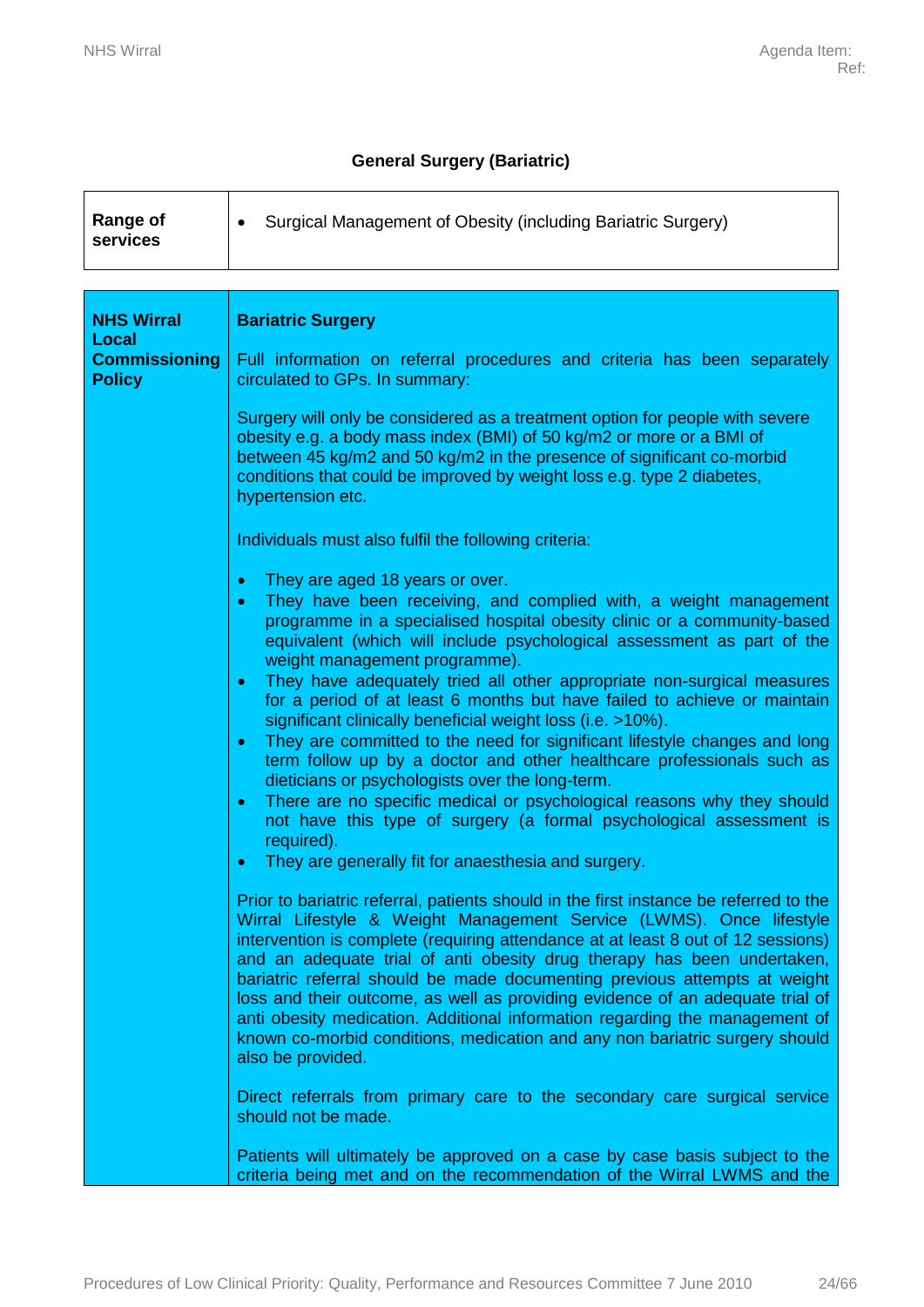## General Surgery (Bariatric)

| **Range of services** | • Surgical Management of Obesity (including Bariatric Surgery) |
|---|---|

| **NHS Wirral Local Commissioning Policy** | **Bariatric Surgery**<br><br>Full information on referral procedures and criteria has been separately circulated to GPs. In summary:<br><br>Surgery will only be considered as a treatment option for people with severe obesity e.g. a body mass index (BMI) of 50 kg/m2 or more or a BMI of between 45 kg/m2 and 50 kg/m2 in the presence of significant co-morbid conditions that could be improved by weight loss e.g. type 2 diabetes, hypertension etc.<br><br>Individuals must also fulfil the following criteria:<br><br>• They are aged 18 years or over.<br>• They have been receiving, and complied with, a weight management programme in a specialised hospital obesity clinic or a community-based equivalent (which will include psychological assessment as part of the weight management programme).<br>• They have adequately tried all other appropriate non-surgical measures for a period of at least 6 months but have failed to achieve or maintain significant clinically beneficial weight loss (i.e. >10%).<br>• They are committed to the need for significant lifestyle changes and long term follow up by a doctor and other healthcare professionals such as dieticians or psychologists over the long-term.<br>• There are no specific medical or psychological reasons why they should not have this type of surgery (a formal psychological assessment is required).<br>• They are generally fit for anaesthesia and surgery.<br><br>Prior to bariatric referral, patients should in the first instance be referred to the Wirral Lifestyle & Weight Management Service (LWMS). Once lifestyle intervention is complete (requiring attendance at at least 8 out of 12 sessions) and an adequate trial of anti obesity drug therapy has been undertaken, bariatric referral should be made documenting previous attempts at weight loss and their outcome, as well as providing evidence of an adequate trial of anti obesity medication. Additional information regarding the management of known co-morbid conditions, medication and any non bariatric surgery should also be provided.<br><br>Direct referrals from primary care to the secondary care surgical service should not be made.<br><br>Patients will ultimately be approved on a case by case basis subject to the criteria being met and on the recommendation of the Wirral LWMS and the |
|---|---|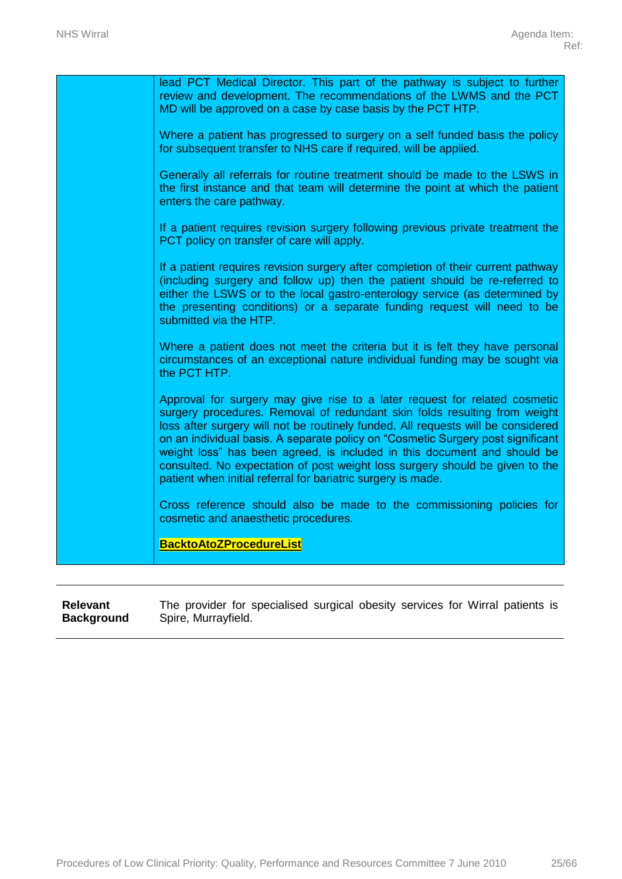| | |
|---|---|
| | lead PCT Medical Director. This part of the pathway is subject to further review and development. The recommendations of the LWMS and the PCT MD will be approved on a case by case basis by the PCT HTP.<br><br>Where a patient has progressed to surgery on a self funded basis the policy for subsequent transfer to NHS care if required, will be applied.<br><br>Generally all referrals for routine treatment should be made to the LSWS in the first instance and that team will determine the point at which the patient enters the care pathway.<br><br>If a patient requires revision surgery following previous private treatment the PCT policy on transfer of care will apply.<br><br>If a patient requires revision surgery after completion of their current pathway (including surgery and follow up) then the patient should be re-referred to either the LSWS or to the local gastro-enterology service (as determined by the presenting conditions) or a separate funding request will need to be submitted via the HTP.<br><br>Where a patient does not meet the criteria but it is felt they have personal circumstances of an exceptional nature individual funding may be sought via the PCT HTP.<br><br>Approval for surgery may give rise to a later request for related cosmetic surgery procedures. Removal of redundant skin folds resulting from weight loss after surgery will not be routinely funded. All requests will be considered on an individual basis. A separate policy on "Cosmetic Surgery post significant weight loss" has been agreed, is included in this document and should be consulted. No expectation of post weight loss surgery should be given to the patient when initial referral for bariatric surgery is made.<br><br>Cross reference should also be made to the commissioning policies for cosmetic and anaesthetic procedures.<br><br>**BacktoAtoZProcedureList** |

| | |
|---|---|
| **Relevant Background** | The provider for specialised surgical obesity services for Wirral patients is Spire, Murrayfield. |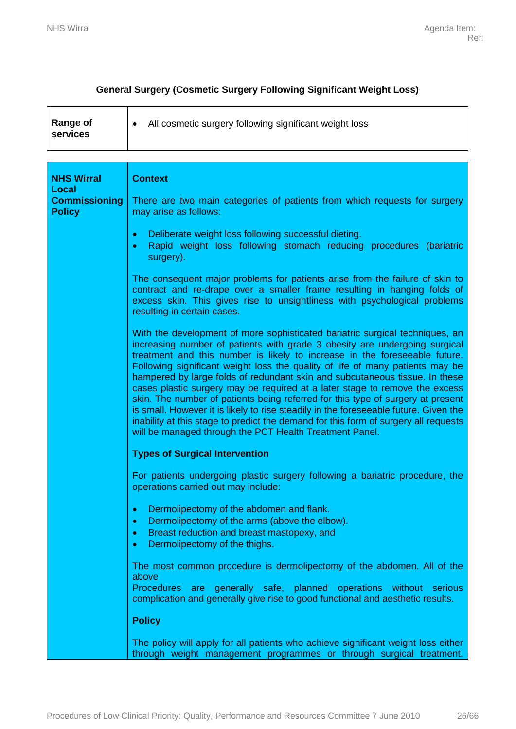## General Surgery (Cosmetic Surgery Following Significant Weight Loss)

| | |
|---|---|
| **Range of services** | • All cosmetic surgery following significant weight loss |

**NHS Wirral Local Commissioning Policy**

**Context**

There are two main categories of patients from which requests for surgery may arise as follows:

- Deliberate weight loss following successful dieting.
- Rapid weight loss following stomach reducing procedures (bariatric surgery).

The consequent major problems for patients arise from the failure of skin to contract and re-drape over a smaller frame resulting in hanging folds of excess skin. This gives rise to unsightliness with psychological problems resulting in certain cases.

With the development of more sophisticated bariatric surgical techniques, an increasing number of patients with grade 3 obesity are undergoing surgical treatment and this number is likely to increase in the foreseeable future. Following significant weight loss the quality of life of many patients may be hampered by large folds of redundant skin and subcutaneous tissue. In these cases plastic surgery may be required at a later stage to remove the excess skin. The number of patients being referred for this type of surgery at present is small. However it is likely to rise steadily in the foreseeable future. Given the inability at this stage to predict the demand for this form of surgery all requests will be managed through the PCT Health Treatment Panel.

**Types of Surgical Intervention**

For patients undergoing plastic surgery following a bariatric procedure, the operations carried out may include:

- Dermolipectomy of the abdomen and flank.
- Dermolipectomy of the arms (above the elbow).
- Breast reduction and breast mastopexy, and
- Dermolipectomy of the thighs.

The most common procedure is dermolipectomy of the abdomen. All of the above
Procedures are generally safe, planned operations without serious complication and generally give rise to good functional and aesthetic results.

**Policy**

The policy will apply for all patients who achieve significant weight loss either through weight management programmes or through surgical treatment.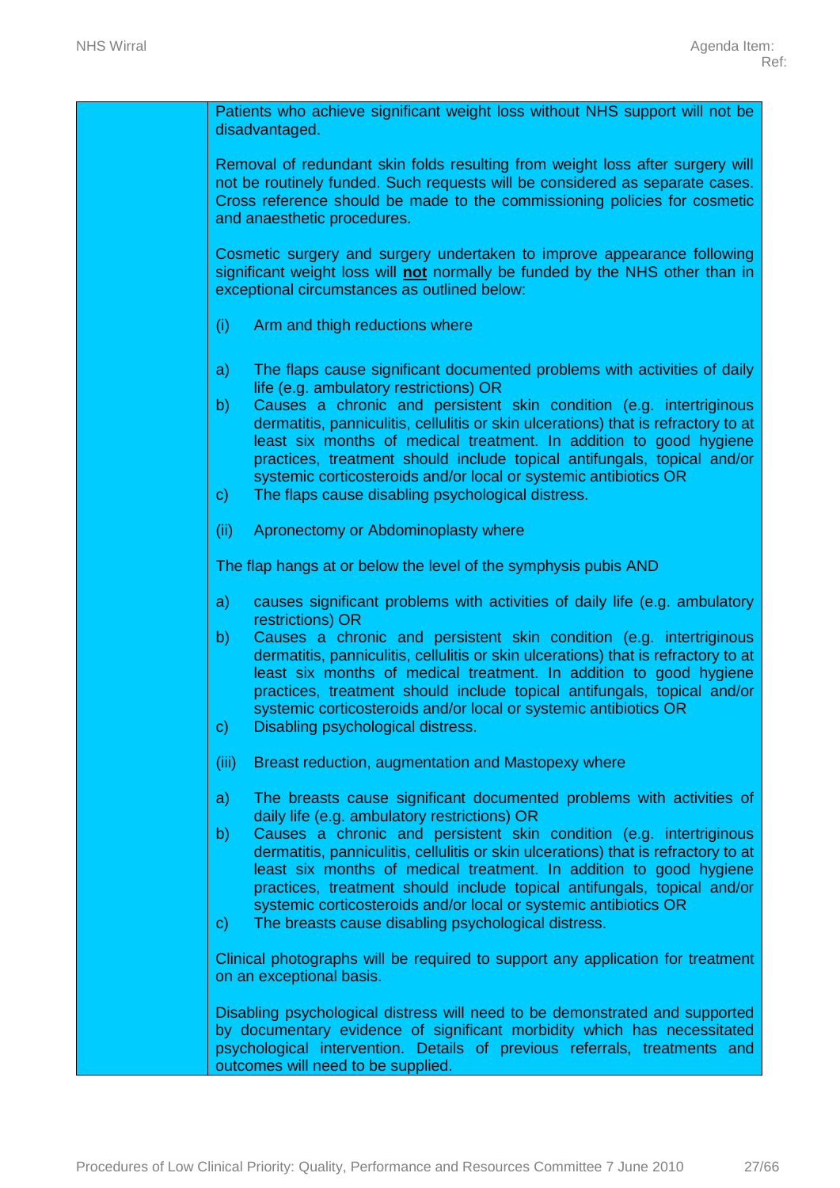| | |
|---|---|
| | Patients who achieve significant weight loss without NHS support will not be disadvantaged.<br><br>Removal of redundant skin folds resulting from weight loss after surgery will not be routinely funded. Such requests will be considered as separate cases. Cross reference should be made to the commissioning policies for cosmetic and anaesthetic procedures.<br><br>Cosmetic surgery and surgery undertaken to improve appearance following significant weight loss will **not** normally be funded by the NHS other than in exceptional circumstances as outlined below:<br><br>(i) Arm and thigh reductions where<br><br>a) The flaps cause significant documented problems with activities of daily life (e.g. ambulatory restrictions) OR<br>b) Causes a chronic and persistent skin condition (e.g. intertriginous dermatitis, panniculitis, cellulitis or skin ulcerations) that is refractory to at least six months of medical treatment. In addition to good hygiene practices, treatment should include topical antifungals, topical and/or systemic corticosteroids and/or local or systemic antibiotics OR<br>c) The flaps cause disabling psychological distress.<br><br>(ii) Apronectomy or Abdominoplasty where<br><br>The flap hangs at or below the level of the symphysis pubis AND<br><br>a) causes significant problems with activities of daily life (e.g. ambulatory restrictions) OR<br>b) Causes a chronic and persistent skin condition (e.g. intertriginous dermatitis, panniculitis, cellulitis or skin ulcerations) that is refractory to at least six months of medical treatment. In addition to good hygiene practices, treatment should include topical antifungals, topical and/or systemic corticosteroids and/or local or systemic antibiotics OR<br>c) Disabling psychological distress.<br><br>(iii) Breast reduction, augmentation and Mastopexy where<br><br>a) The breasts cause significant documented problems with activities of daily life (e.g. ambulatory restrictions) OR<br>b) Causes a chronic and persistent skin condition (e.g. intertriginous dermatitis, panniculitis, cellulitis or skin ulcerations) that is refractory to at least six months of medical treatment. In addition to good hygiene practices, treatment should include topical antifungals, topical and/or systemic corticosteroids and/or local or systemic antibiotics OR<br>c) The breasts cause disabling psychological distress.<br><br>Clinical photographs will be required to support any application for treatment on an exceptional basis.<br><br>Disabling psychological distress will need to be demonstrated and supported by documentary evidence of significant morbidity which has necessitated psychological intervention. Details of previous referrals, treatments and outcomes will need to be supplied. |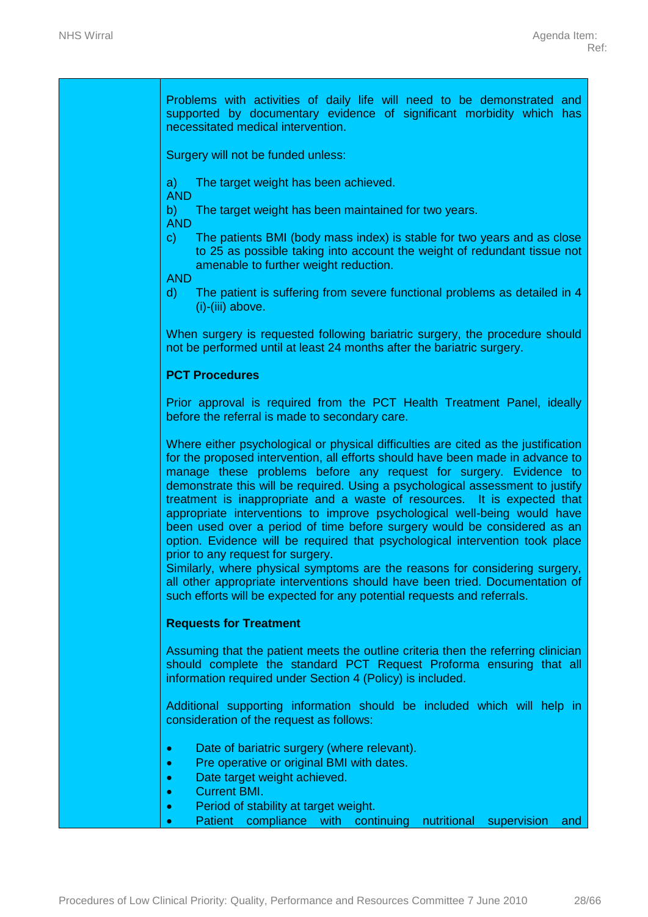Problems with activities of daily life will need to be demonstrated and supported by documentary evidence of significant morbidity which has necessitated medical intervention.

Surgery will not be funded unless:

a) The target weight has been achieved.
AND
b) The target weight has been maintained for two years.
AND
c) The patients BMI (body mass index) is stable for two years and as close to 25 as possible taking into account the weight of redundant tissue not amenable to further weight reduction.
AND
d) The patient is suffering from severe functional problems as detailed in 4 (i)-(iii) above.

When surgery is requested following bariatric surgery, the procedure should not be performed until at least 24 months after the bariatric surgery.

**PCT Procedures**

Prior approval is required from the PCT Health Treatment Panel, ideally before the referral is made to secondary care.

Where either psychological or physical difficulties are cited as the justification for the proposed intervention, all efforts should have been made in advance to manage these problems before any request for surgery. Evidence to demonstrate this will be required. Using a psychological assessment to justify treatment is inappropriate and a waste of resources. It is expected that appropriate interventions to improve psychological well-being would have been used over a period of time before surgery would be considered as an option. Evidence will be required that psychological intervention took place prior to any request for surgery.
Similarly, where physical symptoms are the reasons for considering surgery, all other appropriate interventions should have been tried. Documentation of such efforts will be expected for any potential requests and referrals.

**Requests for Treatment**

Assuming that the patient meets the outline criteria then the referring clinician should complete the standard PCT Request Proforma ensuring that all information required under Section 4 (Policy) is included.

Additional supporting information should be included which will help in consideration of the request as follows:

- Date of bariatric surgery (where relevant).
- Pre operative or original BMI with dates.
- Date target weight achieved.
- Current BMI.
- Period of stability at target weight.
- Patient compliance with continuing nutritional supervision and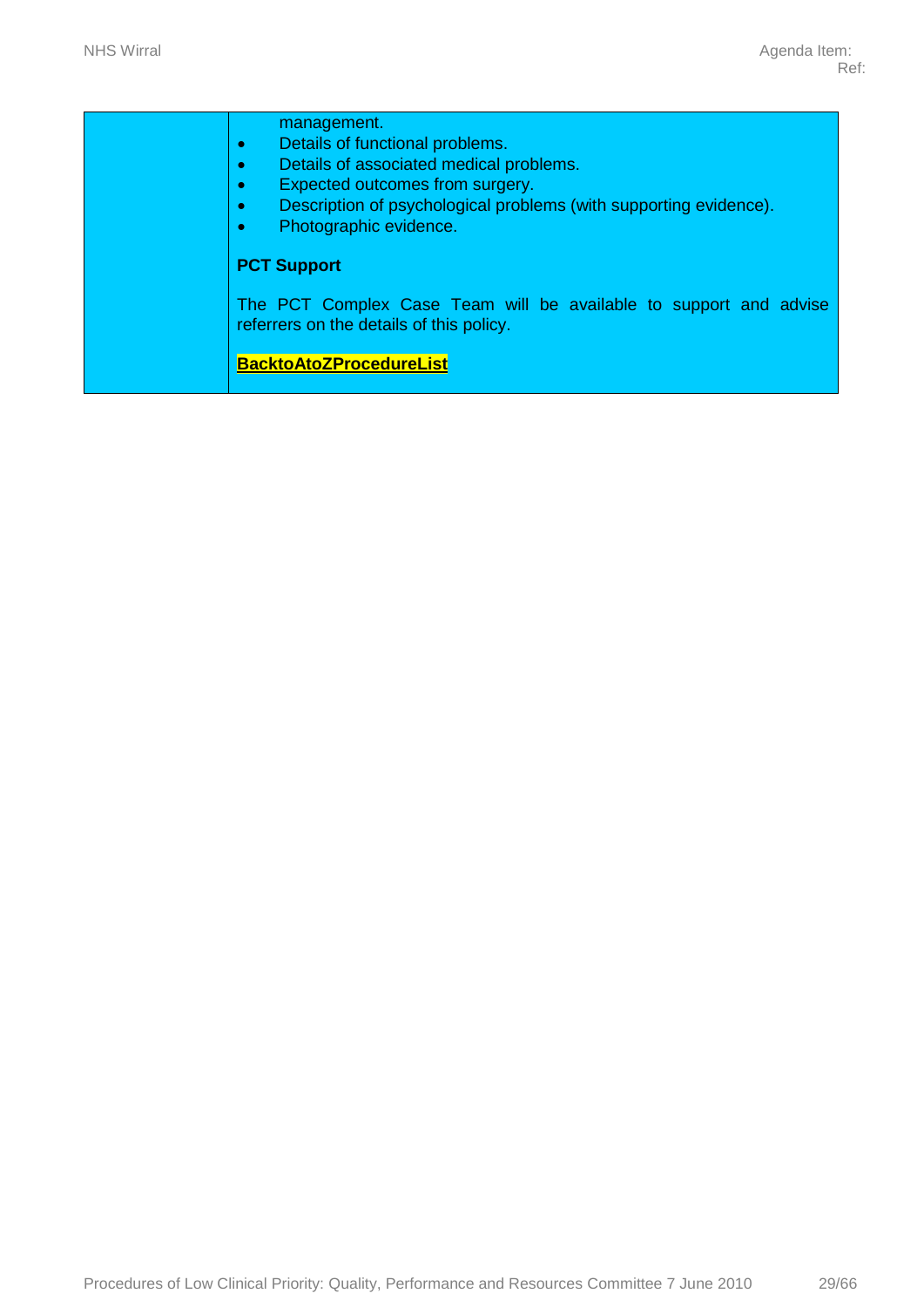| | management.<br>• Details of functional problems.<br>• Details of associated medical problems.<br>• Expected outcomes from surgery.<br>• Description of psychological problems (with supporting evidence).<br>• Photographic evidence.<br><br>**PCT Support**<br><br>The PCT Complex Case Team will be available to support and advise referrers on the details of this policy.<br><br>**BacktoAtoZProcedureList** |
|---|---|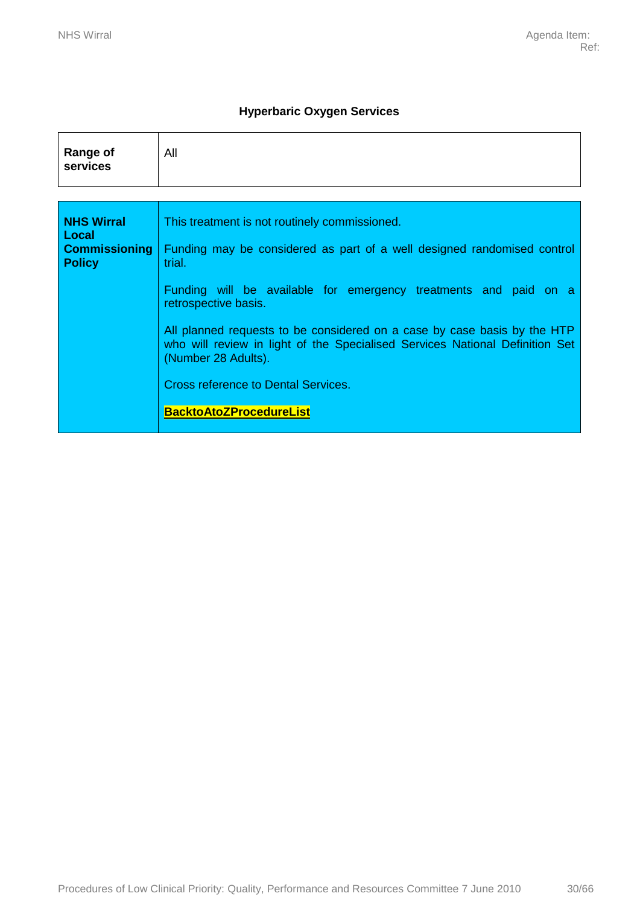**Hyperbaric Oxygen Services**

| **Range of services** | All |
|---|---|

| **NHS Wirral Local Commissioning Policy** | This treatment is not routinely commissioned.<br><br>Funding may be considered as part of a well designed randomised control trial.<br><br>Funding will be available for emergency treatments and paid on a retrospective basis.<br><br>All planned requests to be considered on a case by case basis by the HTP who will review in light of the Specialised Services National Definition Set (Number 28 Adults).<br><br>Cross reference to Dental Services.<br><br>**BacktoAtoZProcedureList** |
|---|---|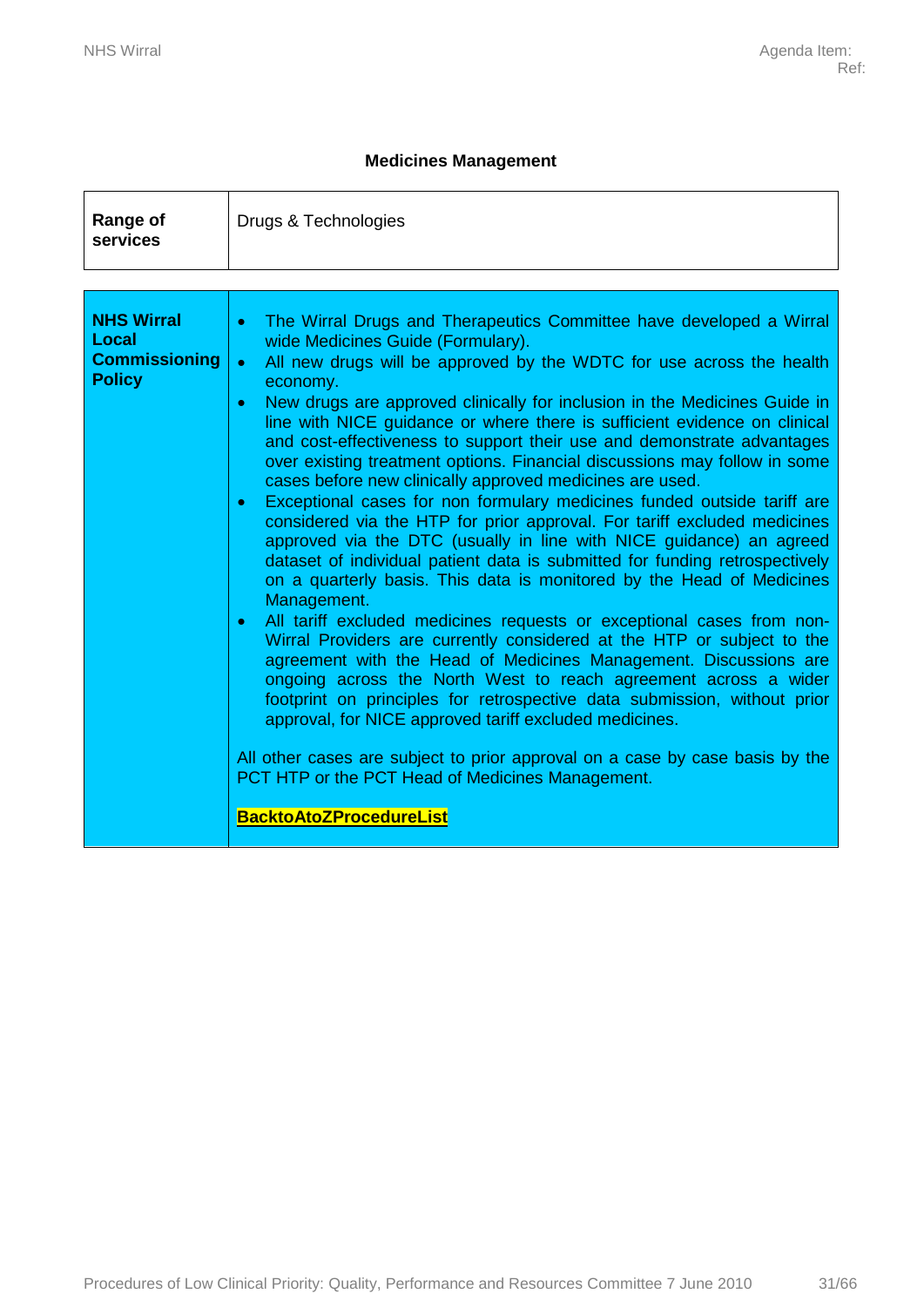### Medicines Management

| **Range of services** | Drugs & Technologies |
|---|---|
| **NHS Wirral Local Commissioning Policy** | • The Wirral Drugs and Therapeutics Committee have developed a Wirral wide Medicines Guide (Formulary).<br>• All new drugs will be approved by the WDTC for use across the health economy.<br>• New drugs are approved clinically for inclusion in the Medicines Guide in line with NICE guidance or where there is sufficient evidence on clinical and cost-effectiveness to support their use and demonstrate advantages over existing treatment options. Financial discussions may follow in some cases before new clinically approved medicines are used.<br>• Exceptional cases for non formulary medicines funded outside tariff are considered via the HTP for prior approval. For tariff excluded medicines approved via the DTC (usually in line with NICE guidance) an agreed dataset of individual patient data is submitted for funding retrospectively on a quarterly basis. This data is monitored by the Head of Medicines Management.<br>• All tariff excluded medicines requests or exceptional cases from non-Wirral Providers are currently considered at the HTP or subject to the agreement with the Head of Medicines Management. Discussions are ongoing across the North West to reach agreement across a wider footprint on principles for retrospective data submission, without prior approval, for NICE approved tariff excluded medicines.<br><br>All other cases are subject to prior approval on a case by case basis by the PCT HTP or the PCT Head of Medicines Management.<br><br>**BacktoAtoZProcedureList** |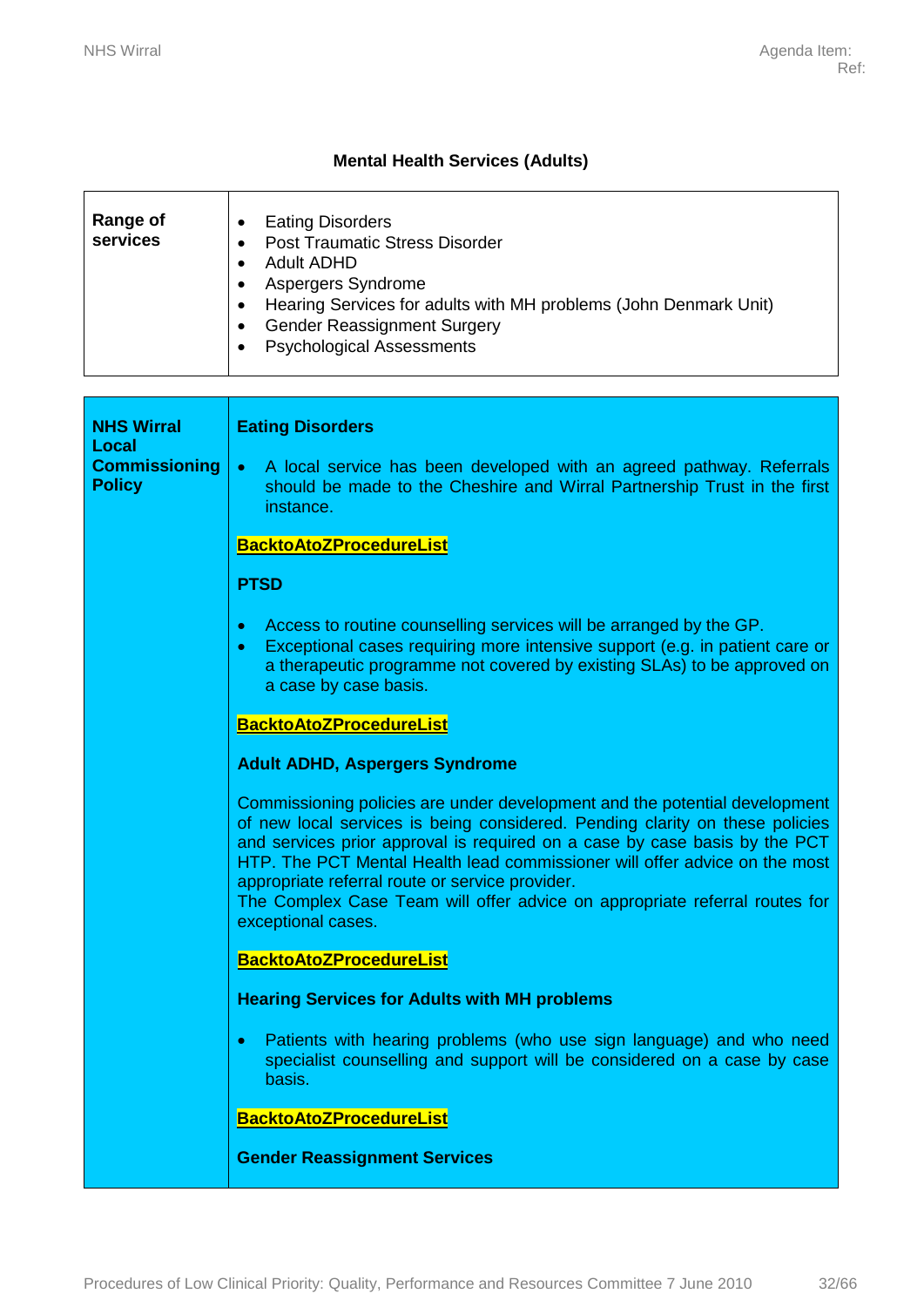## Mental Health Services (Adults)

| **Range of services** | <ul><li>Eating Disorders</li><li>Post Traumatic Stress Disorder</li><li>Adult ADHD</li><li>Aspergers Syndrome</li><li>Hearing Services for adults with MH problems (John Denmark Unit)</li><li>Gender Reassignment Surgery</li><li>Psychological Assessments</li></ul> |
|---|---|

**NHS Wirral Local Commissioning Policy**

**Eating Disorders**

- A local service has been developed with an agreed pathway. Referrals should be made to the Cheshire and Wirral Partnership Trust in the first instance.

**BacktoAtoZProcedureList**

**PTSD**

- Access to routine counselling services will be arranged by the GP.
- Exceptional cases requiring more intensive support (e.g. in patient care or a therapeutic programme not covered by existing SLAs) to be approved on a case by case basis.

**BacktoAtoZProcedureList**

**Adult ADHD, Aspergers Syndrome**

Commissioning policies are under development and the potential development of new local services is being considered. Pending clarity on these policies and services prior approval is required on a case by case basis by the PCT HTP. The PCT Mental Health lead commissioner will offer advice on the most appropriate referral route or service provider.
The Complex Case Team will offer advice on appropriate referral routes for exceptional cases.

**BacktoAtoZProcedureList**

**Hearing Services for Adults with MH problems**

- Patients with hearing problems (who use sign language) and who need specialist counselling and support will be considered on a case by case basis.

**BacktoAtoZProcedureList**

**Gender Reassignment Services**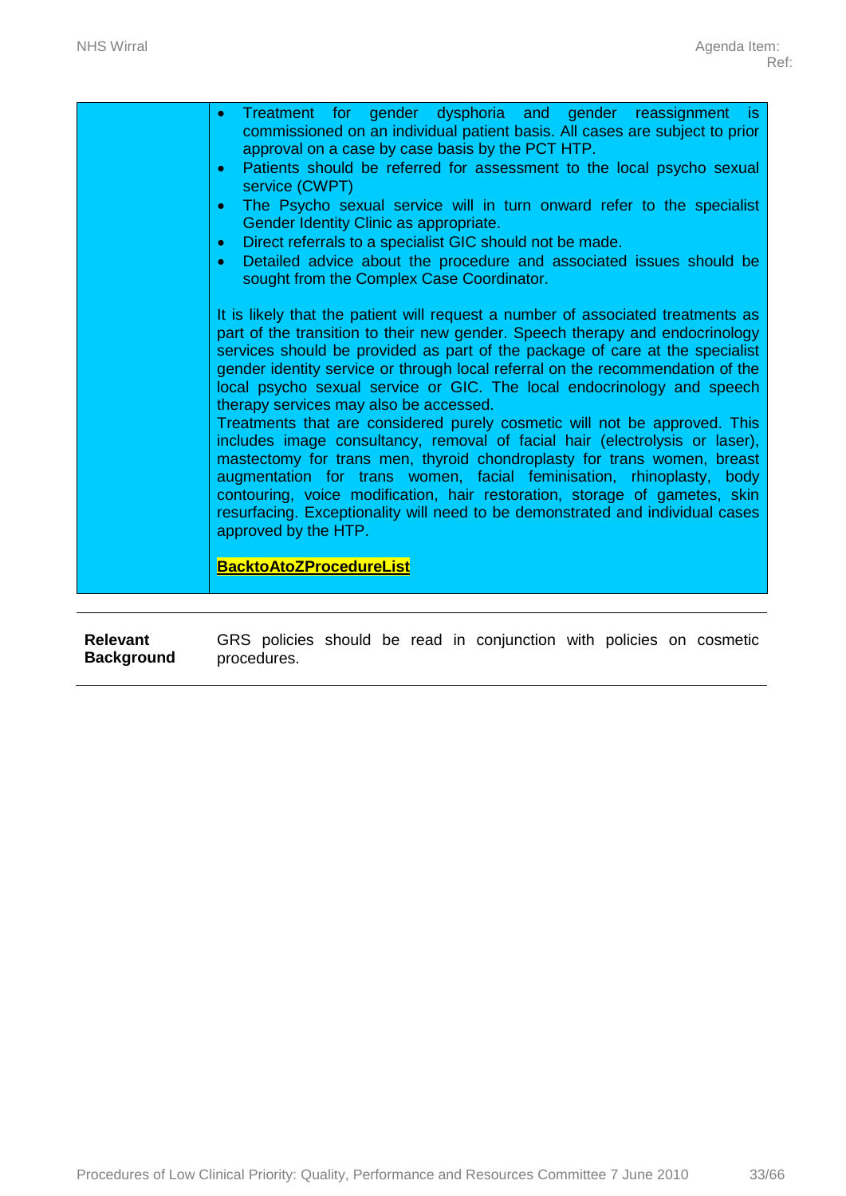| | |
|---|---|
| | • Treatment for gender dysphoria and gender reassignment is commissioned on an individual patient basis. All cases are subject to prior approval on a case by case basis by the PCT HTP.<br>• Patients should be referred for assessment to the local psycho sexual service (CWPT)<br>• The Psycho sexual service will in turn onward refer to the specialist Gender Identity Clinic as appropriate.<br>• Direct referrals to a specialist GIC should not be made.<br>• Detailed advice about the procedure and associated issues should be sought from the Complex Case Coordinator.<br><br>It is likely that the patient will request a number of associated treatments as part of the transition to their new gender. Speech therapy and endocrinology services should be provided as part of the package of care at the specialist gender identity service or through local referral on the recommendation of the local psycho sexual service or GIC. The local endocrinology and speech therapy services may also be accessed.<br>Treatments that are considered purely cosmetic will not be approved. This includes image consultancy, removal of facial hair (electrolysis or laser), mastectomy for trans men, thyroid chondroplasty for trans women, breast augmentation for trans women, facial feminisation, rhinoplasty, body contouring, voice modification, hair restoration, storage of gametes, skin resurfacing. Exceptionality will need to be demonstrated and individual cases approved by the HTP.<br><br>**BacktoAtoZProcedureList** |

| | |
|---|---|
| **Relevant Background** | GRS policies should be read in conjunction with policies on cosmetic procedures. |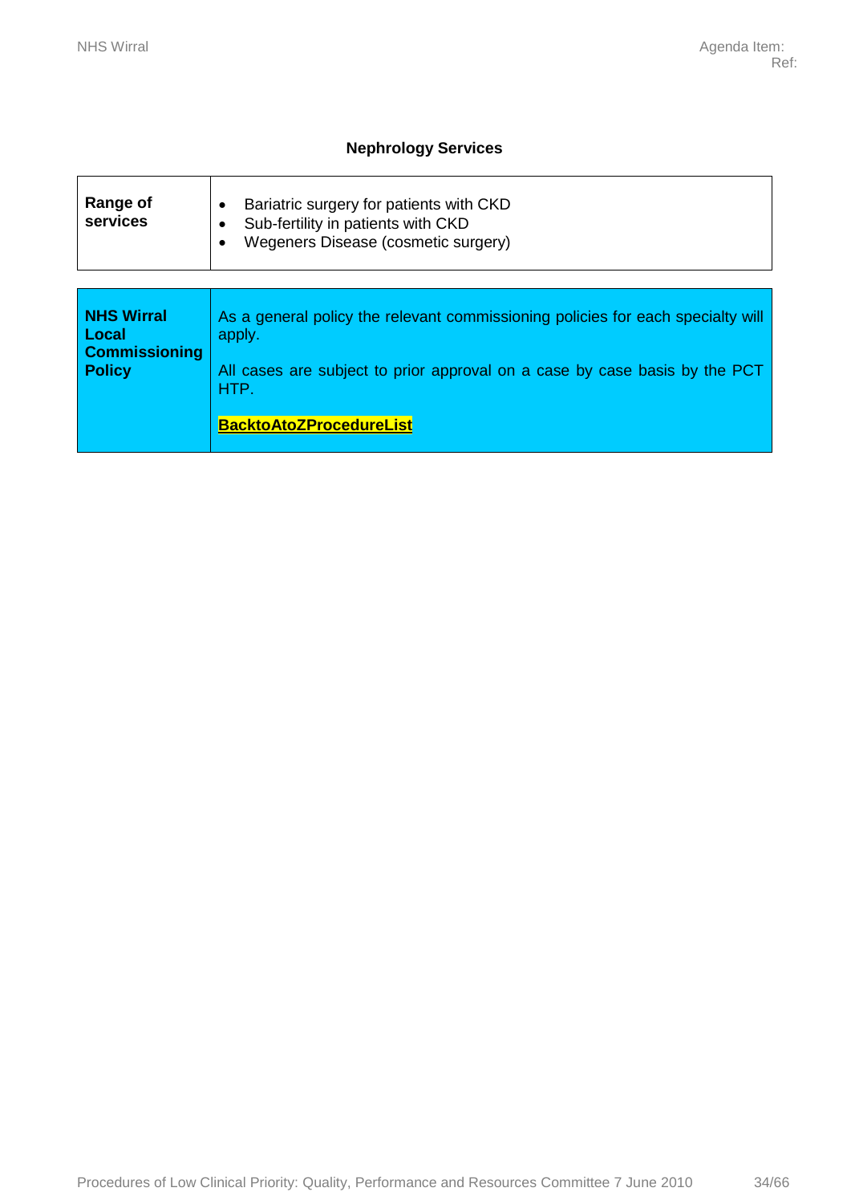## Nephrology Services

| **Range of services** | • Bariatric surgery for patients with CKD<br>• Sub-fertility in patients with CKD<br>• Wegeners Disease (cosmetic surgery) |
|---|---|
| **NHS Wirral Local Commissioning Policy** | As a general policy the relevant commissioning policies for each specialty will apply.<br><br>All cases are subject to prior approval on a case by case basis by the PCT HTP.<br><br>**BacktoAtoZProcedureList** |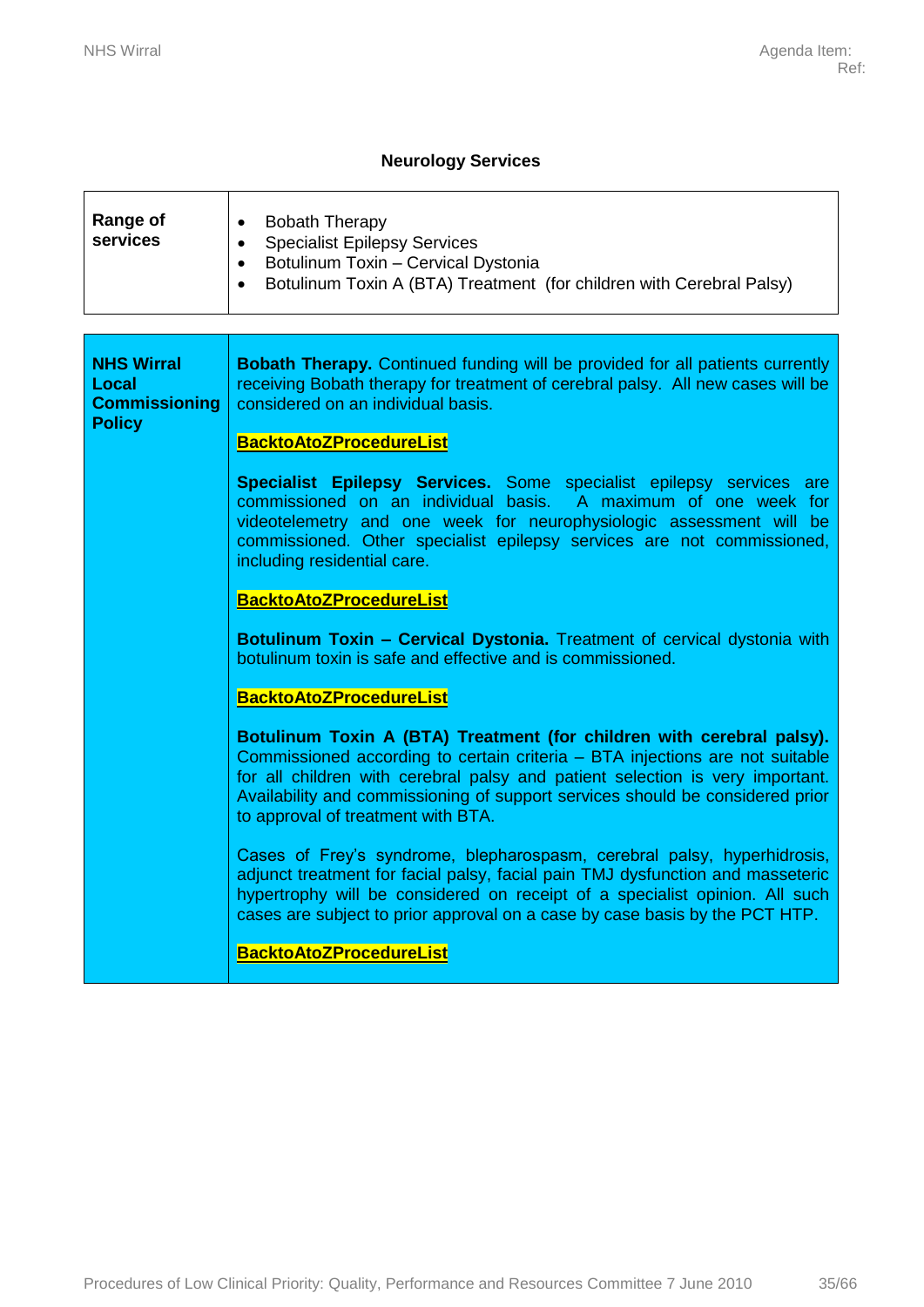## Neurology Services

| | |
|---|---|
| **Range of services** | • Bobath Therapy<br>• Specialist Epilepsy Services<br>• Botulinum Toxin – Cervical Dystonia<br>• Botulinum Toxin A (BTA) Treatment (for children with Cerebral Palsy) |

| | |
|---|---|
| **NHS Wirral Local Commissioning Policy** | **Bobath Therapy.** Continued funding will be provided for all patients currently receiving Bobath therapy for treatment of cerebral palsy. All new cases will be considered on an individual basis.<br><br>**BacktoAtoZProcedureList**<br><br>**Specialist Epilepsy Services.** Some specialist epilepsy services are commissioned on an individual basis. A maximum of one week for videotelemetry and one week for neurophysiologic assessment will be commissioned. Other specialist epilepsy services are not commissioned, including residential care.<br><br>**BacktoAtoZProcedureList**<br><br>**Botulinum Toxin – Cervical Dystonia.** Treatment of cervical dystonia with botulinum toxin is safe and effective and is commissioned.<br><br>**BacktoAtoZProcedureList**<br><br>**Botulinum Toxin A (BTA) Treatment (for children with cerebral palsy).** Commissioned according to certain criteria – BTA injections are not suitable for all children with cerebral palsy and patient selection is very important. Availability and commissioning of support services should be considered prior to approval of treatment with BTA.<br><br>Cases of Frey's syndrome, blepharospasm, cerebral palsy, hyperhidrosis, adjunct treatment for facial palsy, facial pain TMJ dysfunction and masseteric hypertrophy will be considered on receipt of a specialist opinion. All such cases are subject to prior approval on a case by case basis by the PCT HTP.<br><br>**BacktoAtoZProcedureList** |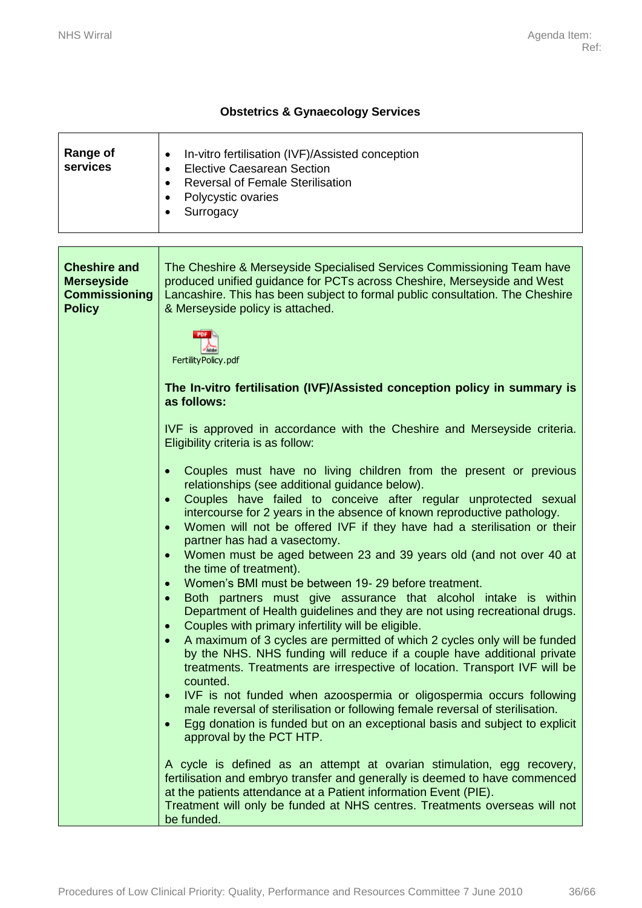## Obstetrics & Gynaecology Services

| Range of services | - In-vitro fertilisation (IVF)/Assisted conception<br>- Elective Caesarean Section<br>- Reversal of Female Sterilisation<br>- Polycystic ovaries<br>- Surrogacy |
|---|---|

| Cheshire and Merseyside Commissioning Policy | The Cheshire & Merseyside Specialised Services Commissioning Team have produced unified guidance for PCTs across Cheshire, Merseyside and West Lancashire. This has been subject to formal public consultation. The Cheshire & Merseyside policy is attached.<br><br>FertilityPolicy.pdf<br><br>**The In-vitro fertilisation (IVF)/Assisted conception policy in summary is as follows:**<br><br>IVF is approved in accordance with the Cheshire and Merseyside criteria. Eligibility criteria is as follow:<br><br>- Couples must have no living children from the present or previous relationships (see additional guidance below).<br>- Couples have failed to conceive after regular unprotected sexual intercourse for 2 years in the absence of known reproductive pathology.<br>- Women will not be offered IVF if they have had a sterilisation or their partner has had a vasectomy.<br>- Women must be aged between 23 and 39 years old (and not over 40 at the time of treatment).<br>- Women's BMI must be between 19- 29 before treatment.<br>- Both partners must give assurance that alcohol intake is within Department of Health guidelines and they are not using recreational drugs.<br>- Couples with primary infertility will be eligible.<br>- A maximum of 3 cycles are permitted of which 2 cycles only will be funded by the NHS. NHS funding will reduce if a couple have additional private treatments. Treatments are irrespective of location. Transport IVF will be counted.<br>- IVF is not funded when azoospermia or oligospermia occurs following male reversal of sterilisation or following female reversal of sterilisation.<br>- Egg donation is funded but on an exceptional basis and subject to explicit approval by the PCT HTP.<br><br>A cycle is defined as an attempt at ovarian stimulation, egg recovery, fertilisation and embryo transfer and generally is deemed to have commenced at the patients attendance at a Patient information Event (PIE).<br>Treatment will only be funded at NHS centres. Treatments overseas will not be funded. |
|---|---|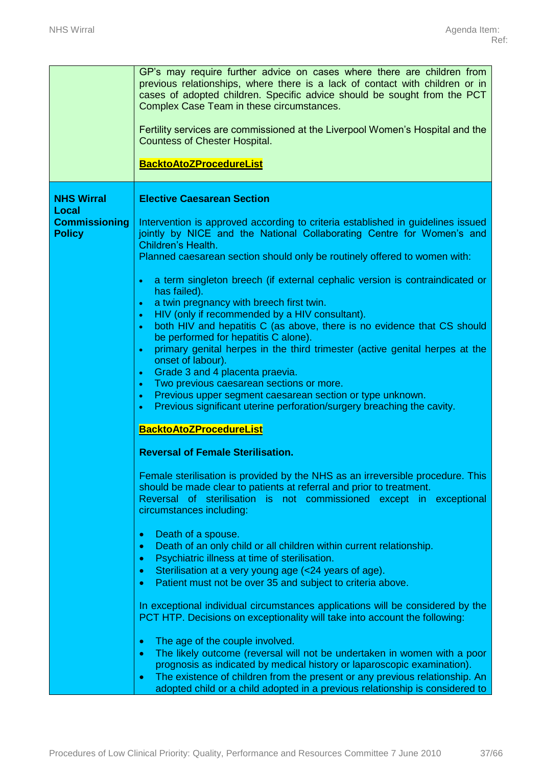| | |
|---|---|
| | GP's may require further advice on cases where there are children from previous relationships, where there is a lack of contact with children or in cases of adopted children. Specific advice should be sought from the PCT Complex Case Team in these circumstances.<br><br>Fertility services are commissioned at the Liverpool Women's Hospital and the Countess of Chester Hospital.<br><br>**BacktoAtoZProcedureList** |
| **NHS Wirral Local Commissioning Policy** | **Elective Caesarean Section**<br><br>Intervention is approved according to criteria established in guidelines issued jointly by NICE and the National Collaborating Centre for Women's and Children's Health.<br>Planned caesarean section should only be routinely offered to women with:<br><br>• a term singleton breech (if external cephalic version is contraindicated or has failed).<br>• a twin pregnancy with breech first twin.<br>• HIV (only if recommended by a HIV consultant).<br>• both HIV and hepatitis C (as above, there is no evidence that CS should be performed for hepatitis C alone).<br>• primary genital herpes in the third trimester (active genital herpes at the onset of labour).<br>• Grade 3 and 4 placenta praevia.<br>• Two previous caesarean sections or more.<br>• Previous upper segment caesarean section or type unknown.<br>• Previous significant uterine perforation/surgery breaching the cavity.<br><br>**BacktoAtoZProcedureList**<br><br>**Reversal of Female Sterilisation.**<br><br>Female sterilisation is provided by the NHS as an irreversible procedure. This should be made clear to patients at referral and prior to treatment.<br>Reversal of sterilisation is not commissioned except in exceptional circumstances including:<br><br>• Death of a spouse.<br>• Death of an only child or all children within current relationship.<br>• Psychiatric illness at time of sterilisation.<br>• Sterilisation at a very young age (<24 years of age).<br>• Patient must not be over 35 and subject to criteria above.<br><br>In exceptional individual circumstances applications will be considered by the PCT HTP. Decisions on exceptionality will take into account the following:<br><br>• The age of the couple involved.<br>• The likely outcome (reversal will not be undertaken in women with a poor prognosis as indicated by medical history or laparoscopic examination).<br>• The existence of children from the present or any previous relationship. An adopted child or a child adopted in a previous relationship is considered to |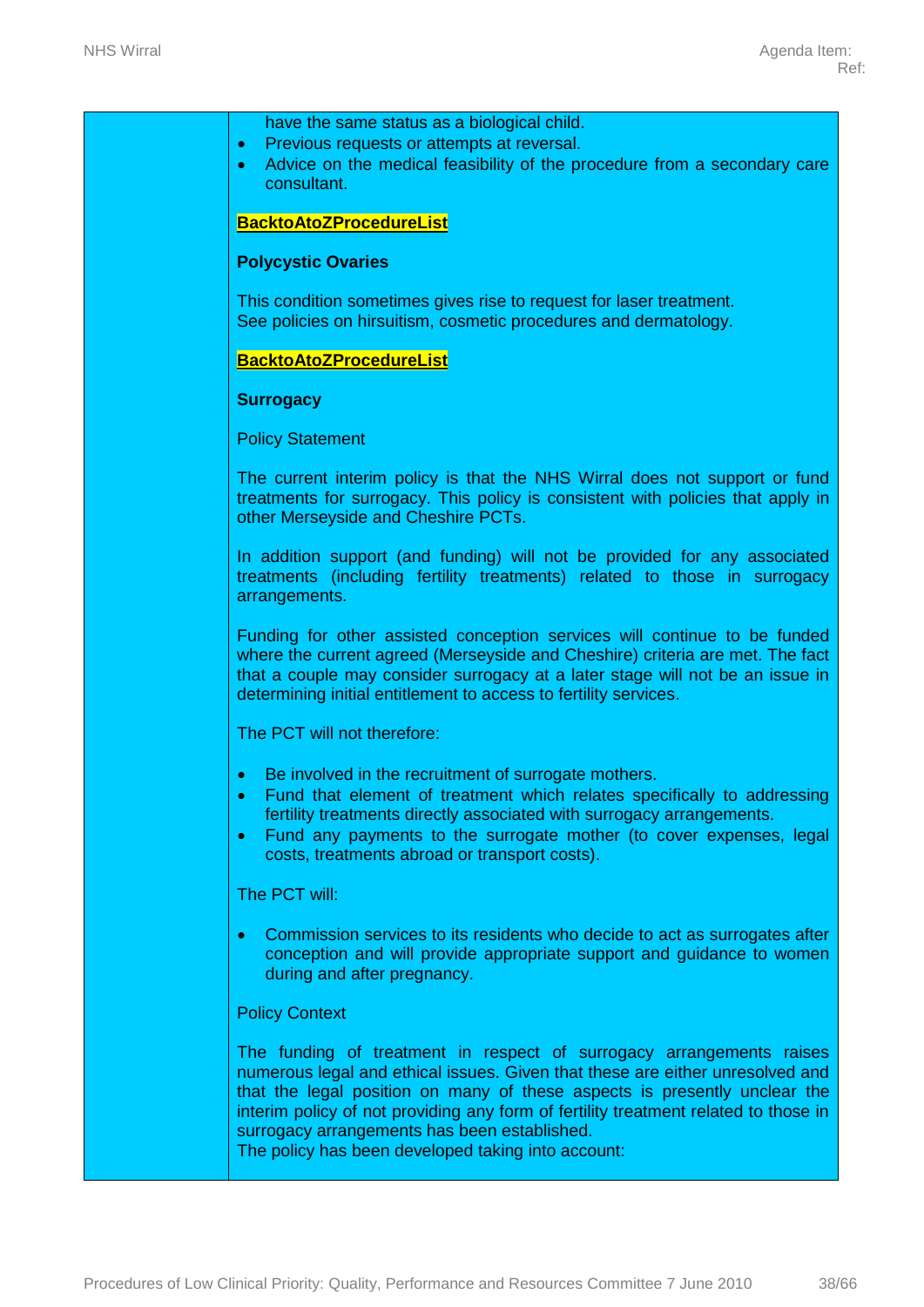have the same status as a biological child.

- Previous requests or attempts at reversal.
- Advice on the medical feasibility of the procedure from a secondary care consultant.

**BacktoAtoZProcedureList**

**Polycystic Ovaries**

This condition sometimes gives rise to request for laser treatment.
See policies on hirsuitism, cosmetic procedures and dermatology.

**BacktoAtoZProcedureList**

**Surrogacy**

Policy Statement

The current interim policy is that the NHS Wirral does not support or fund treatments for surrogacy. This policy is consistent with policies that apply in other Merseyside and Cheshire PCTs.

In addition support (and funding) will not be provided for any associated treatments (including fertility treatments) related to those in surrogacy arrangements.

Funding for other assisted conception services will continue to be funded where the current agreed (Merseyside and Cheshire) criteria are met. The fact that a couple may consider surrogacy at a later stage will not be an issue in determining initial entitlement to access to fertility services.

The PCT will not therefore:

- Be involved in the recruitment of surrogate mothers.
- Fund that element of treatment which relates specifically to addressing fertility treatments directly associated with surrogacy arrangements.
- Fund any payments to the surrogate mother (to cover expenses, legal costs, treatments abroad or transport costs).

The PCT will:

- Commission services to its residents who decide to act as surrogates after conception and will provide appropriate support and guidance to women during and after pregnancy.

Policy Context

The funding of treatment in respect of surrogacy arrangements raises numerous legal and ethical issues. Given that these are either unresolved and that the legal position on many of these aspects is presently unclear the interim policy of not providing any form of fertility treatment related to those in surrogacy arrangements has been established.
The policy has been developed taking into account: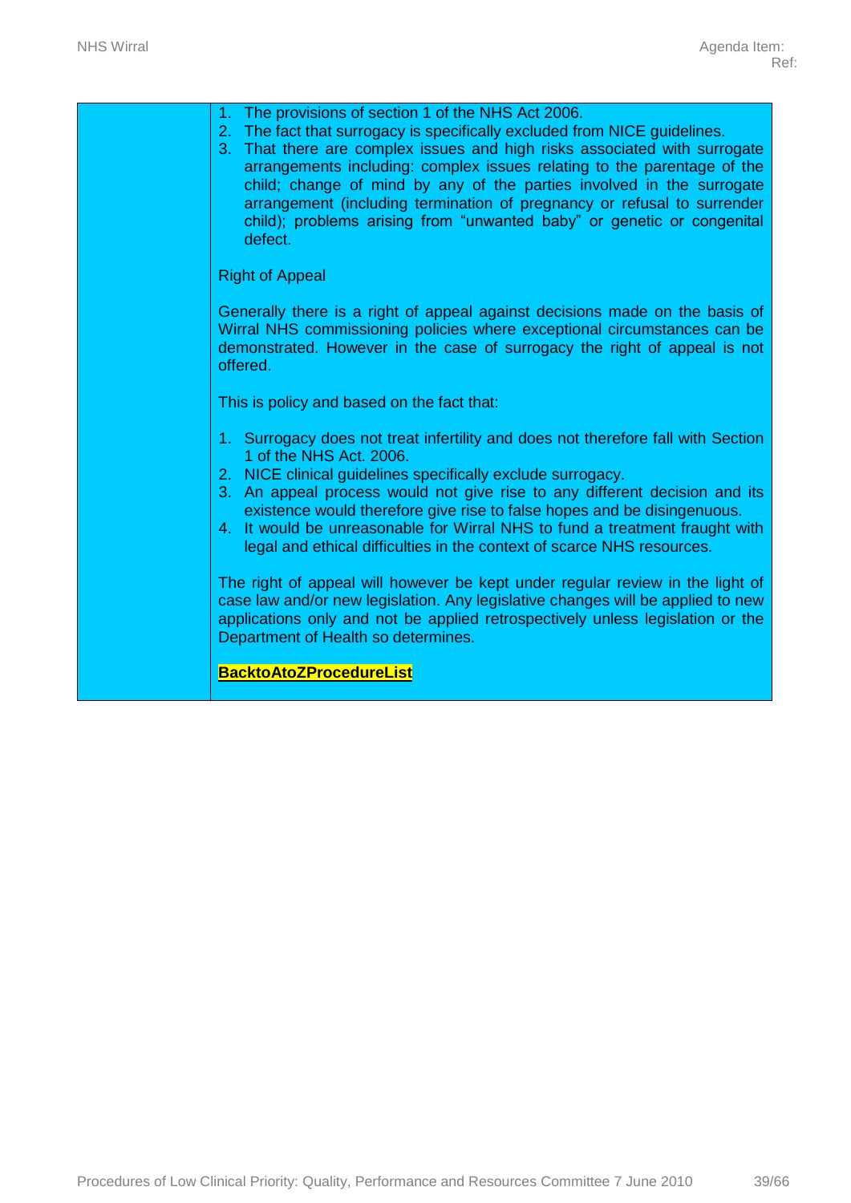|  | 1. The provisions of section 1 of the NHS Act 2006.<br>2. The fact that surrogacy is specifically excluded from NICE guidelines.<br>3. That there are complex issues and high risks associated with surrogate arrangements including: complex issues relating to the parentage of the child; change of mind by any of the parties involved in the surrogate arrangement (including termination of pregnancy or refusal to surrender child); problems arising from "unwanted baby" or genetic or congenital defect.<br><br>Right of Appeal<br><br>Generally there is a right of appeal against decisions made on the basis of Wirral NHS commissioning policies where exceptional circumstances can be demonstrated. However in the case of surrogacy the right of appeal is not offered.<br><br>This is policy and based on the fact that:<br><br>1. Surrogacy does not treat infertility and does not therefore fall with Section 1 of the NHS Act. 2006.<br>2. NICE clinical guidelines specifically exclude surrogacy.<br>3. An appeal process would not give rise to any different decision and its existence would therefore give rise to false hopes and be disingenuous.<br>4. It would be unreasonable for Wirral NHS to fund a treatment fraught with legal and ethical difficulties in the context of scarce NHS resources.<br><br>The right of appeal will however be kept under regular review in the light of case law and/or new legislation. Any legislative changes will be applied to new applications only and not be applied retrospectively unless legislation or the Department of Health so determines.<br><br>**BacktoAtoZProcedureList** |
|---|---|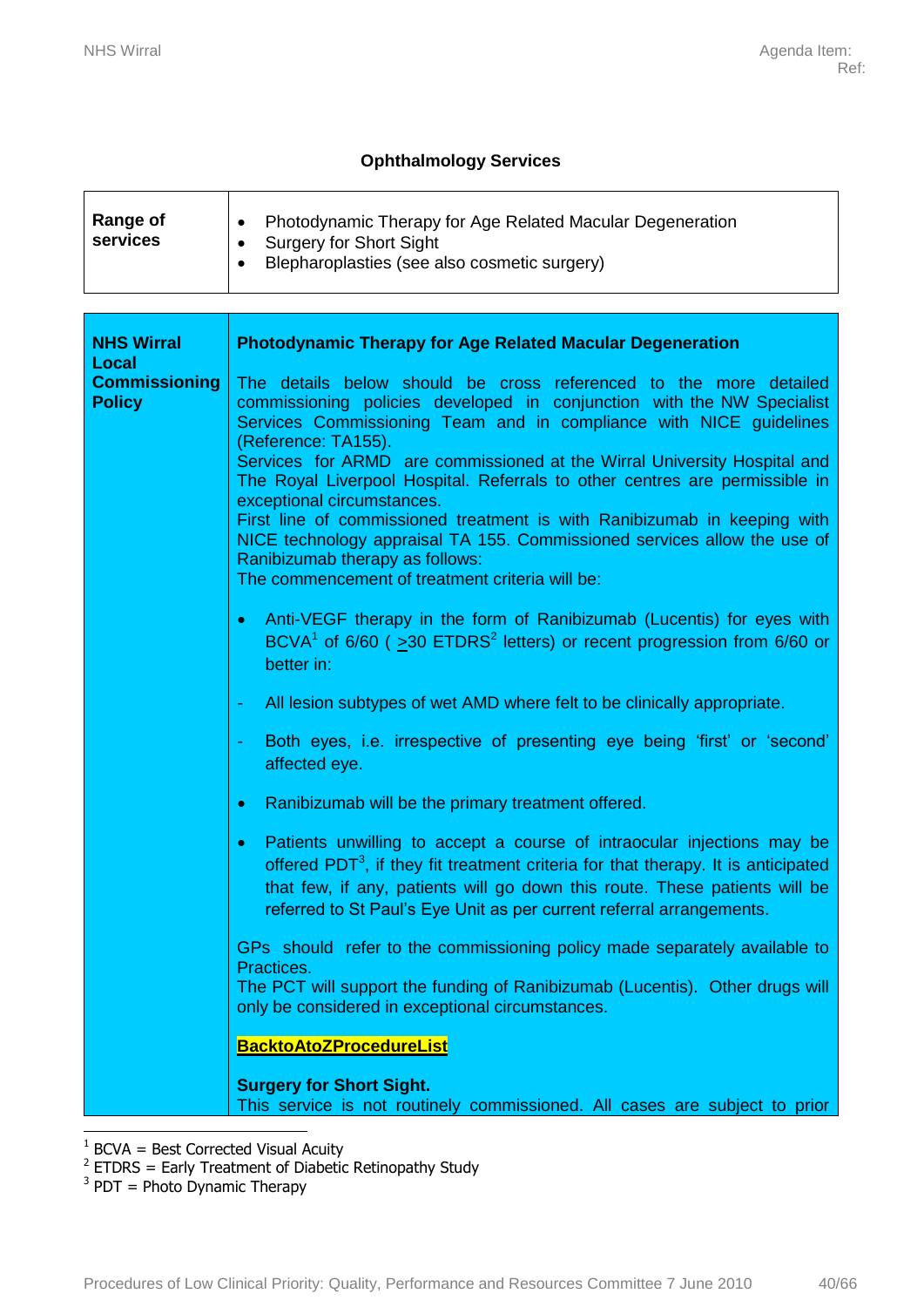### Ophthalmology Services

| Range of services | • Photodynamic Therapy for Age Related Macular Degeneration<br>• Surgery for Short Sight<br>• Blepharoplasties (see also cosmetic surgery) |
|---|---|

| **NHS Wirral Local Commissioning Policy** | **Photodynamic Therapy for Age Related Macular Degeneration**<br><br>The details below should be cross referenced to the more detailed commissioning policies developed in conjunction with the NW Specialist Services Commissioning Team and in compliance with NICE guidelines (Reference: TA155).<br>Services for ARMD are commissioned at the Wirral University Hospital and The Royal Liverpool Hospital. Referrals to other centres are permissible in exceptional circumstances.<br>First line of commissioned treatment is with Ranibizumab in keeping with NICE technology appraisal TA 155. Commissioned services allow the use of Ranibizumab therapy as follows:<br>The commencement of treatment criteria will be:<br><br>• Anti-VEGF therapy in the form of Ranibizumab (Lucentis) for eyes with BCVA[1] of 6/60 ( $\geq$30 ETDRS[2] letters) or recent progression from 6/60 or better in:<br><br>- All lesion subtypes of wet AMD where felt to be clinically appropriate.<br><br>- Both eyes, i.e. irrespective of presenting eye being 'first' or 'second' affected eye.<br><br>• Ranibizumab will be the primary treatment offered.<br><br>• Patients unwilling to accept a course of intraocular injections may be offered PDT[3], if they fit treatment criteria for that therapy. It is anticipated that few, if any, patients will go down this route. These patients will be referred to St Paul's Eye Unit as per current referral arrangements.<br><br>GPs should refer to the commissioning policy made separately available to Practices.<br>The PCT will support the funding of Ranibizumab (Lucentis). Other drugs will only be considered in exceptional circumstances.<br><br>**BacktoAtoZProcedureList**<br><br>**Surgery for Short Sight.**<br>This service is not routinely commissioned. All cases are subject to prior |
|---|---|

[1] BCVA = Best Corrected Visual Acuity
[2] ETDRS = Early Treatment of Diabetic Retinopathy Study
[3] PDT = Photo Dynamic Therapy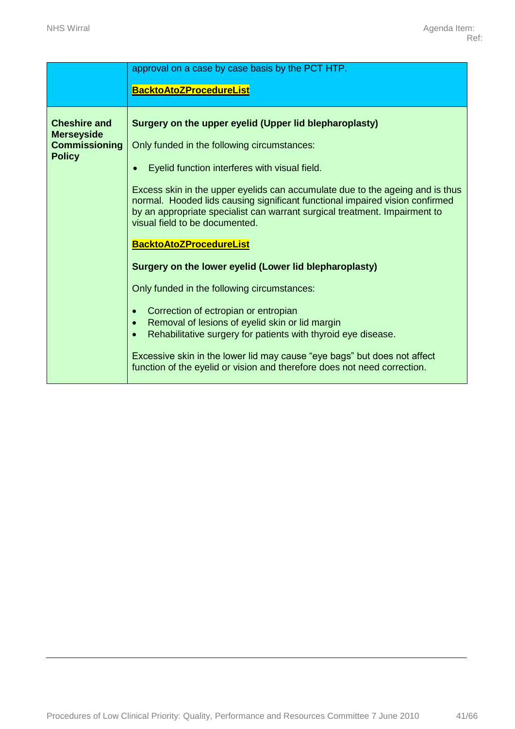|  |  |
|---|---|
|  | approval on a case by case basis by the PCT HTP.<br><br>**BacktoAtoZProcedureList** |
| **Cheshire and Merseyside Commissioning Policy** | **Surgery on the upper eyelid (Upper lid blepharoplasty)**<br><br>Only funded in the following circumstances:<br><br>• Eyelid function interferes with visual field.<br><br>Excess skin in the upper eyelids can accumulate due to the ageing and is thus normal. Hooded lids causing significant functional impaired vision confirmed by an appropriate specialist can warrant surgical treatment. Impairment to visual field to be documented.<br><br>**BacktoAtoZProcedureList**<br><br>**Surgery on the lower eyelid (Lower lid blepharoplasty)**<br><br>Only funded in the following circumstances:<br><br>• Correction of ectropian or entropian<br>• Removal of lesions of eyelid skin or lid margin<br>• Rehabilitative surgery for patients with thyroid eye disease.<br><br>Excessive skin in the lower lid may cause "eye bags" but does not affect function of the eyelid or vision and therefore does not need correction. |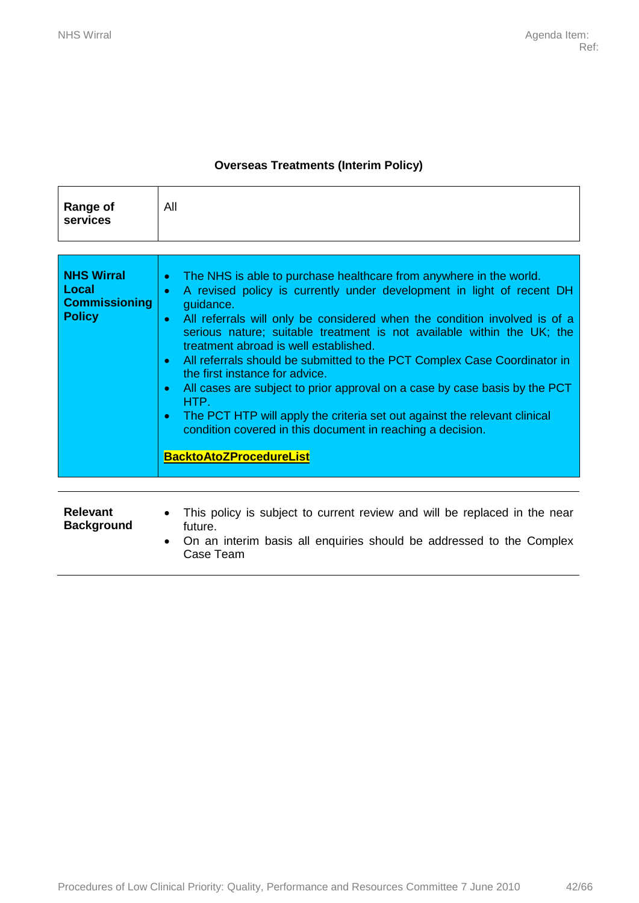## Overseas Treatments (Interim Policy)

| | |
|---|---|
| **Range of services** | All |

| | |
|---|---|
| **NHS Wirral Local Commissioning Policy** | • The NHS is able to purchase healthcare from anywhere in the world.<br>• A revised policy is currently under development in light of recent DH guidance.<br>• All referrals will only be considered when the condition involved is of a serious nature; suitable treatment is not available within the UK; the treatment abroad is well established.<br>• All referrals should be submitted to the PCT Complex Case Coordinator in the first instance for advice.<br>• All cases are subject to prior approval on a case by case basis by the PCT HTP.<br>• The PCT HTP will apply the criteria set out against the relevant clinical condition covered in this document in reaching a decision.<br><br>**BacktoAtoZProcedureList** |

| | |
|---|---|
| **Relevant Background** | • This policy is subject to current review and will be replaced in the near future.<br>• On an interim basis all enquiries should be addressed to the Complex Case Team |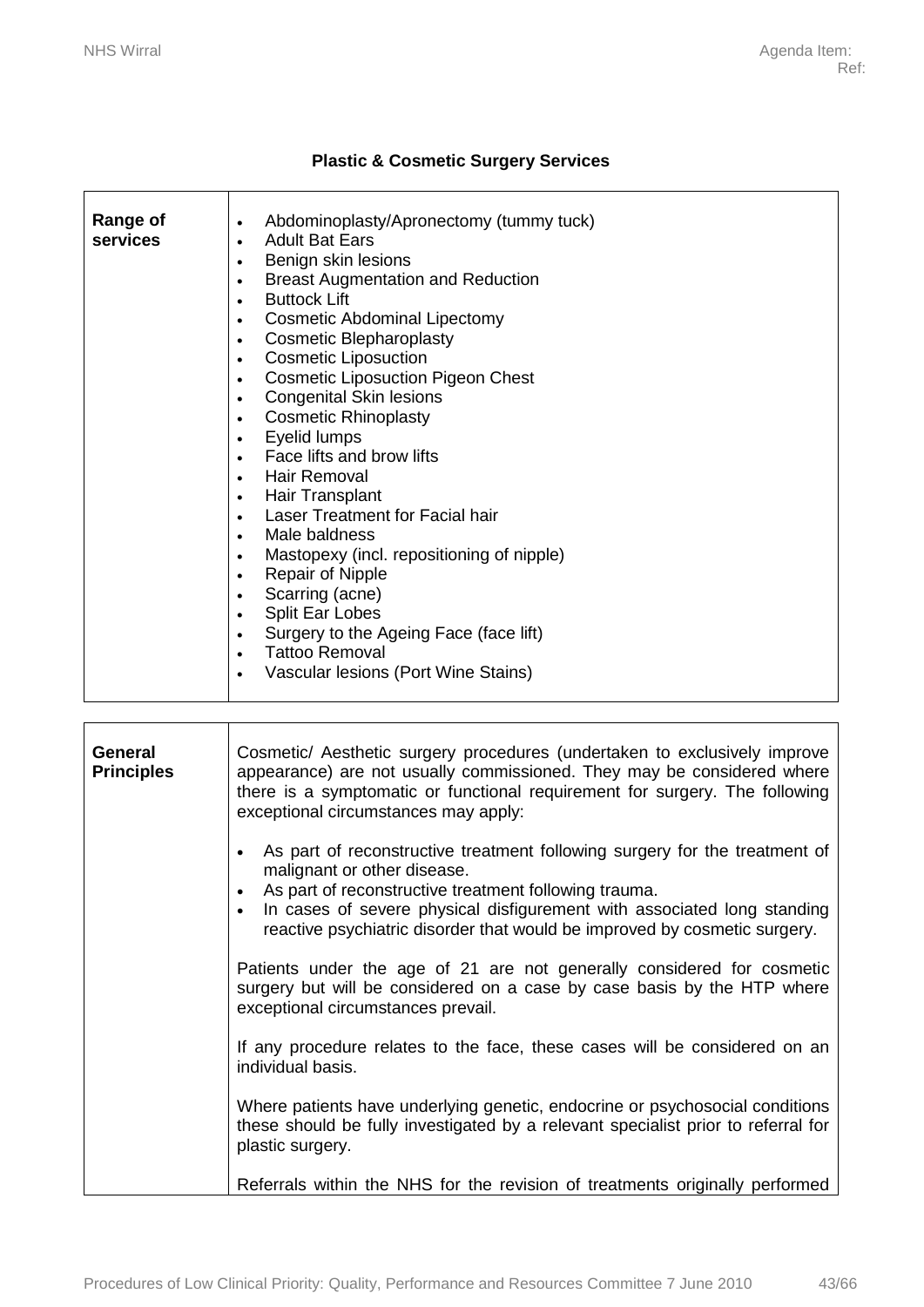## Plastic & Cosmetic Surgery Services

| | |
|---|---|
| **Range of services** | • Abdominoplasty/Apronectomy (tummy tuck)<br>• Adult Bat Ears<br>• Benign skin lesions<br>• Breast Augmentation and Reduction<br>• Buttock Lift<br>• Cosmetic Abdominal Lipectomy<br>• Cosmetic Blepharoplasty<br>• Cosmetic Liposuction<br>• Cosmetic Liposuction Pigeon Chest<br>• Congenital Skin lesions<br>• Cosmetic Rhinoplasty<br>• Eyelid lumps<br>• Face lifts and brow lifts<br>• Hair Removal<br>• Hair Transplant<br>• Laser Treatment for Facial hair<br>• Male baldness<br>• Mastopexy (incl. repositioning of nipple)<br>• Repair of Nipple<br>• Scarring (acne)<br>• Split Ear Lobes<br>• Surgery to the Ageing Face (face lift)<br>• Tattoo Removal<br>• Vascular lesions (Port Wine Stains) |

| | |
|---|---|
| **General Principles** | Cosmetic/ Aesthetic surgery procedures (undertaken to exclusively improve appearance) are not usually commissioned. They may be considered where there is a symptomatic or functional requirement for surgery. The following exceptional circumstances may apply:<br><br>• As part of reconstructive treatment following surgery for the treatment of malignant or other disease.<br>• As part of reconstructive treatment following trauma.<br>• In cases of severe physical disfigurement with associated long standing reactive psychiatric disorder that would be improved by cosmetic surgery.<br><br>Patients under the age of 21 are not generally considered for cosmetic surgery but will be considered on a case by case basis by the HTP where exceptional circumstances prevail.<br><br>If any procedure relates to the face, these cases will be considered on an individual basis.<br><br>Where patients have underlying genetic, endocrine or psychosocial conditions these should be fully investigated by a relevant specialist prior to referral for plastic surgery.<br><br>Referrals within the NHS for the revision of treatments originally performed |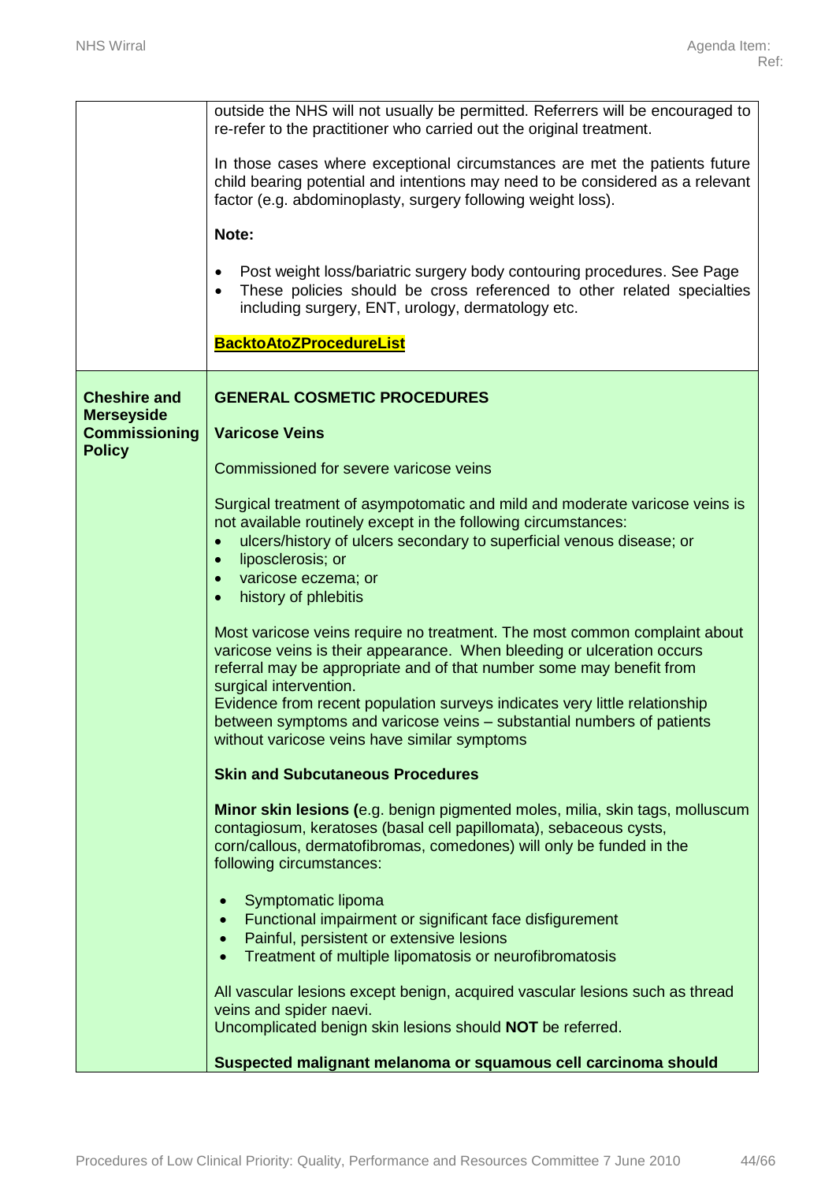| | |
|---|---|
| | outside the NHS will not usually be permitted. Referrers will be encouraged to re-refer to the practitioner who carried out the original treatment.<br><br>In those cases where exceptional circumstances are met the patients future child bearing potential and intentions may need to be considered as a relevant factor (e.g. abdominoplasty, surgery following weight loss).<br><br>**Note:**<br><br>• Post weight loss/bariatric surgery body contouring procedures. See Page<br>• These policies should be cross referenced to other related specialties including surgery, ENT, urology, dermatology etc.<br><br>**BacktoAtoZProcedureList** |
| **Cheshire and Merseyside Commissioning Policy** | **GENERAL COSMETIC PROCEDURES**<br><br>**Varicose Veins**<br><br>Commissioned for severe varicose veins<br><br>Surgical treatment of asympotomatic and mild and moderate varicose veins is not available routinely except in the following circumstances:<br>• ulcers/history of ulcers secondary to superficial venous disease; or<br>• liposclerosis; or<br>• varicose eczema; or<br>• history of phlebitis<br><br>Most varicose veins require no treatment. The most common complaint about varicose veins is their appearance. When bleeding or ulceration occurs referral may be appropriate and of that number some may benefit from surgical intervention.<br>Evidence from recent population surveys indicates very little relationship between symptoms and varicose veins – substantial numbers of patients without varicose veins have similar symptoms<br><br>**Skin and Subcutaneous Procedures**<br><br>**Minor skin lesions (**e.g. benign pigmented moles, milia, skin tags, molluscum contagiosum, keratoses (basal cell papillomata), sebaceous cysts, corn/callous, dermatofibromas, comedones) will only be funded in the following circumstances:<br><br>• Symptomatic lipoma<br>• Functional impairment or significant face disfigurement<br>• Painful, persistent or extensive lesions<br>• Treatment of multiple lipomatosis or neurofibromatosis<br><br>All vascular lesions except benign, acquired vascular lesions such as thread veins and spider naevi.<br>Uncomplicated benign skin lesions should **NOT** be referred.<br><br>**Suspected malignant melanoma or squamous cell carcinoma should** |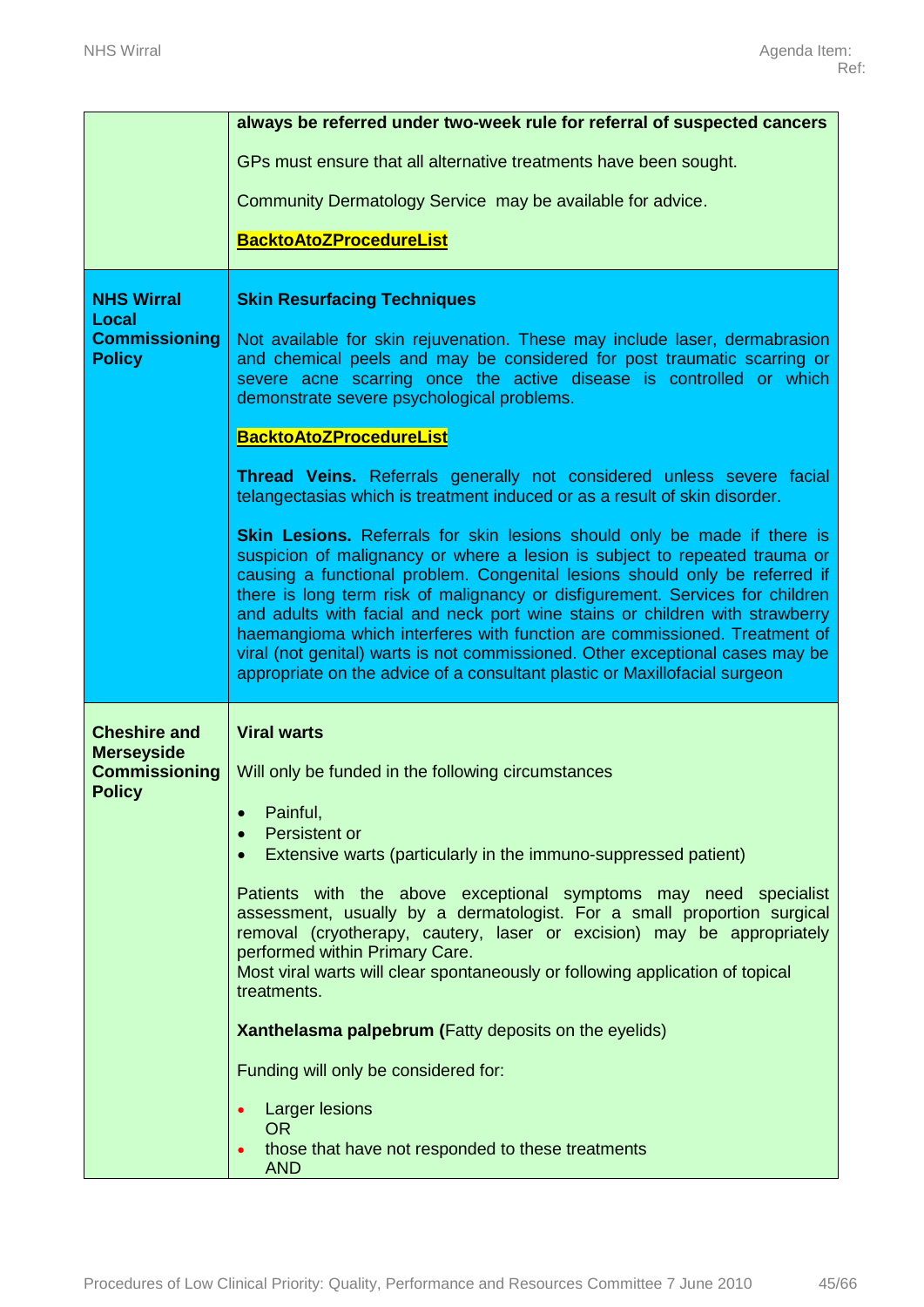| | |
|---|---|
| | **always be referred under two-week rule for referral of suspected cancers**<br><br>GPs must ensure that all alternative treatments have been sought.<br><br>Community Dermatology Service may be available for advice.<br><br>**BacktoAtoZProcedureList** |
| **NHS Wirral Local Commissioning Policy** | **Skin Resurfacing Techniques**<br><br>Not available for skin rejuvenation. These may include laser, dermabrasion and chemical peels and may be considered for post traumatic scarring or severe acne scarring once the active disease is controlled or which demonstrate severe psychological problems.<br><br>**BacktoAtoZProcedureList**<br><br>**Thread Veins.** Referrals generally not considered unless severe facial telangectasias which is treatment induced or as a result of skin disorder.<br><br>**Skin Lesions.** Referrals for skin lesions should only be made if there is suspicion of malignancy or where a lesion is subject to repeated trauma or causing a functional problem. Congenital lesions should only be referred if there is long term risk of malignancy or disfigurement. Services for children and adults with facial and neck port wine stains or children with strawberry haemangioma which interferes with function are commissioned. Treatment of viral (not genital) warts is not commissioned. Other exceptional cases may be appropriate on the advice of a consultant plastic or Maxillofacial surgeon |
| **Cheshire and Merseyside Commissioning Policy** | **Viral warts**<br><br>Will only be funded in the following circumstances<br><br>• Painful,<br>• Persistent or<br>• Extensive warts (particularly in the immuno-suppressed patient)<br><br>Patients with the above exceptional symptoms may need specialist assessment, usually by a dermatologist. For a small proportion surgical removal (cryotherapy, cautery, laser or excision) may be appropriately performed within Primary Care.<br>Most viral warts will clear spontaneously or following application of topical treatments.<br><br>**Xanthelasma palpebrum (**Fatty deposits on the eyelids)<br><br>Funding will only be considered for:<br><br>• Larger lesions<br>OR<br>• those that have not responded to these treatments<br>AND |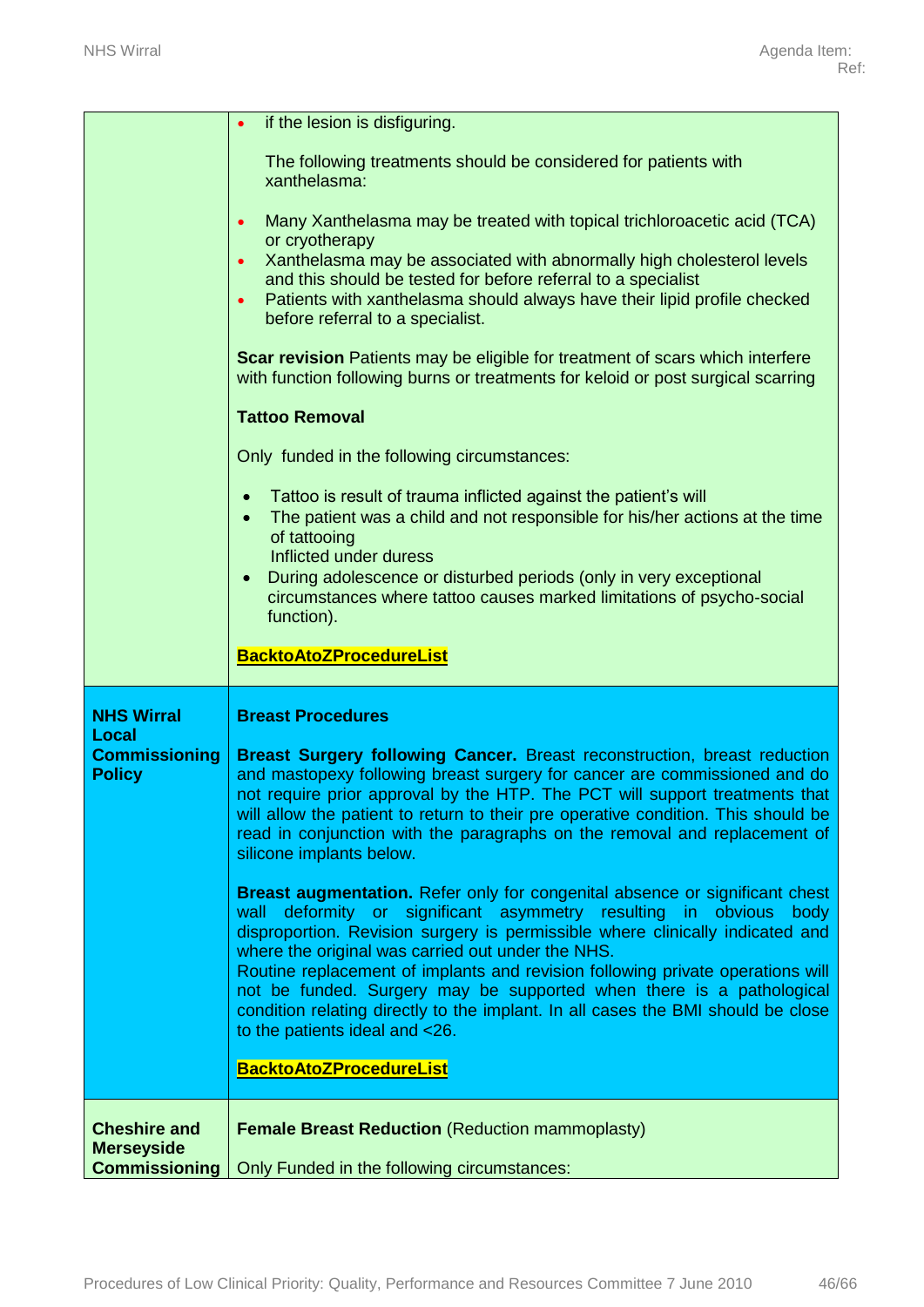| | |
|---|---|
| | • if the lesion is disfiguring.<br><br>The following treatments should be considered for patients with xanthelasma:<br><br>• Many Xanthelasma may be treated with topical trichloroacetic acid (TCA) or cryotherapy<br>• Xanthelasma may be associated with abnormally high cholesterol levels and this should be tested for before referral to a specialist<br>• Patients with xanthelasma should always have their lipid profile checked before referral to a specialist.<br><br>**Scar revision** Patients may be eligible for treatment of scars which interfere with function following burns or treatments for keloid or post surgical scarring<br><br>**Tattoo Removal**<br><br>Only funded in the following circumstances:<br><br>• Tattoo is result of trauma inflicted against the patient's will<br>• The patient was a child and not responsible for his/her actions at the time of tattooing<br>Inflicted under duress<br>• During adolescence or disturbed periods (only in very exceptional circumstances where tattoo causes marked limitations of psycho-social function).<br><br>**BacktoAtoZProcedureList** |
| **NHS Wirral Local Commissioning Policy** | **Breast Procedures**<br><br>**Breast Surgery following Cancer.** Breast reconstruction, breast reduction and mastopexy following breast surgery for cancer are commissioned and do not require prior approval by the HTP. The PCT will support treatments that will allow the patient to return to their pre operative condition. This should be read in conjunction with the paragraphs on the removal and replacement of silicone implants below.<br><br>**Breast augmentation.** Refer only for congenital absence or significant chest wall deformity or significant asymmetry resulting in obvious body disproportion. Revision surgery is permissible where clinically indicated and where the original was carried out under the NHS.<br>Routine replacement of implants and revision following private operations will not be funded. Surgery may be supported when there is a pathological condition relating directly to the implant. In all cases the BMI should be close to the patients ideal and <26.<br><br>**BacktoAtoZProcedureList** |
| **Cheshire and Merseyside Commissioning** | **Female Breast Reduction** (Reduction mammoplasty)<br><br>Only Funded in the following circumstances: |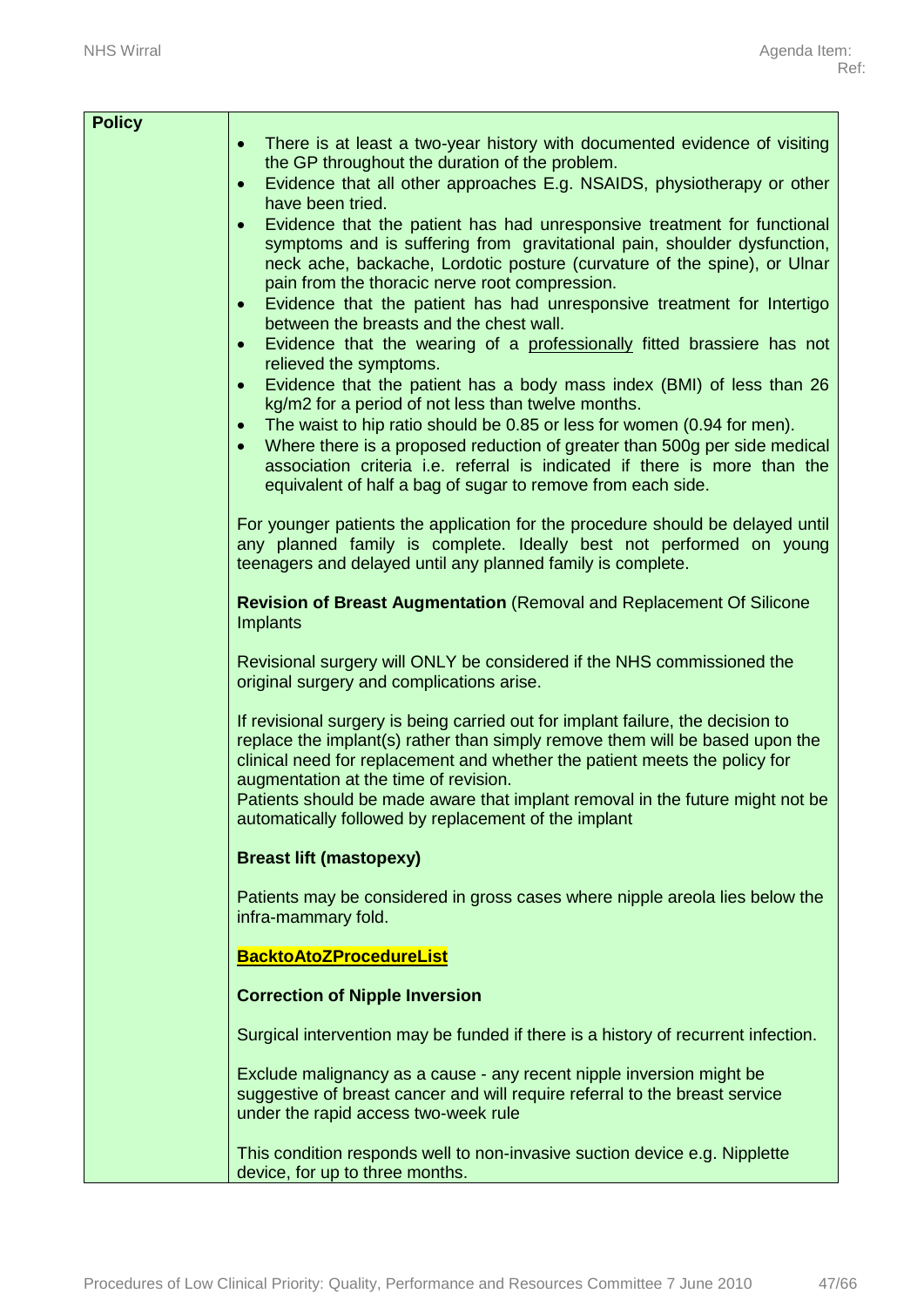| Policy | |
|---|---|
| | • There is at least a two-year history with documented evidence of visiting the GP throughout the duration of the problem.<br>• Evidence that all other approaches E.g. NSAIDS, physiotherapy or other have been tried.<br>• Evidence that the patient has had unresponsive treatment for functional symptoms and is suffering from gravitational pain, shoulder dysfunction, neck ache, backache, Lordotic posture (curvature of the spine), or Ulnar pain from the thoracic nerve root compression.<br>• Evidence that the patient has had unresponsive treatment for Intertigo between the breasts and the chest wall.<br>• Evidence that the wearing of a professionally fitted brassiere has not relieved the symptoms.<br>• Evidence that the patient has a body mass index (BMI) of less than 26 kg/m2 for a period of not less than twelve months.<br>• The waist to hip ratio should be 0.85 or less for women (0.94 for men).<br>• Where there is a proposed reduction of greater than 500g per side medical association criteria i.e. referral is indicated if there is more than the equivalent of half a bag of sugar to remove from each side.<br><br>For younger patients the application for the procedure should be delayed until any planned family is complete. Ideally best not performed on young teenagers and delayed until any planned family is complete.<br><br>**Revision of Breast Augmentation** (Removal and Replacement Of Silicone Implants<br><br>Revisional surgery will ONLY be considered if the NHS commissioned the original surgery and complications arise.<br><br>If revisional surgery is being carried out for implant failure, the decision to replace the implant(s) rather than simply remove them will be based upon the clinical need for replacement and whether the patient meets the policy for augmentation at the time of revision.<br>Patients should be made aware that implant removal in the future might not be automatically followed by replacement of the implant<br><br>**Breast lift (mastopexy)**<br><br>Patients may be considered in gross cases where nipple areola lies below the infra-mammary fold.<br><br>**BacktoAtoZProcedureList**<br><br>**Correction of Nipple Inversion**<br><br>Surgical intervention may be funded if there is a history of recurrent infection.<br><br>Exclude malignancy as a cause - any recent nipple inversion might be suggestive of breast cancer and will require referral to the breast service under the rapid access two-week rule<br><br>This condition responds well to non-invasive suction device e.g. Nipplette device, for up to three months. |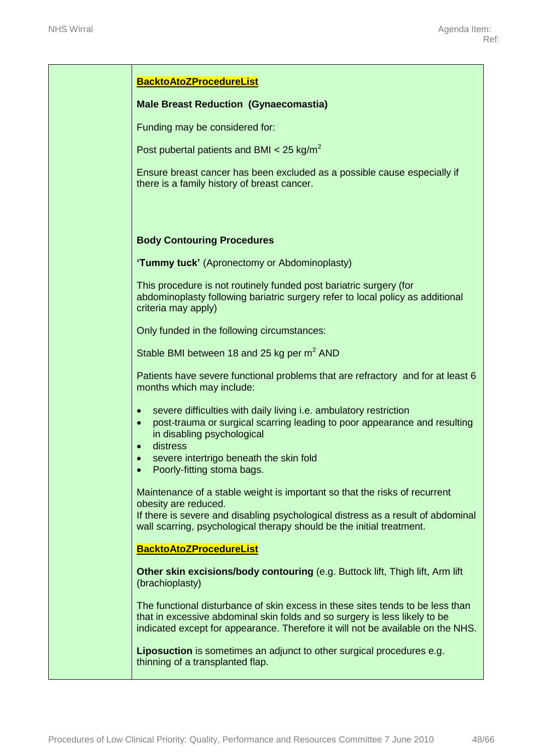**BacktoAtoZProcedureList**

**Male Breast Reduction (Gynaecomastia)**

Funding may be considered for:

Post pubertal patients and BMI < 25 kg/$m^2$

Ensure breast cancer has been excluded as a possible cause especially if there is a family history of breast cancer.

**Body Contouring Procedures**

**'Tummy tuck'** (Apronectomy or Abdominoplasty)

This procedure is not routinely funded post bariatric surgery (for abdominoplasty following bariatric surgery refer to local policy as additional criteria may apply)

Only funded in the following circumstances:

Stable BMI between 18 and 25 kg per $m^2$ AND

Patients have severe functional problems that are refractory and for at least 6 months which may include:

- severe difficulties with daily living i.e. ambulatory restriction
- post-trauma or surgical scarring leading to poor appearance and resulting in disabling psychological
- distress
- severe intertrigo beneath the skin fold
- Poorly-fitting stoma bags.

Maintenance of a stable weight is important so that the risks of recurrent obesity are reduced.
If there is severe and disabling psychological distress as a result of abdominal wall scarring, psychological therapy should be the initial treatment.

**BacktoAtoZProcedureList**

**Other skin excisions/body contouring** (e.g. Buttock lift, Thigh lift, Arm lift (brachioplasty)

The functional disturbance of skin excess in these sites tends to be less than that in excessive abdominal skin folds and so surgery is less likely to be indicated except for appearance. Therefore it will not be available on the NHS.

**Liposuction** is sometimes an adjunct to other surgical procedures e.g. thinning of a transplanted flap.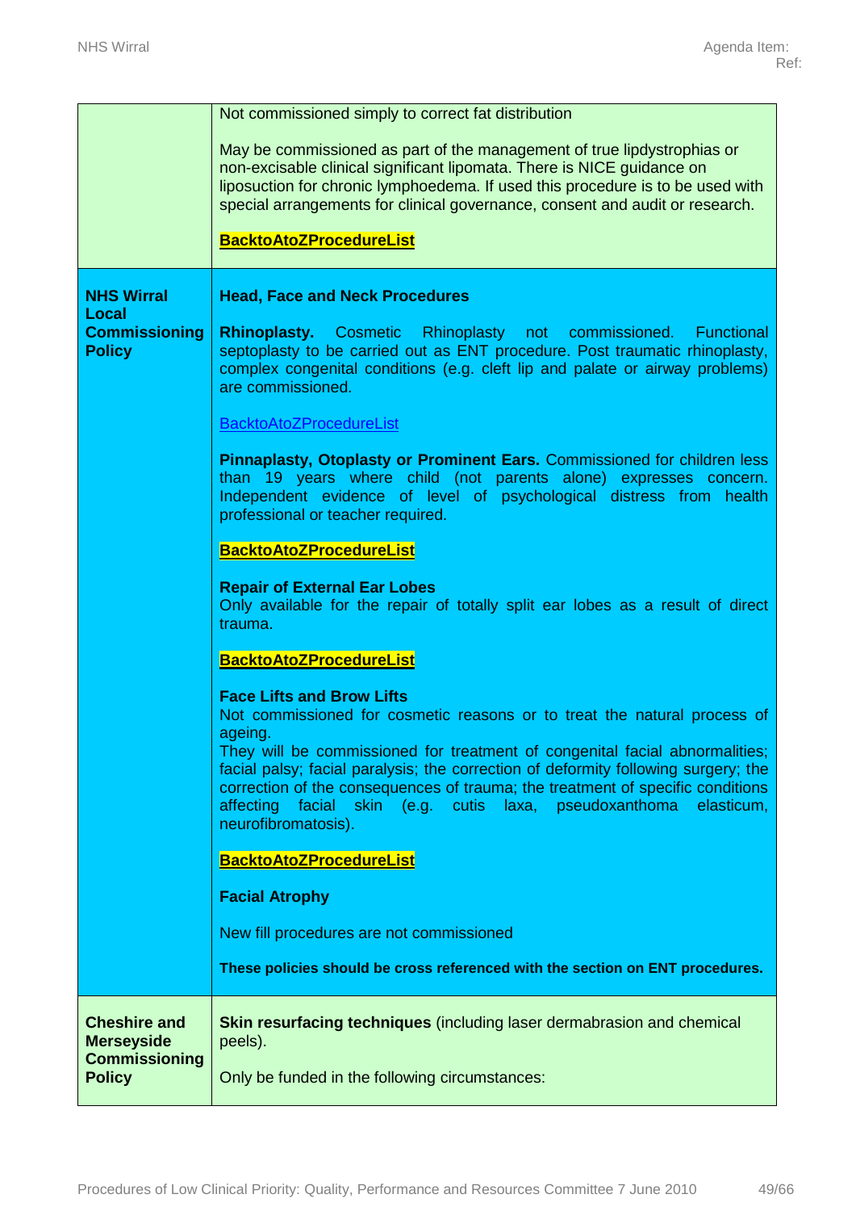| | |
|---|---|
| | Not commissioned simply to correct fat distribution<br><br>May be commissioned as part of the management of true lipdystrophias or non-excisable clinical significant lipomata. There is NICE guidance on liposuction for chronic lymphoedema. If used this procedure is to be used with special arrangements for clinical governance, consent and audit or research.<br><br>**BacktoAtoZProcedureList** |
| **NHS Wirral Local Commissioning Policy** | **Head, Face and Neck Procedures**<br><br>**Rhinoplasty.** Cosmetic Rhinoplasty not commissioned. Functional septoplasty to be carried out as ENT procedure. Post traumatic rhinoplasty, complex congenital conditions (e.g. cleft lip and palate or airway problems) are commissioned.<br><br>BacktoAtoZProcedureList<br><br>**Pinnaplasty, Otoplasty or Prominent Ears.** Commissioned for children less than 19 years where child (not parents alone) expresses concern. Independent evidence of level of psychological distress from health professional or teacher required.<br><br>**BacktoAtoZProcedureList**<br><br>**Repair of External Ear Lobes**<br>Only available for the repair of totally split ear lobes as a result of direct trauma.<br><br>**BacktoAtoZProcedureList**<br><br>**Face Lifts and Brow Lifts**<br>Not commissioned for cosmetic reasons or to treat the natural process of ageing.<br>They will be commissioned for treatment of congenital facial abnormalities; facial palsy; facial paralysis; the correction of deformity following surgery; the correction of the consequences of trauma; the treatment of specific conditions affecting facial skin (e.g. cutis laxa, pseudoxanthoma elasticum, neurofibromatosis).<br><br>**BacktoAtoZProcedureList**<br><br>**Facial Atrophy**<br><br>New fill procedures are not commissioned<br><br>**These policies should be cross referenced with the section on ENT procedures.** |
| **Cheshire and Merseyside Commissioning Policy** | **Skin resurfacing techniques** (including laser dermabrasion and chemical peels).<br><br>Only be funded in the following circumstances: |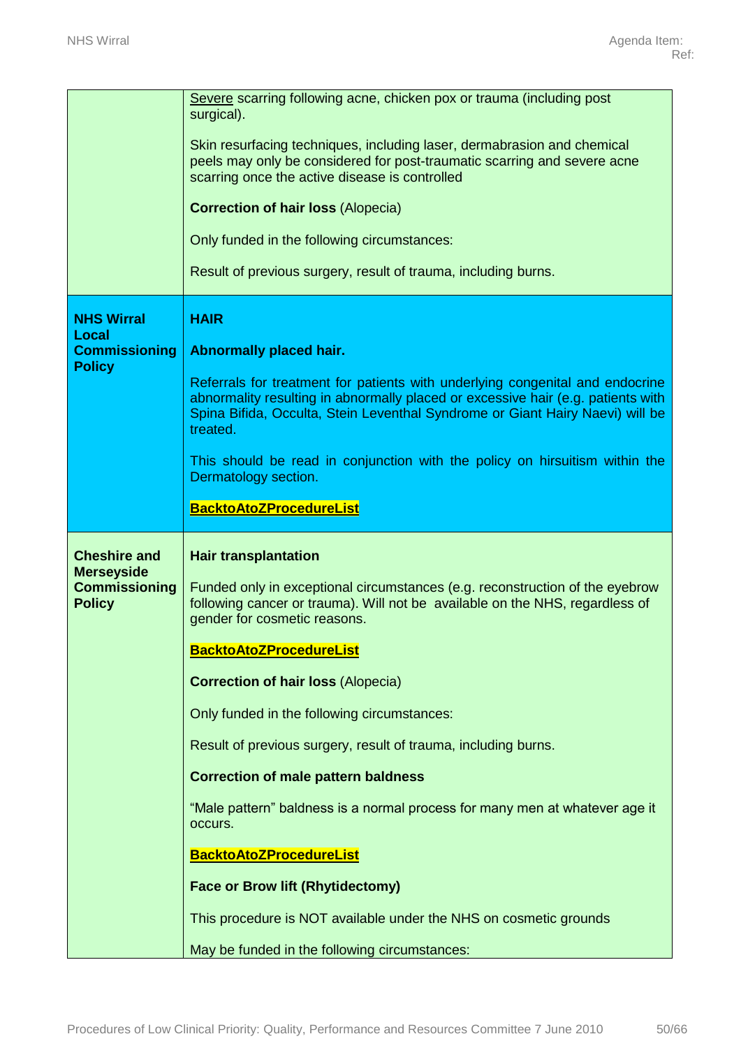| | |
|---|---|
| | <u>Severe</u> scarring following acne, chicken pox or trauma (including post surgical).<br><br>Skin resurfacing techniques, including laser, dermabrasion and chemical peels may only be considered for post-traumatic scarring and severe acne scarring once the active disease is controlled<br><br>**Correction of hair loss** (Alopecia)<br><br>Only funded in the following circumstances:<br><br>Result of previous surgery, result of trauma, including burns. |
| **NHS Wirral Local Commissioning Policy** | **HAIR**<br><br>**Abnormally placed hair.**<br><br>Referrals for treatment for patients with underlying congenital and endocrine abnormality resulting in abnormally placed or excessive hair (e.g. patients with Spina Bifida, Occulta, Stein Leventhal Syndrome or Giant Hairy Naevi) will be treated.<br><br>This should be read in conjunction with the policy on hirsuitism within the Dermatology section.<br><br>**BacktoAtoZProcedureList** |
| **Cheshire and Merseyside Commissioning Policy** | **Hair transplantation**<br><br>Funded only in exceptional circumstances (e.g. reconstruction of the eyebrow following cancer or trauma). Will not be available on the NHS, regardless of gender for cosmetic reasons.<br><br>**BacktoAtoZProcedureList**<br><br>**Correction of hair loss** (Alopecia)<br><br>Only funded in the following circumstances:<br><br>Result of previous surgery, result of trauma, including burns.<br><br>**Correction of male pattern baldness**<br><br>"Male pattern" baldness is a normal process for many men at whatever age it occurs.<br><br>**BacktoAtoZProcedureList**<br><br>**Face or Brow lift (Rhytidectomy)**<br><br>This procedure is NOT available under the NHS on cosmetic grounds<br><br>May be funded in the following circumstances: |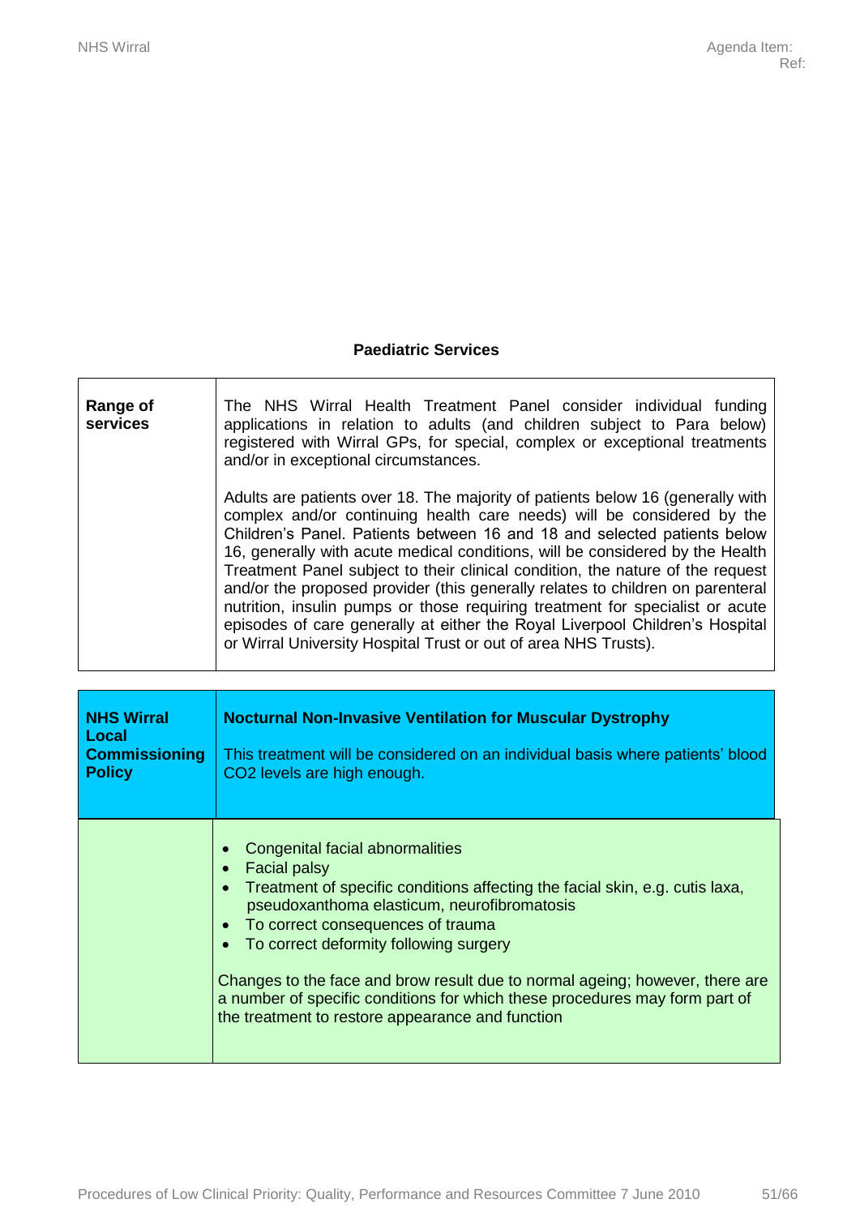## Paediatric Services

| Range of services | The NHS Wirral Health Treatment Panel consider individual funding applications in relation to adults (and children subject to Para below) registered with Wirral GPs, for special, complex or exceptional treatments and/or in exceptional circumstances.<br><br>Adults are patients over 18. The majority of patients below 16 (generally with complex and/or continuing health care needs) will be considered by the Children's Panel. Patients between 16 and 18 and selected patients below 16, generally with acute medical conditions, will be considered by the Health Treatment Panel subject to their clinical condition, the nature of the request and/or the proposed provider (this generally relates to children on parenteral nutrition, insulin pumps or those requiring treatment for specialist or acute episodes of care generally at either the Royal Liverpool Children's Hospital or Wirral University Hospital Trust or out of area NHS Trusts). |
|---|---|

| **NHS Wirral Local Commissioning Policy** | **Nocturnal Non-Invasive Ventilation for Muscular Dystrophy**<br><br>This treatment will be considered on an individual basis where patients' blood CO2 levels are high enough. |
|---|---|
| | • Congenital facial abnormalities<br>• Facial palsy<br>• Treatment of specific conditions affecting the facial skin, e.g. cutis laxa, pseudoxanthoma elasticum, neurofibromatosis<br>• To correct consequences of trauma<br>• To correct deformity following surgery<br><br>Changes to the face and brow result due to normal ageing; however, there are a number of specific conditions for which these procedures may form part of the treatment to restore appearance and function |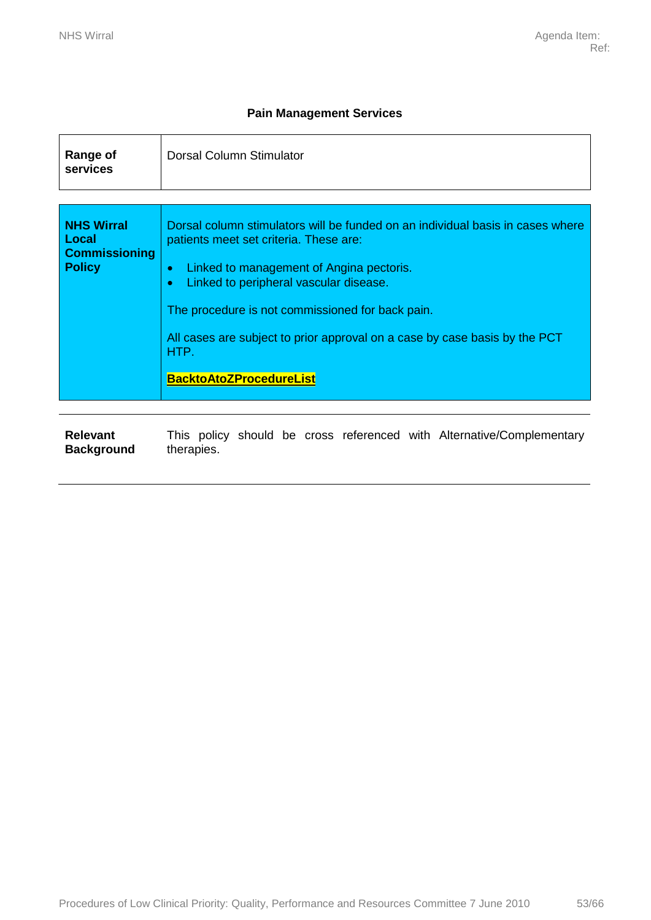## Pain Management Services

| Range of services | Dorsal Column Stimulator |
|---|---|

| **NHS Wirral Local Commissioning Policy** | Dorsal column stimulators will be funded on an individual basis in cases where patients meet set criteria. These are:<br><br>• Linked to management of Angina pectoris.<br>• Linked to peripheral vascular disease.<br><br>The procedure is not commissioned for back pain.<br><br>All cases are subject to prior approval on a case by case basis by the PCT HTP.<br><br>**BacktoAtoZProcedureList** |
|---|---|

| **Relevant Background** | This policy should be cross referenced with Alternative/Complementary therapies. |
|---|---|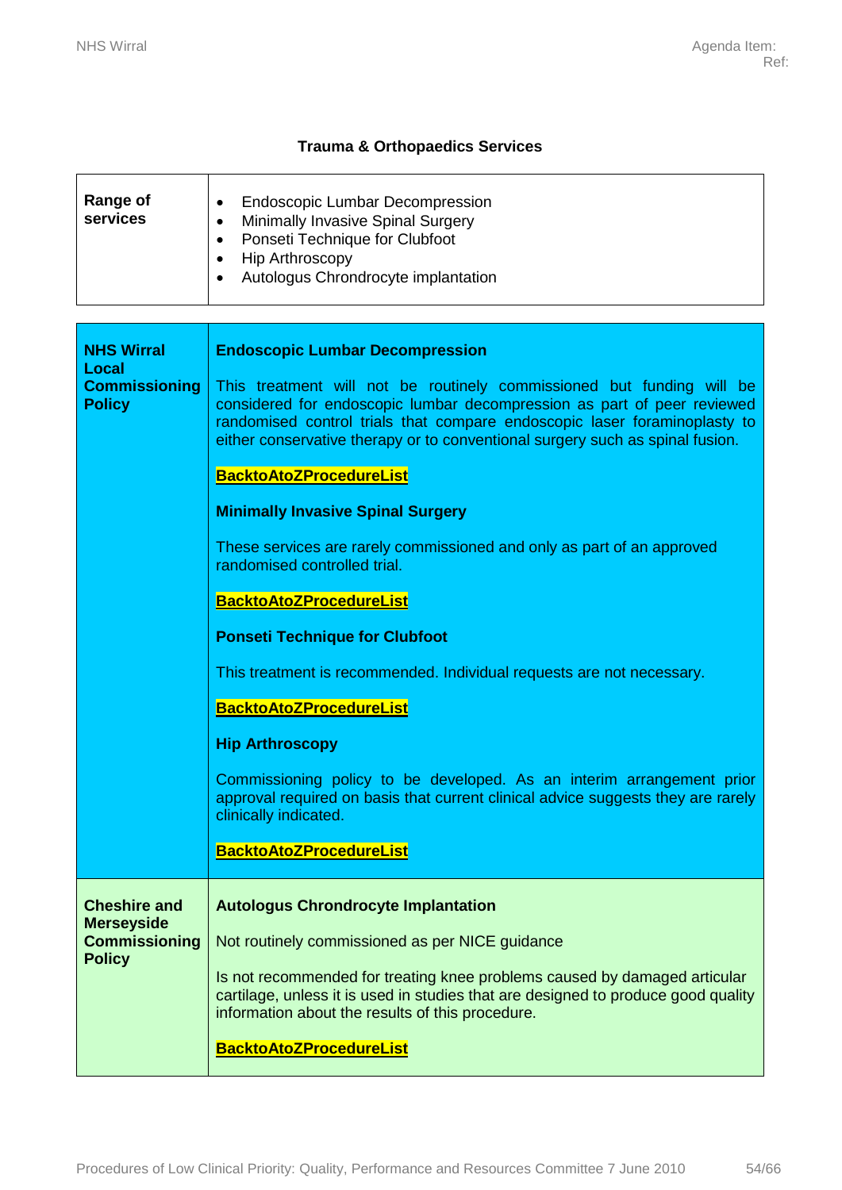### Trauma & Orthopaedics Services

| **Range of services** | • Endoscopic Lumbar Decompression<br>• Minimally Invasive Spinal Surgery<br>• Ponseti Technique for Clubfoot<br>• Hip Arthroscopy<br>• Autologus Chrondrocyte implantation |
|---|---|

| | |
|---|---|
| **NHS Wirral Local Commissioning Policy** | **Endoscopic Lumbar Decompression**<br><br>This treatment will not be routinely commissioned but funding will be considered for endoscopic lumbar decompression as part of peer reviewed randomised control trials that compare endoscopic laser foraminoplasty to either conservative therapy or to conventional surgery such as spinal fusion.<br><br>**BacktoAtoZProcedureList**<br><br>**Minimally Invasive Spinal Surgery**<br><br>These services are rarely commissioned and only as part of an approved randomised controlled trial.<br><br>**BacktoAtoZProcedureList**<br><br>**Ponseti Technique for Clubfoot**<br><br>This treatment is recommended. Individual requests are not necessary.<br><br>**BacktoAtoZProcedureList**<br><br>**Hip Arthroscopy**<br><br>Commissioning policy to be developed. As an interim arrangement prior approval required on basis that current clinical advice suggests they are rarely clinically indicated.<br><br>**BacktoAtoZProcedureList** |
| **Cheshire and Merseyside Commissioning Policy** | **Autologus Chrondrocyte Implantation**<br><br>Not routinely commissioned as per NICE guidance<br><br>Is not recommended for treating knee problems caused by damaged articular cartilage, unless it is used in studies that are designed to produce good quality information about the results of this procedure.<br><br>**BacktoAtoZProcedureList** |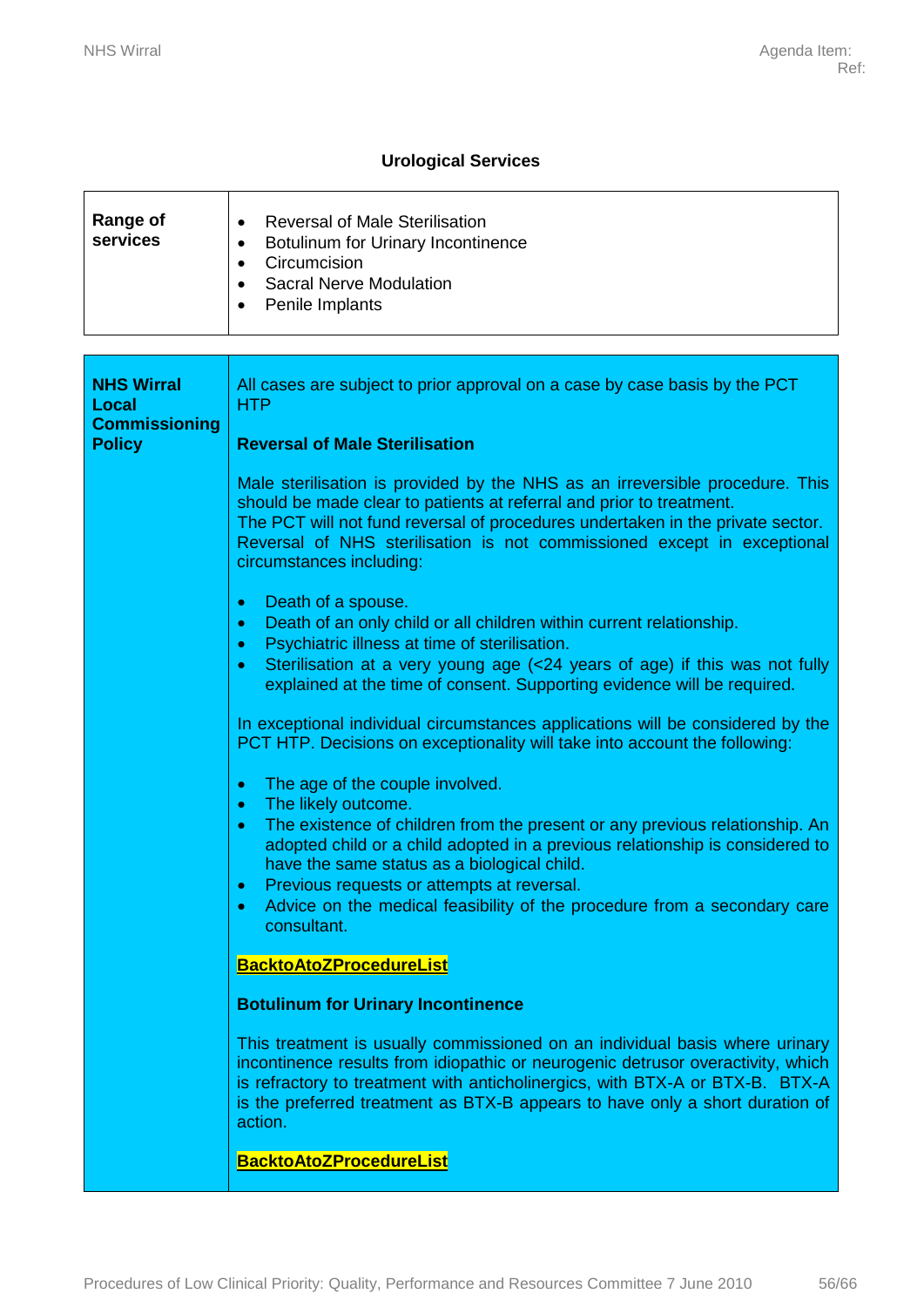### Urological Services

| Range of services | <ul><li>Reversal of Male Sterilisation</li><li>Botulinum for Urinary Incontinence</li><li>Circumcision</li><li>Sacral Nerve Modulation</li><li>Penile Implants</li></ul> |
|---|---|

**NHS Wirral Local Commissioning Policy**

All cases are subject to prior approval on a case by case basis by the PCT HTP

**Reversal of Male Sterilisation**

Male sterilisation is provided by the NHS as an irreversible procedure. This should be made clear to patients at referral and prior to treatment.
The PCT will not fund reversal of procedures undertaken in the private sector. Reversal of NHS sterilisation is not commissioned except in exceptional circumstances including:

- Death of a spouse.
- Death of an only child or all children within current relationship.
- Psychiatric illness at time of sterilisation.
- Sterilisation at a very young age (<24 years of age) if this was not fully explained at the time of consent. Supporting evidence will be required.

In exceptional individual circumstances applications will be considered by the PCT HTP. Decisions on exceptionality will take into account the following:

- The age of the couple involved.
- The likely outcome.
- The existence of children from the present or any previous relationship. An adopted child or a child adopted in a previous relationship is considered to have the same status as a biological child.
- Previous requests or attempts at reversal.
- Advice on the medical feasibility of the procedure from a secondary care consultant.

**BacktoAtoZProcedureList**

**Botulinum for Urinary Incontinence**

This treatment is usually commissioned on an individual basis where urinary incontinence results from idiopathic or neurogenic detrusor overactivity, which is refractory to treatment with anticholinergics, with BTX-A or BTX-B. BTX-A is the preferred treatment as BTX-B appears to have only a short duration of action.

**BacktoAtoZProcedureList**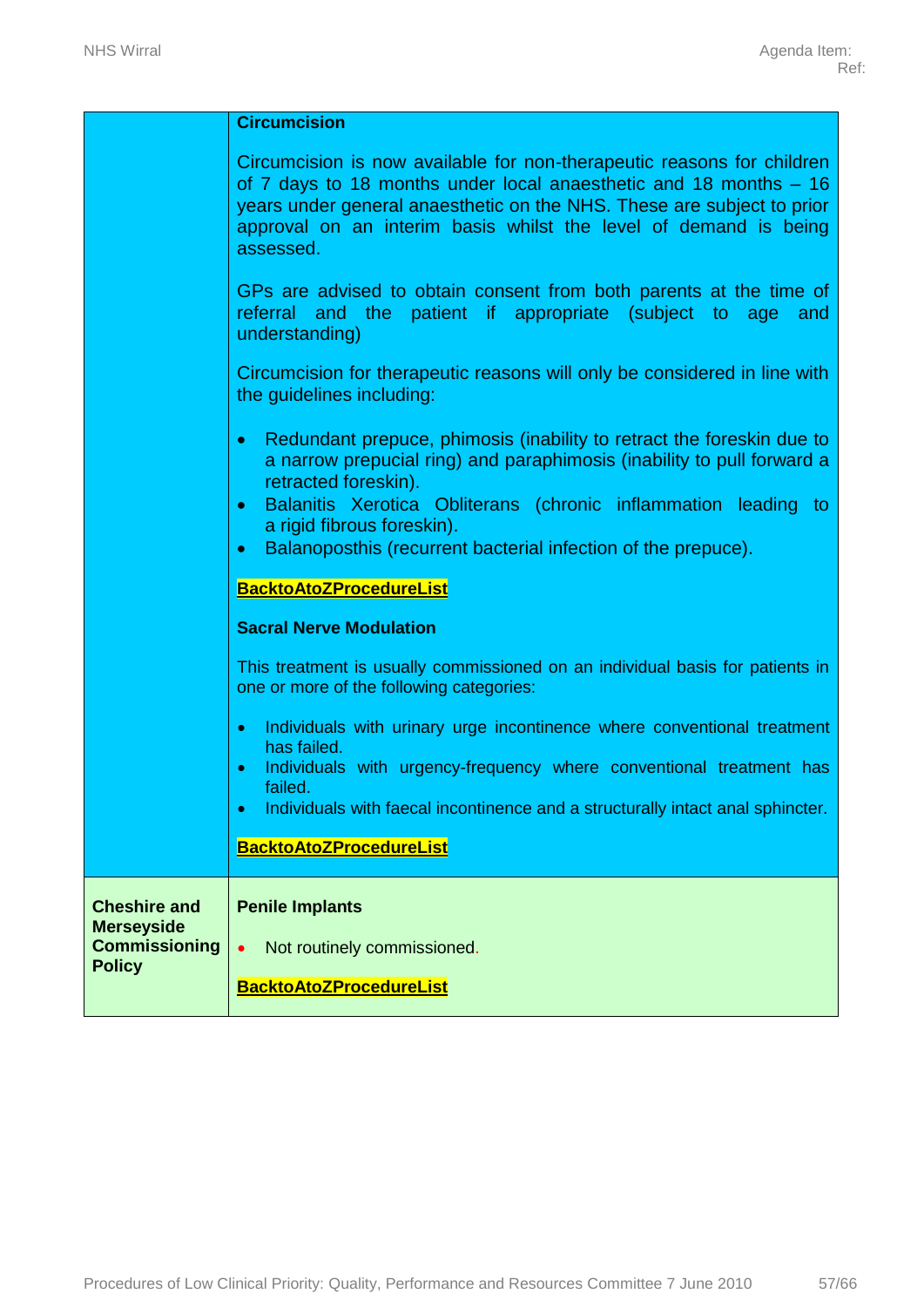| | |
|---|---|
| | **Circumcision**<br><br>Circumcision is now available for non-therapeutic reasons for children of 7 days to 18 months under local anaesthetic and 18 months – 16 years under general anaesthetic on the NHS. These are subject to prior approval on an interim basis whilst the level of demand is being assessed.<br><br>GPs are advised to obtain consent from both parents at the time of referral and the patient if appropriate (subject to age and understanding)<br><br>Circumcision for therapeutic reasons will only be considered in line with the guidelines including:<br><br>• Redundant prepuce, phimosis (inability to retract the foreskin due to a narrow preputial ring) and paraphimosis (inability to pull forward a retracted foreskin).<br>• Balanitis Xerotica Obliterans (chronic inflammation leading to a rigid fibrous foreskin).<br>• Balanoposthis (recurrent bacterial infection of the prepuce).<br><br>**BacktoAtoZProcedureList**<br><br>**Sacral Nerve Modulation**<br><br>This treatment is usually commissioned on an individual basis for patients in one or more of the following categories:<br><br>• Individuals with urinary urge incontinence where conventional treatment has failed.<br>• Individuals with urgency-frequency where conventional treatment has failed.<br>• Individuals with faecal incontinence and a structurally intact anal sphincter.<br><br>**BacktoAtoZProcedureList** |
| **Cheshire and Merseyside Commissioning Policy** | **Penile Implants**<br><br>• Not routinely commissioned.<br><br>**BacktoAtoZProcedureList** |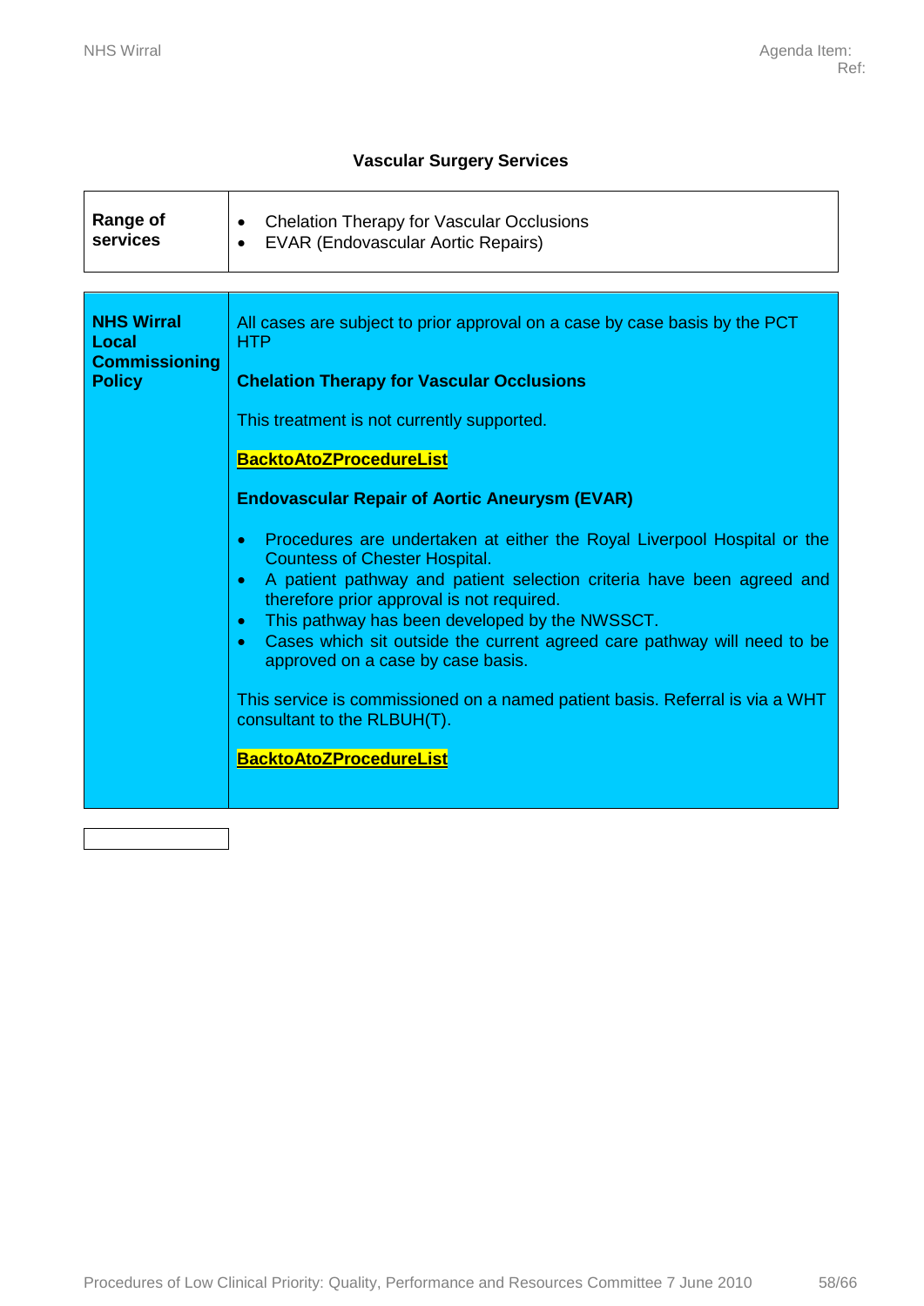### Vascular Surgery Services

| **Range of services** | • Chelation Therapy for Vascular Occlusions<br>• EVAR (Endovascular Aortic Repairs) |
|---|---|

| **NHS Wirral Local Commissioning Policy** | All cases are subject to prior approval on a case by case basis by the PCT HTP<br><br>**Chelation Therapy for Vascular Occlusions**<br><br>This treatment is not currently supported.<br><br>**BacktoAtoZProcedureList**<br><br>**Endovascular Repair of Aortic Aneurysm (EVAR)**<br><br>• Procedures are undertaken at either the Royal Liverpool Hospital or the Countess of Chester Hospital.<br>• A patient pathway and patient selection criteria have been agreed and therefore prior approval is not required.<br>• This pathway has been developed by the NWSSCT.<br>• Cases which sit outside the current agreed care pathway will need to be approved on a case by case basis.<br><br>This service is commissioned on a named patient basis. Referral is via a WHT consultant to the RLBUH(T).<br><br>**BacktoAtoZProcedureList** |
|---|---|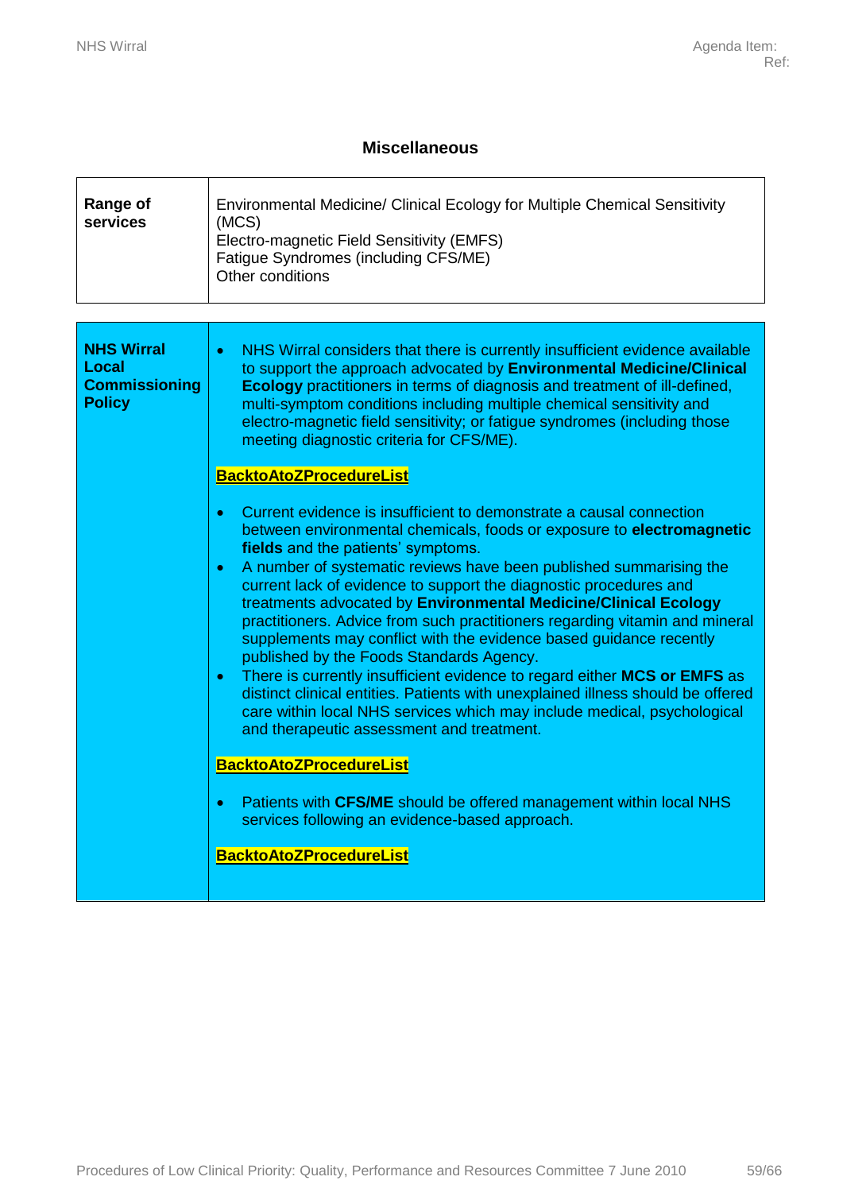## Miscellaneous

| Range of services | Environmental Medicine/ Clinical Ecology for Multiple Chemical Sensitivity (MCS)<br>Electro-magnetic Field Sensitivity (EMFS)<br>Fatigue Syndromes (including CFS/ME)<br>Other conditions |
|---|---|

| **NHS Wirral Local Commissioning Policy** | • NHS Wirral considers that there is currently insufficient evidence available to support the approach advocated by **Environmental Medicine/Clinical Ecology** practitioners in terms of diagnosis and treatment of ill-defined, multi-symptom conditions including multiple chemical sensitivity and electro-magnetic field sensitivity; or fatigue syndromes (including those meeting diagnostic criteria for CFS/ME).<br><br>**BacktoAtoZProcedureList**<br><br>• Current evidence is insufficient to demonstrate a causal connection between environmental chemicals, foods or exposure to **electromagnetic fields** and the patients' symptoms.<br>• A number of systematic reviews have been published summarising the current lack of evidence to support the diagnostic procedures and treatments advocated by **Environmental Medicine/Clinical Ecology** practitioners. Advice from such practitioners regarding vitamin and mineral supplements may conflict with the evidence based guidance recently published by the Foods Standards Agency.<br>• There is currently insufficient evidence to regard either **MCS or EMFS** as distinct clinical entities. Patients with unexplained illness should be offered care within local NHS services which may include medical, psychological and therapeutic assessment and treatment.<br><br>**BacktoAtoZProcedureList**<br><br>• Patients with **CFS/ME** should be offered management within local NHS services following an evidence-based approach.<br><br>**BacktoAtoZProcedureList** |
|---|---|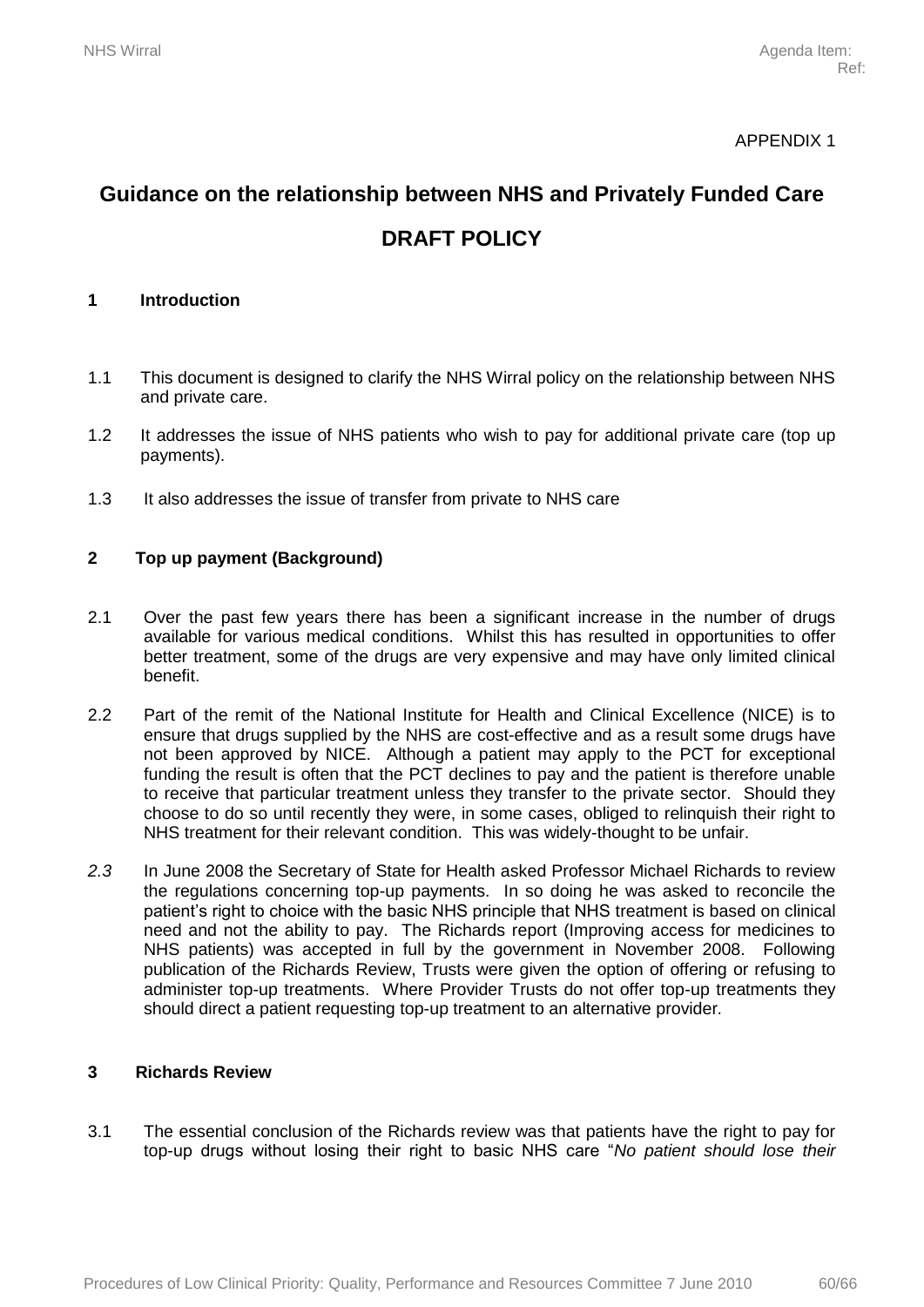APPENDIX 1

# Guidance on the relationship between NHS and Privately Funded Care

# DRAFT POLICY

## 1 Introduction

1.1 This document is designed to clarify the NHS Wirral policy on the relationship between NHS and private care.

1.2 It addresses the issue of NHS patients who wish to pay for additional private care (top up payments).

1.3 It also addresses the issue of transfer from private to NHS care

## 2 Top up payment (Background)

2.1 Over the past few years there has been a significant increase in the number of drugs available for various medical conditions. Whilst this has resulted in opportunities to offer better treatment, some of the drugs are very expensive and may have only limited clinical benefit.

2.2 Part of the remit of the National Institute for Health and Clinical Excellence (NICE) is to ensure that drugs supplied by the NHS are cost-effective and as a result some drugs have not been approved by NICE. Although a patient may apply to the PCT for exceptional funding the result is often that the PCT declines to pay and the patient is therefore unable to receive that particular treatment unless they transfer to the private sector. Should they choose to do so until recently they were, in some cases, obliged to relinquish their right to NHS treatment for their relevant condition. This was widely-thought to be unfair.

*2.3* In June 2008 the Secretary of State for Health asked Professor Michael Richards to review the regulations concerning top-up payments. In so doing he was asked to reconcile the patient's right to choice with the basic NHS principle that NHS treatment is based on clinical need and not the ability to pay. The Richards report (Improving access for medicines to NHS patients) was accepted in full by the government in November 2008. Following publication of the Richards Review, Trusts were given the option of offering or refusing to administer top-up treatments. Where Provider Trusts do not offer top-up treatments they should direct a patient requesting top-up treatment to an alternative provider.

## 3 Richards Review

3.1 The essential conclusion of the Richards review was that patients have the right to pay for top-up drugs without losing their right to basic NHS care "*No patient should lose their*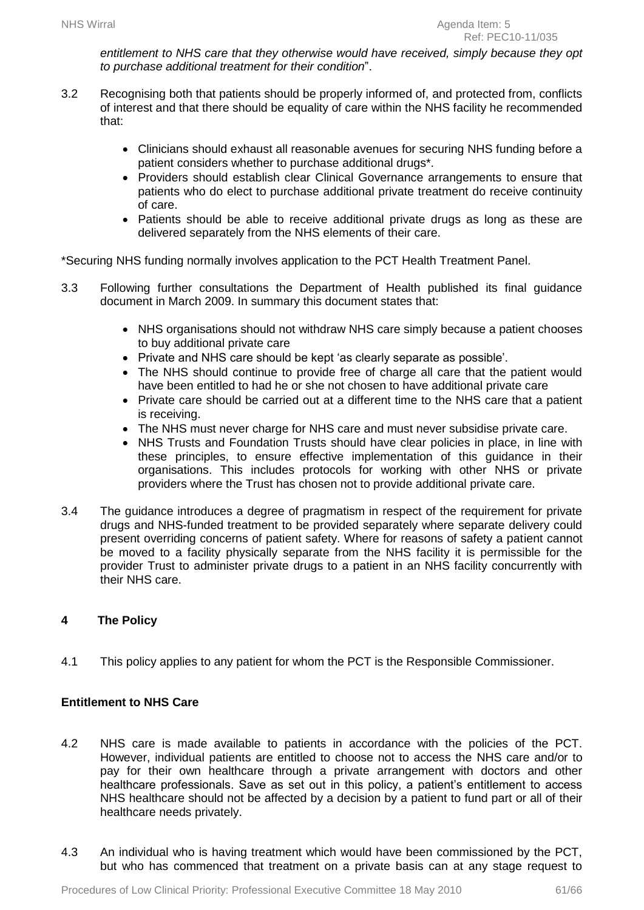*entitlement to NHS care that they otherwise would have received, simply because they opt to purchase additional treatment for their condition*".

3.2 Recognising both that patients should be properly informed of, and protected from, conflicts of interest and that there should be equality of care within the NHS facility he recommended that:

- Clinicians should exhaust all reasonable avenues for securing NHS funding before a patient considers whether to purchase additional drugs*.
- Providers should establish clear Clinical Governance arrangements to ensure that patients who do elect to purchase additional private treatment do receive continuity of care.
- Patients should be able to receive additional private drugs as long as these are delivered separately from the NHS elements of their care.

*Securing NHS funding normally involves application to the PCT Health Treatment Panel.

3.3 Following further consultations the Department of Health published its final guidance document in March 2009. In summary this document states that:

- NHS organisations should not withdraw NHS care simply because a patient chooses to buy additional private care
- Private and NHS care should be kept 'as clearly separate as possible'.
- The NHS should continue to provide free of charge all care that the patient would have been entitled to had he or she not chosen to have additional private care
- Private care should be carried out at a different time to the NHS care that a patient is receiving.
- The NHS must never charge for NHS care and must never subsidise private care.
- NHS Trusts and Foundation Trusts should have clear policies in place, in line with these principles, to ensure effective implementation of this guidance in their organisations. This includes protocols for working with other NHS or private providers where the Trust has chosen not to provide additional private care.

3.4 The guidance introduces a degree of pragmatism in respect of the requirement for private drugs and NHS-funded treatment to be provided separately where separate delivery could present overriding concerns of patient safety. Where for reasons of safety a patient cannot be moved to a facility physically separate from the NHS facility it is permissible for the provider Trust to administer private drugs to a patient in an NHS facility concurrently with their NHS care.

## 4 The Policy

4.1 This policy applies to any patient for whom the PCT is the Responsible Commissioner.

### Entitlement to NHS Care

4.2 NHS care is made available to patients in accordance with the policies of the PCT. However, individual patients are entitled to choose not to access the NHS care and/or to pay for their own healthcare through a private arrangement with doctors and other healthcare professionals. Save as set out in this policy, a patient's entitlement to access NHS healthcare should not be affected by a decision by a patient to fund part or all of their healthcare needs privately.

4.3 An individual who is having treatment which would have been commissioned by the PCT, but who has commenced that treatment on a private basis can at any stage request to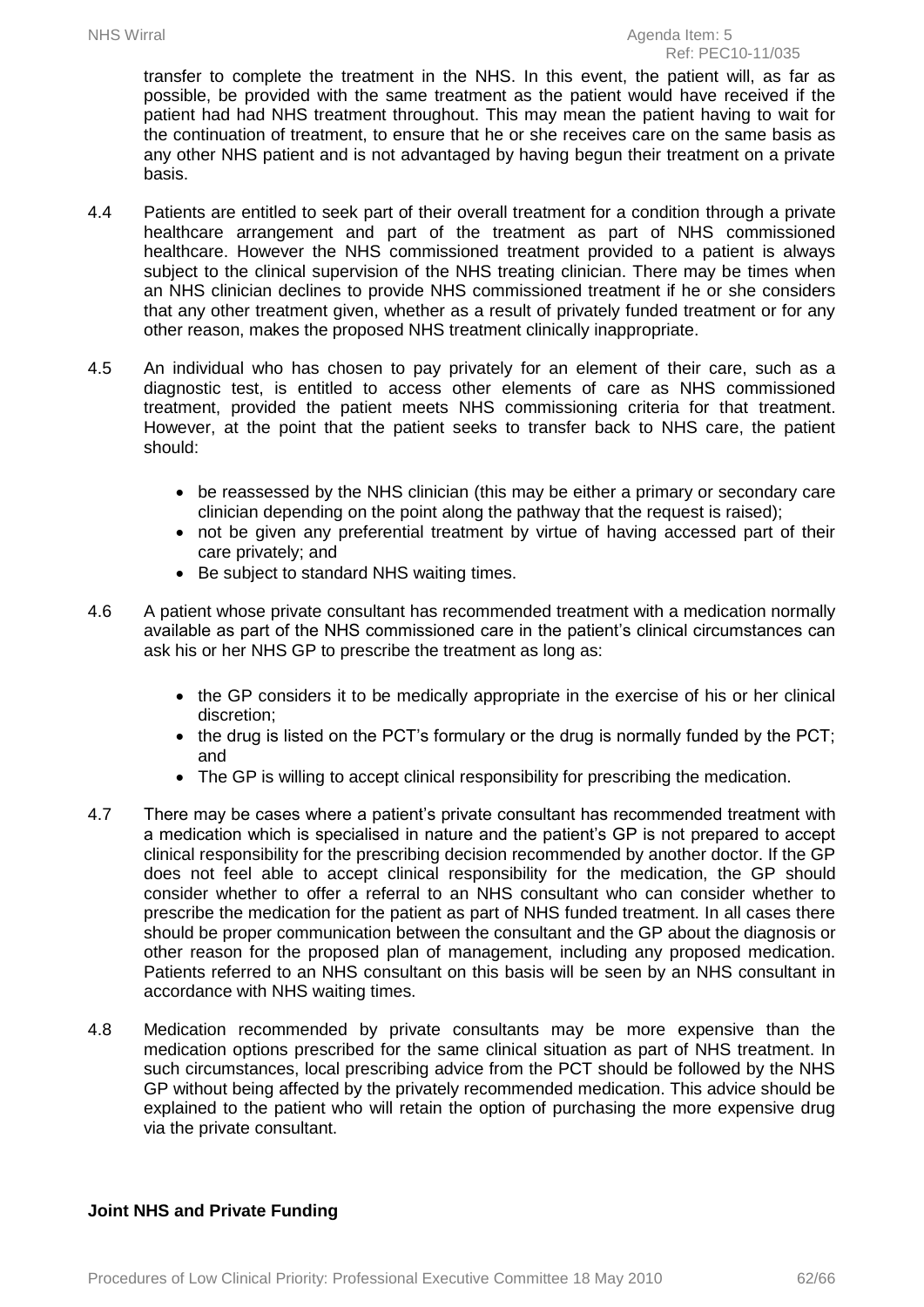transfer to complete the treatment in the NHS. In this event, the patient will, as far as possible, be provided with the same treatment as the patient would have received if the patient had had NHS treatment throughout. This may mean the patient having to wait for the continuation of treatment, to ensure that he or she receives care on the same basis as any other NHS patient and is not advantaged by having begun their treatment on a private basis.

4.4 Patients are entitled to seek part of their overall treatment for a condition through a private healthcare arrangement and part of the treatment as part of NHS commissioned healthcare. However the NHS commissioned treatment provided to a patient is always subject to the clinical supervision of the NHS treating clinician. There may be times when an NHS clinician declines to provide NHS commissioned treatment if he or she considers that any other treatment given, whether as a result of privately funded treatment or for any other reason, makes the proposed NHS treatment clinically inappropriate.

4.5 An individual who has chosen to pay privately for an element of their care, such as a diagnostic test, is entitled to access other elements of care as NHS commissioned treatment, provided the patient meets NHS commissioning criteria for that treatment. However, at the point that the patient seeks to transfer back to NHS care, the patient should:

- be reassessed by the NHS clinician (this may be either a primary or secondary care clinician depending on the point along the pathway that the request is raised);
- not be given any preferential treatment by virtue of having accessed part of their care privately; and
- Be subject to standard NHS waiting times.

4.6 A patient whose private consultant has recommended treatment with a medication normally available as part of the NHS commissioned care in the patient's clinical circumstances can ask his or her NHS GP to prescribe the treatment as long as:

- the GP considers it to be medically appropriate in the exercise of his or her clinical discretion;
- the drug is listed on the PCT's formulary or the drug is normally funded by the PCT; and
- The GP is willing to accept clinical responsibility for prescribing the medication.

4.7 There may be cases where a patient's private consultant has recommended treatment with a medication which is specialised in nature and the patient's GP is not prepared to accept clinical responsibility for the prescribing decision recommended by another doctor. If the GP does not feel able to accept clinical responsibility for the medication, the GP should consider whether to offer a referral to an NHS consultant who can consider whether to prescribe the medication for the patient as part of NHS funded treatment. In all cases there should be proper communication between the consultant and the GP about the diagnosis or other reason for the proposed plan of management, including any proposed medication. Patients referred to an NHS consultant on this basis will be seen by an NHS consultant in accordance with NHS waiting times.

4.8 Medication recommended by private consultants may be more expensive than the medication options prescribed for the same clinical situation as part of NHS treatment. In such circumstances, local prescribing advice from the PCT should be followed by the NHS GP without being affected by the privately recommended medication. This advice should be explained to the patient who will retain the option of purchasing the more expensive drug via the private consultant.

**Joint NHS and Private Funding**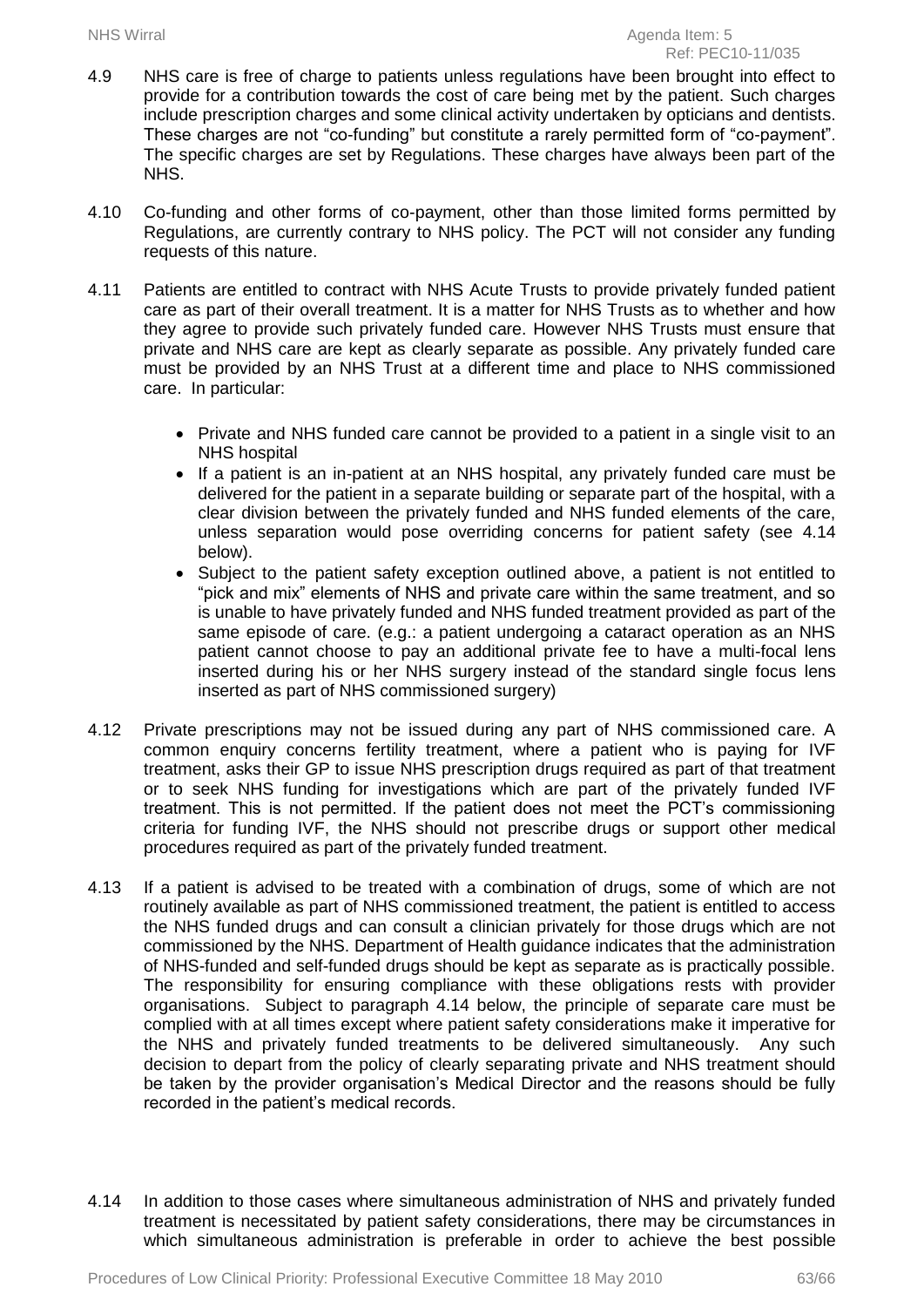4.9 NHS care is free of charge to patients unless regulations have been brought into effect to provide for a contribution towards the cost of care being met by the patient. Such charges include prescription charges and some clinical activity undertaken by opticians and dentists. These charges are not "co-funding" but constitute a rarely permitted form of "co-payment". The specific charges are set by Regulations. These charges have always been part of the NHS.

4.10 Co-funding and other forms of co-payment, other than those limited forms permitted by Regulations, are currently contrary to NHS policy. The PCT will not consider any funding requests of this nature.

4.11 Patients are entitled to contract with NHS Acute Trusts to provide privately funded patient care as part of their overall treatment. It is a matter for NHS Trusts as to whether and how they agree to provide such privately funded care. However NHS Trusts must ensure that private and NHS care are kept as clearly separate as possible. Any privately funded care must be provided by an NHS Trust at a different time and place to NHS commissioned care. In particular:

- Private and NHS funded care cannot be provided to a patient in a single visit to an NHS hospital
- If a patient is an in-patient at an NHS hospital, any privately funded care must be delivered for the patient in a separate building or separate part of the hospital, with a clear division between the privately funded and NHS funded elements of the care, unless separation would pose overriding concerns for patient safety (see 4.14 below).
- Subject to the patient safety exception outlined above, a patient is not entitled to "pick and mix" elements of NHS and private care within the same treatment, and so is unable to have privately funded and NHS funded treatment provided as part of the same episode of care. (e.g.: a patient undergoing a cataract operation as an NHS patient cannot choose to pay an additional private fee to have a multi-focal lens inserted during his or her NHS surgery instead of the standard single focus lens inserted as part of NHS commissioned surgery)

4.12 Private prescriptions may not be issued during any part of NHS commissioned care. A common enquiry concerns fertility treatment, where a patient who is paying for IVF treatment, asks their GP to issue NHS prescription drugs required as part of that treatment or to seek NHS funding for investigations which are part of the privately funded IVF treatment. This is not permitted. If the patient does not meet the PCT's commissioning criteria for funding IVF, the NHS should not prescribe drugs or support other medical procedures required as part of the privately funded treatment.

4.13 If a patient is advised to be treated with a combination of drugs, some of which are not routinely available as part of NHS commissioned treatment, the patient is entitled to access the NHS funded drugs and can consult a clinician privately for those drugs which are not commissioned by the NHS. Department of Health guidance indicates that the administration of NHS-funded and self-funded drugs should be kept as separate as is practically possible. The responsibility for ensuring compliance with these obligations rests with provider organisations. Subject to paragraph 4.14 below, the principle of separate care must be complied with at all times except where patient safety considerations make it imperative for the NHS and privately funded treatments to be delivered simultaneously. Any such decision to depart from the policy of clearly separating private and NHS treatment should be taken by the provider organisation's Medical Director and the reasons should be fully recorded in the patient's medical records.

4.14 In addition to those cases where simultaneous administration of NHS and privately funded treatment is necessitated by patient safety considerations, there may be circumstances in which simultaneous administration is preferable in order to achieve the best possible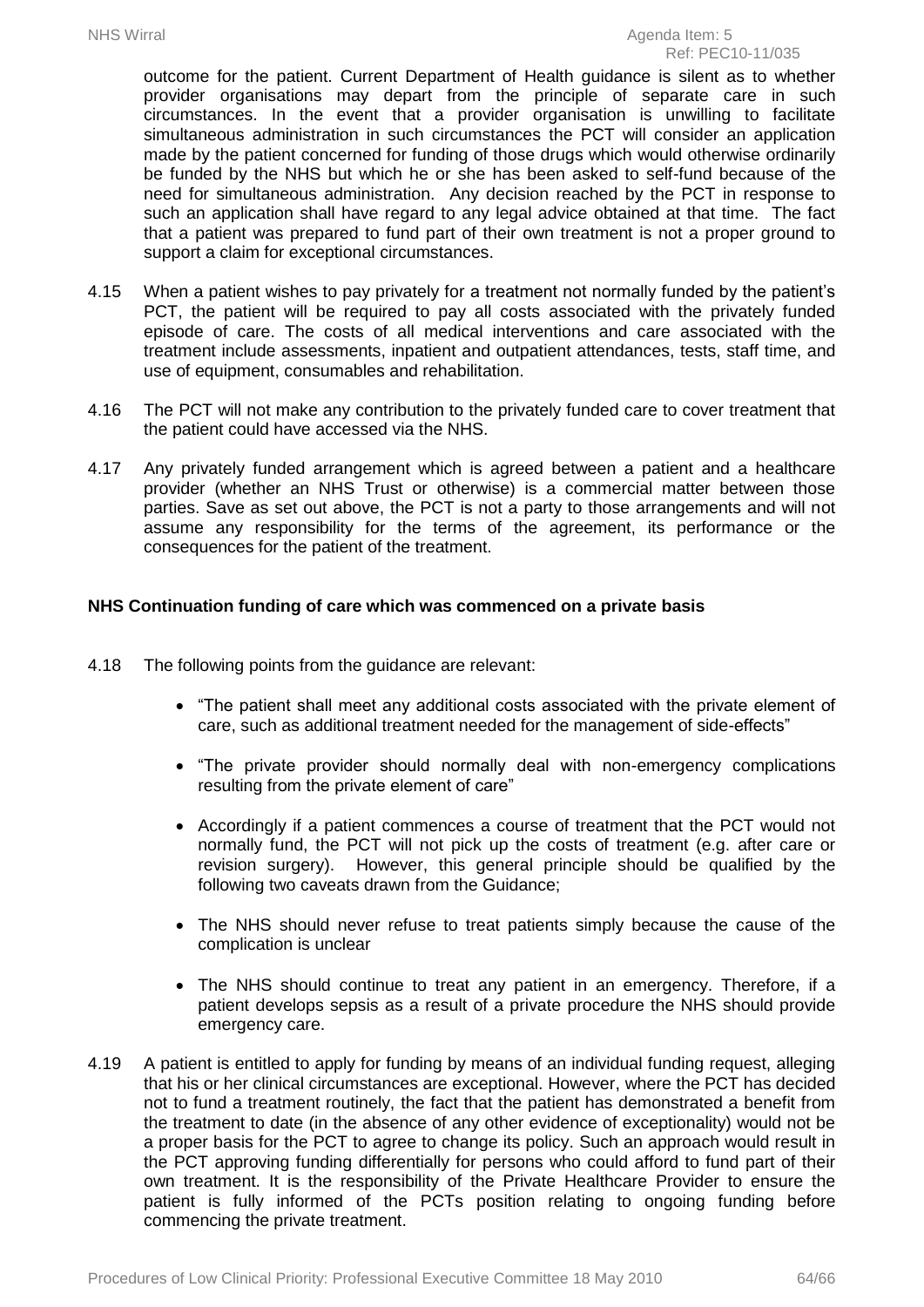outcome for the patient. Current Department of Health guidance is silent as to whether provider organisations may depart from the principle of separate care in such circumstances. In the event that a provider organisation is unwilling to facilitate simultaneous administration in such circumstances the PCT will consider an application made by the patient concerned for funding of those drugs which would otherwise ordinarily be funded by the NHS but which he or she has been asked to self-fund because of the need for simultaneous administration. Any decision reached by the PCT in response to such an application shall have regard to any legal advice obtained at that time. The fact that a patient was prepared to fund part of their own treatment is not a proper ground to support a claim for exceptional circumstances.

4.15 When a patient wishes to pay privately for a treatment not normally funded by the patient's PCT, the patient will be required to pay all costs associated with the privately funded episode of care. The costs of all medical interventions and care associated with the treatment include assessments, inpatient and outpatient attendances, tests, staff time, and use of equipment, consumables and rehabilitation.

4.16 The PCT will not make any contribution to the privately funded care to cover treatment that the patient could have accessed via the NHS.

4.17 Any privately funded arrangement which is agreed between a patient and a healthcare provider (whether an NHS Trust or otherwise) is a commercial matter between those parties. Save as set out above, the PCT is not a party to those arrangements and will not assume any responsibility for the terms of the agreement, its performance or the consequences for the patient of the treatment.

**NHS Continuation funding of care which was commenced on a private basis**

4.18 The following points from the guidance are relevant:

- "The patient shall meet any additional costs associated with the private element of care, such as additional treatment needed for the management of side-effects"
- "The private provider should normally deal with non-emergency complications resulting from the private element of care"
- Accordingly if a patient commences a course of treatment that the PCT would not normally fund, the PCT will not pick up the costs of treatment (e.g. after care or revision surgery). However, this general principle should be qualified by the following two caveats drawn from the Guidance;
- The NHS should never refuse to treat patients simply because the cause of the complication is unclear
- The NHS should continue to treat any patient in an emergency. Therefore, if a patient develops sepsis as a result of a private procedure the NHS should provide emergency care.

4.19 A patient is entitled to apply for funding by means of an individual funding request, alleging that his or her clinical circumstances are exceptional. However, where the PCT has decided not to fund a treatment routinely, the fact that the patient has demonstrated a benefit from the treatment to date (in the absence of any other evidence of exceptionality) would not be a proper basis for the PCT to agree to change its policy. Such an approach would result in the PCT approving funding differentially for persons who could afford to fund part of their own treatment. It is the responsibility of the Private Healthcare Provider to ensure the patient is fully informed of the PCTs position relating to ongoing funding before commencing the private treatment.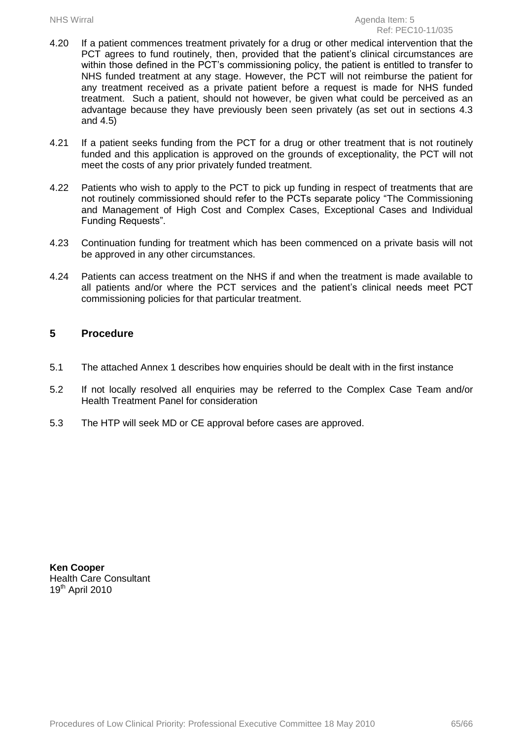4.20 If a patient commences treatment privately for a drug or other medical intervention that the PCT agrees to fund routinely, then, provided that the patient's clinical circumstances are within those defined in the PCT's commissioning policy, the patient is entitled to transfer to NHS funded treatment at any stage. However, the PCT will not reimburse the patient for any treatment received as a private patient before a request is made for NHS funded treatment. Such a patient, should not however, be given what could be perceived as an advantage because they have previously been seen privately (as set out in sections 4.3 and 4.5)

4.21 If a patient seeks funding from the PCT for a drug or other treatment that is not routinely funded and this application is approved on the grounds of exceptionality, the PCT will not meet the costs of any prior privately funded treatment.

4.22 Patients who wish to apply to the PCT to pick up funding in respect of treatments that are not routinely commissioned should refer to the PCTs separate policy "The Commissioning and Management of High Cost and Complex Cases, Exceptional Cases and Individual Funding Requests".

4.23 Continuation funding for treatment which has been commenced on a private basis will not be approved in any other circumstances.

4.24 Patients can access treatment on the NHS if and when the treatment is made available to all patients and/or where the PCT services and the patient's clinical needs meet PCT commissioning policies for that particular treatment.

## 5 Procedure

5.1 The attached Annex 1 describes how enquiries should be dealt with in the first instance

5.2 If not locally resolved all enquiries may be referred to the Complex Case Team and/or Health Treatment Panel for consideration

5.3 The HTP will seek MD or CE approval before cases are approved.

**Ken Cooper**
Health Care Consultant
19th April 2010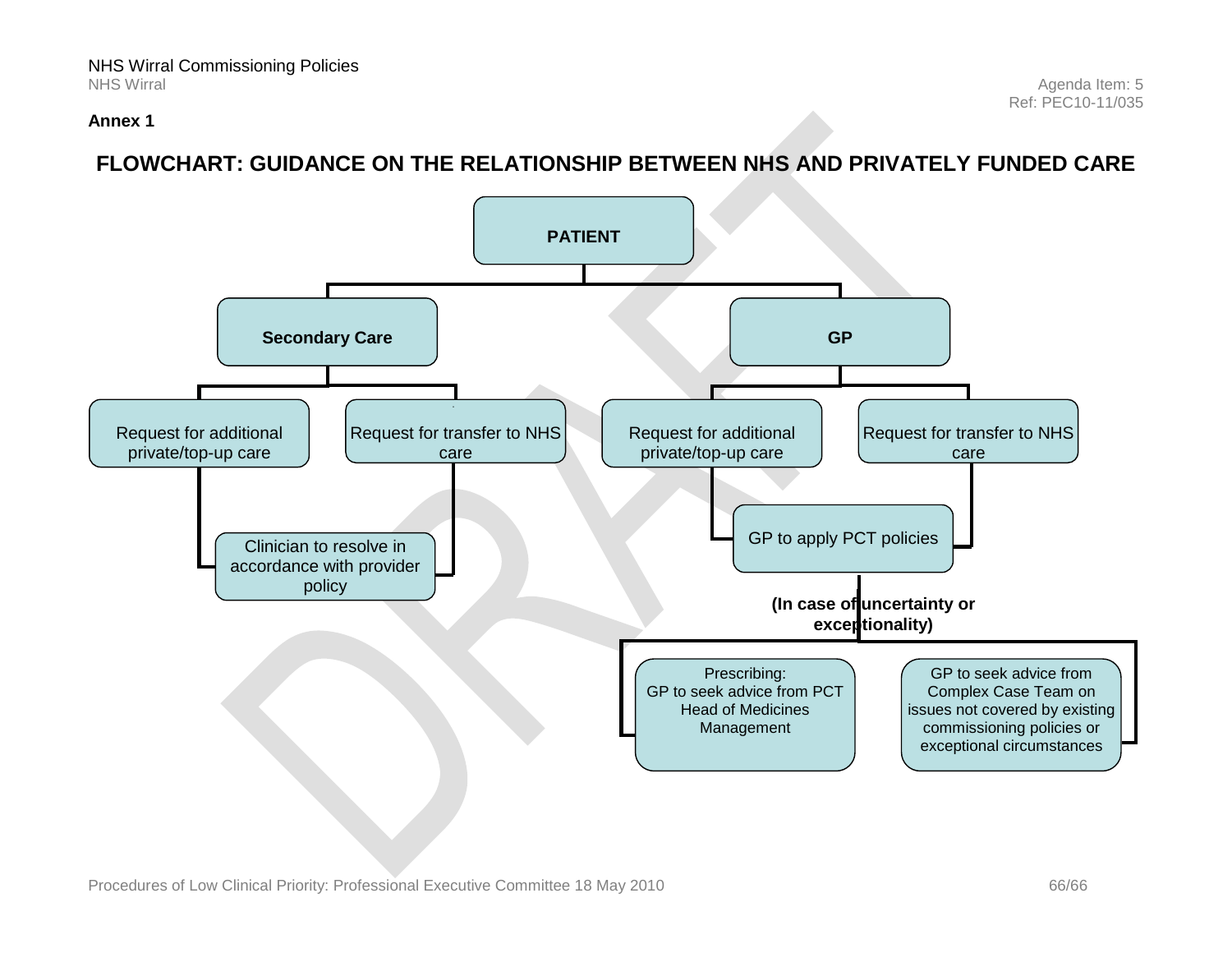**Annex 1**

## FLOWCHART: GUIDANCE ON THE RELATIONSHIP BETWEEN NHS AND PRIVATELY FUNDED CARE

PATIENT

Secondary Care

GP

Request for additional private/top-up care

Request for transfer to NHS care

Clinician to resolve in accordance with provider policy

Request for additional private/top-up care

Request for transfer to NHS care

GP to apply PCT policies

**(In case of uncertainty or exceptionality)**

Prescribing: GP to seek advice from PCT Head of Medicines Management

GP to seek advice from Complex Case Team on issues not covered by existing commissioning policies or exceptional circumstances